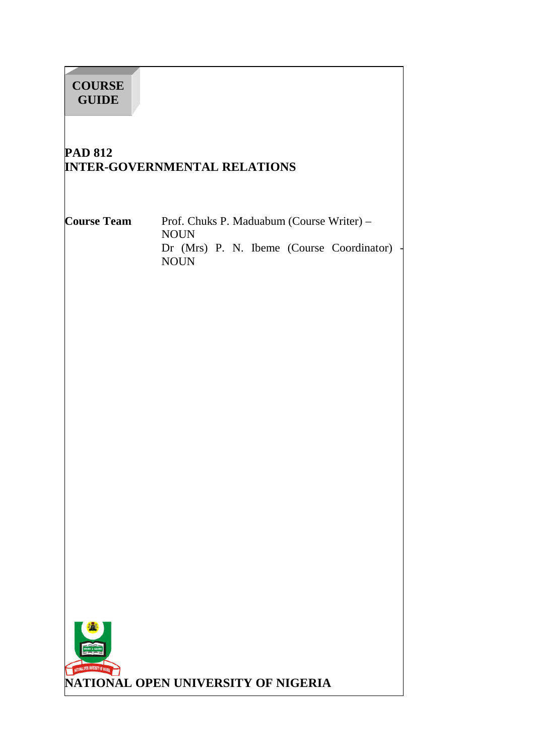**COURSE GUIDE**

# PAD 812
# INTER-GOVERNMENTAL RELATIONS

| | |
|---|---|
| **Course Team** | Prof. Chuks P. Maduabum (Course Writer) – NOUN |
| | Dr (Mrs) P. N. Ibeme (Course Coordinator) - NOUN |

**NATIONAL OPEN UNIVERSITY OF NIGERIA**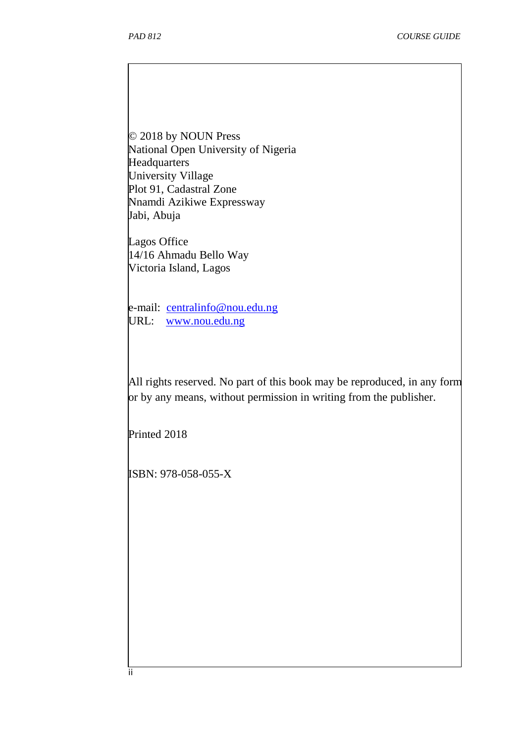© 2018 by NOUN Press
National Open University of Nigeria
Headquarters
University Village
Plot 91, Cadastral Zone
Nnamdi Azikiwe Expressway
Jabi, Abuja

Lagos Office
14/16 Ahmadu Bello Way
Victoria Island, Lagos

e-mail: centralinfo@nou.edu.ng
URL: www.nou.edu.ng

All rights reserved. No part of this book may be reproduced, in any form or by any means, without permission in writing from the publisher.

Printed 2018

ISBN: 978-058-055-X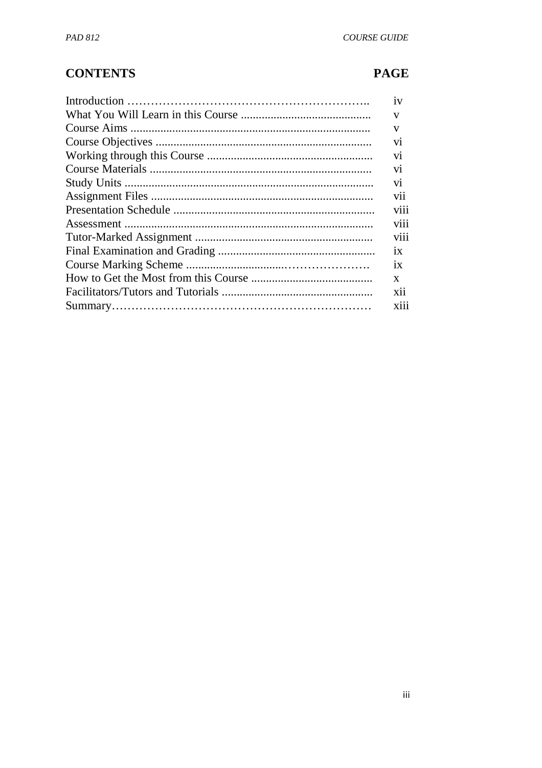| CONTENTS | PAGE |
|---|---|
| Introduction …………………………………………………….. | iv |
| What You Will Learn in this Course ............................................ | v |
| Course Aims ................................................................................ | v |
| Course Objectives ........................................................................ | vi |
| Working through this Course ........................................................ | vi |
| Course Materials ........................................................................... | vi |
| Study Units .................................................................................... | vi |
| Assignment Files ........................................................................... | vii |
| Presentation Schedule .................................................................... | viii |
| Assessment .................................................................................... | viii |
| Tutor-Marked Assignment ............................................................ | viii |
| Final Examination and Grading ..................................................... | ix |
| Course Marking Scheme ...............................…………………. | ix |
| How to Get the Most from this Course .......................................... | x |
| Facilitators/Tutors and Tutorials .................................................... | xii |
| Summary………………………………………………………… | xiii |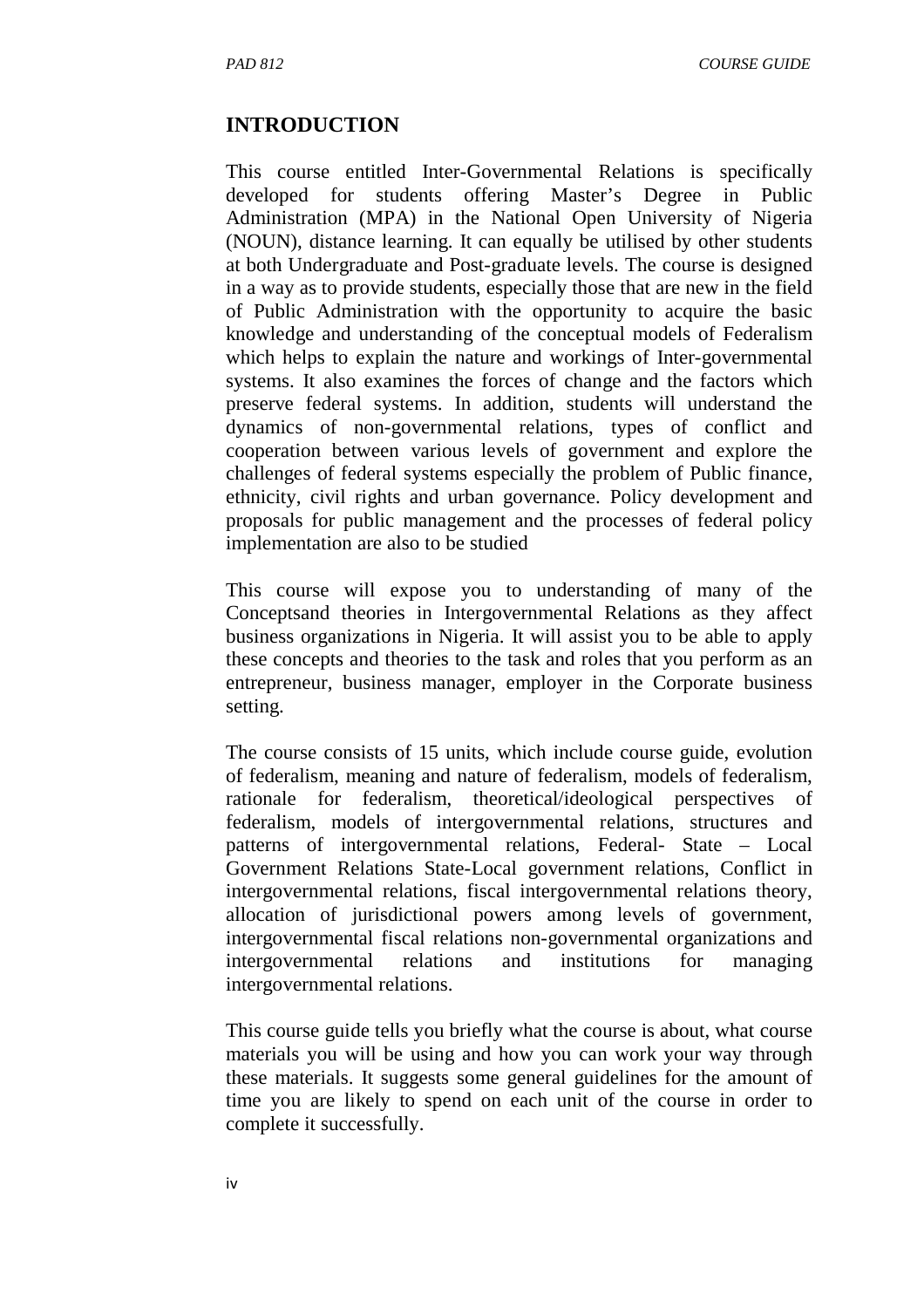## INTRODUCTION

This course entitled Inter-Governmental Relations is specifically developed for students offering Master's Degree in Public Administration (MPA) in the National Open University of Nigeria (NOUN), distance learning. It can equally be utilised by other students at both Undergraduate and Post-graduate levels. The course is designed in a way as to provide students, especially those that are new in the field of Public Administration with the opportunity to acquire the basic knowledge and understanding of the conceptual models of Federalism which helps to explain the nature and workings of Inter-governmental systems. It also examines the forces of change and the factors which preserve federal systems. In addition, students will understand the dynamics of non-governmental relations, types of conflict and cooperation between various levels of government and explore the challenges of federal systems especially the problem of Public finance, ethnicity, civil rights and urban governance. Policy development and proposals for public management and the processes of federal policy implementation are also to be studied

This course will expose you to understanding of many of the Conceptsand theories in Intergovernmental Relations as they affect business organizations in Nigeria. It will assist you to be able to apply these concepts and theories to the task and roles that you perform as an entrepreneur, business manager, employer in the Corporate business setting.

The course consists of 15 units, which include course guide, evolution of federalism, meaning and nature of federalism, models of federalism, rationale for federalism, theoretical/ideological perspectives of federalism, models of intergovernmental relations, structures and patterns of intergovernmental relations, Federal- State – Local Government Relations State-Local government relations, Conflict in intergovernmental relations, fiscal intergovernmental relations theory, allocation of jurisdictional powers among levels of government, intergovernmental fiscal relations non-governmental organizations and intergovernmental relations and institutions for managing intergovernmental relations.

This course guide tells you briefly what the course is about, what course materials you will be using and how you can work your way through these materials. It suggests some general guidelines for the amount of time you are likely to spend on each unit of the course in order to complete it successfully.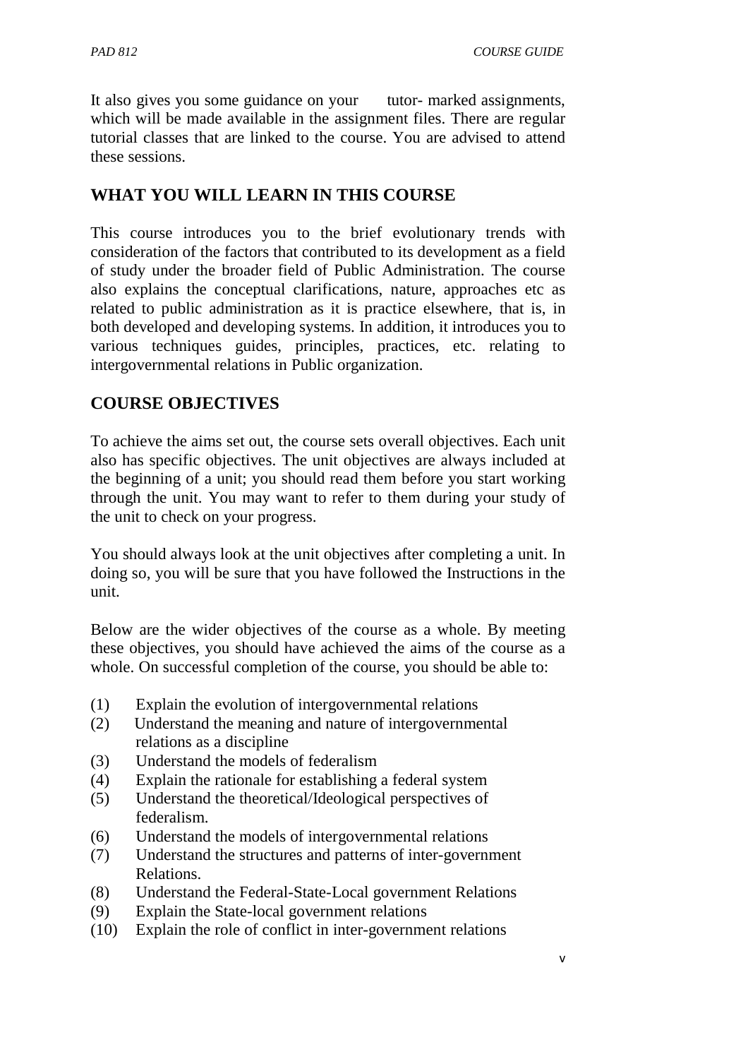It also gives you some guidance on your tutor- marked assignments, which will be made available in the assignment files. There are regular tutorial classes that are linked to the course. You are advised to attend these sessions.

## WHAT YOU WILL LEARN IN THIS COURSE

This course introduces you to the brief evolutionary trends with consideration of the factors that contributed to its development as a field of study under the broader field of Public Administration. The course also explains the conceptual clarifications, nature, approaches etc as related to public administration as it is practice elsewhere, that is, in both developed and developing systems. In addition, it introduces you to various techniques guides, principles, practices, etc. relating to intergovernmental relations in Public organization.

## COURSE OBJECTIVES

To achieve the aims set out, the course sets overall objectives. Each unit also has specific objectives. The unit objectives are always included at the beginning of a unit; you should read them before you start working through the unit. You may want to refer to them during your study of the unit to check on your progress.

You should always look at the unit objectives after completing a unit. In doing so, you will be sure that you have followed the Instructions in the unit.

Below are the wider objectives of the course as a whole. By meeting these objectives, you should have achieved the aims of the course as a whole. On successful completion of the course, you should be able to:

(1) Explain the evolution of intergovernmental relations
(2) Understand the meaning and nature of intergovernmental relations as a discipline
(3) Understand the models of federalism
(4) Explain the rationale for establishing a federal system
(5) Understand the theoretical/Ideological perspectives of federalism.
(6) Understand the models of intergovernmental relations
(7) Understand the structures and patterns of inter-government Relations.
(8) Understand the Federal-State-Local government Relations
(9) Explain the State-local government relations
(10) Explain the role of conflict in inter-government relations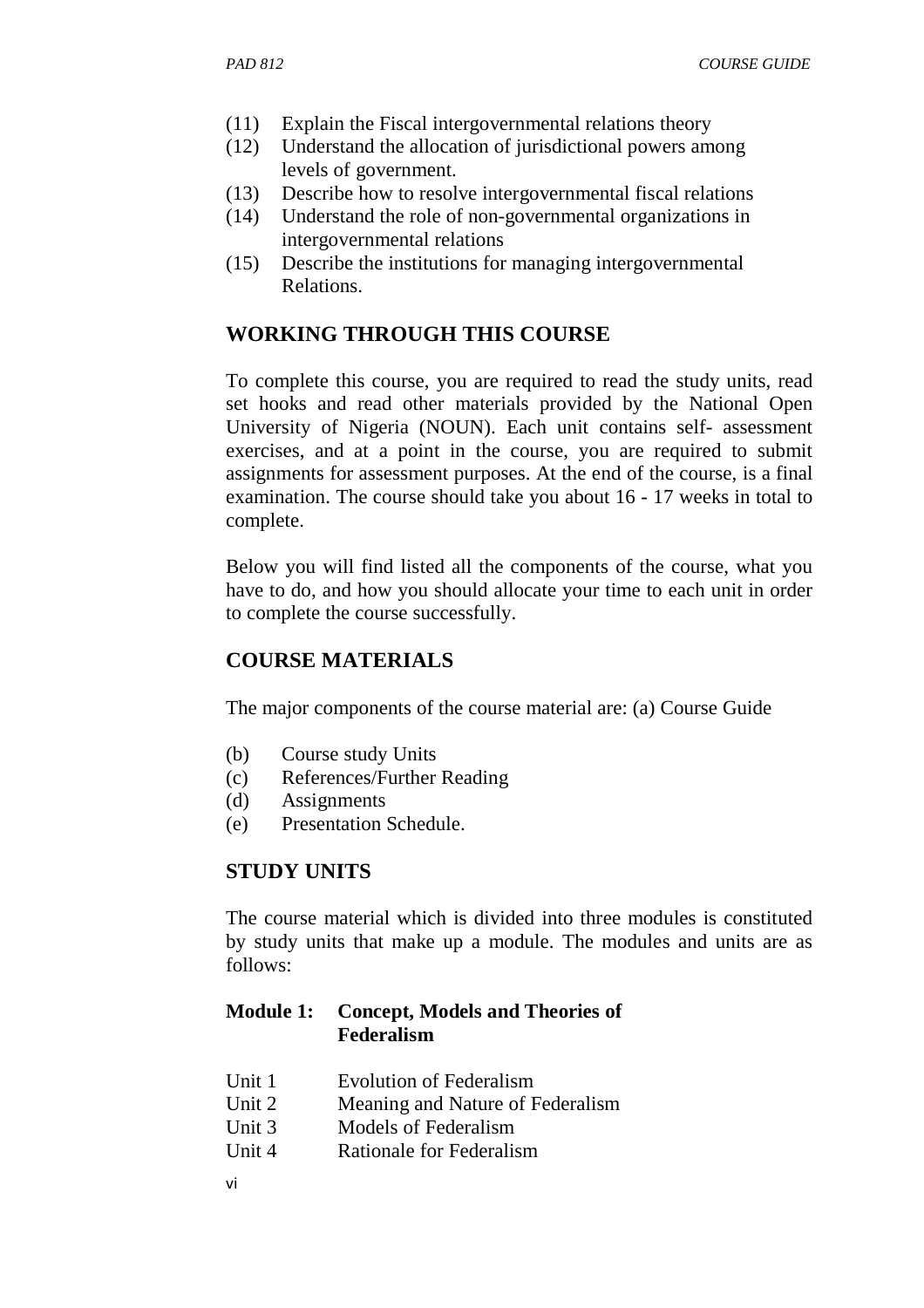(11) Explain the Fiscal intergovernmental relations theory
(12) Understand the allocation of jurisdictional powers among levels of government.
(13) Describe how to resolve intergovernmental fiscal relations
(14) Understand the role of non-governmental organizations in intergovernmental relations
(15) Describe the institutions for managing intergovernmental Relations.

## WORKING THROUGH THIS COURSE

To complete this course, you are required to read the study units, read set hooks and read other materials provided by the National Open University of Nigeria (NOUN). Each unit contains self- assessment exercises, and at a point in the course, you are required to submit assignments for assessment purposes. At the end of the course, is a final examination. The course should take you about 16 - 17 weeks in total to complete.

Below you will find listed all the components of the course, what you have to do, and how you should allocate your time to each unit in order to complete the course successfully.

## COURSE MATERIALS

The major components of the course material are: (a) Course Guide

(b) Course study Units
(c) References/Further Reading
(d) Assignments
(e) Presentation Schedule.

## STUDY UNITS

The course material which is divided into three modules is constituted by study units that make up a module. The modules and units are as follows:

**Module 1: Concept, Models and Theories of Federalism**

Unit 1 Evolution of Federalism
Unit 2 Meaning and Nature of Federalism
Unit 3 Models of Federalism
Unit 4 Rationale for Federalism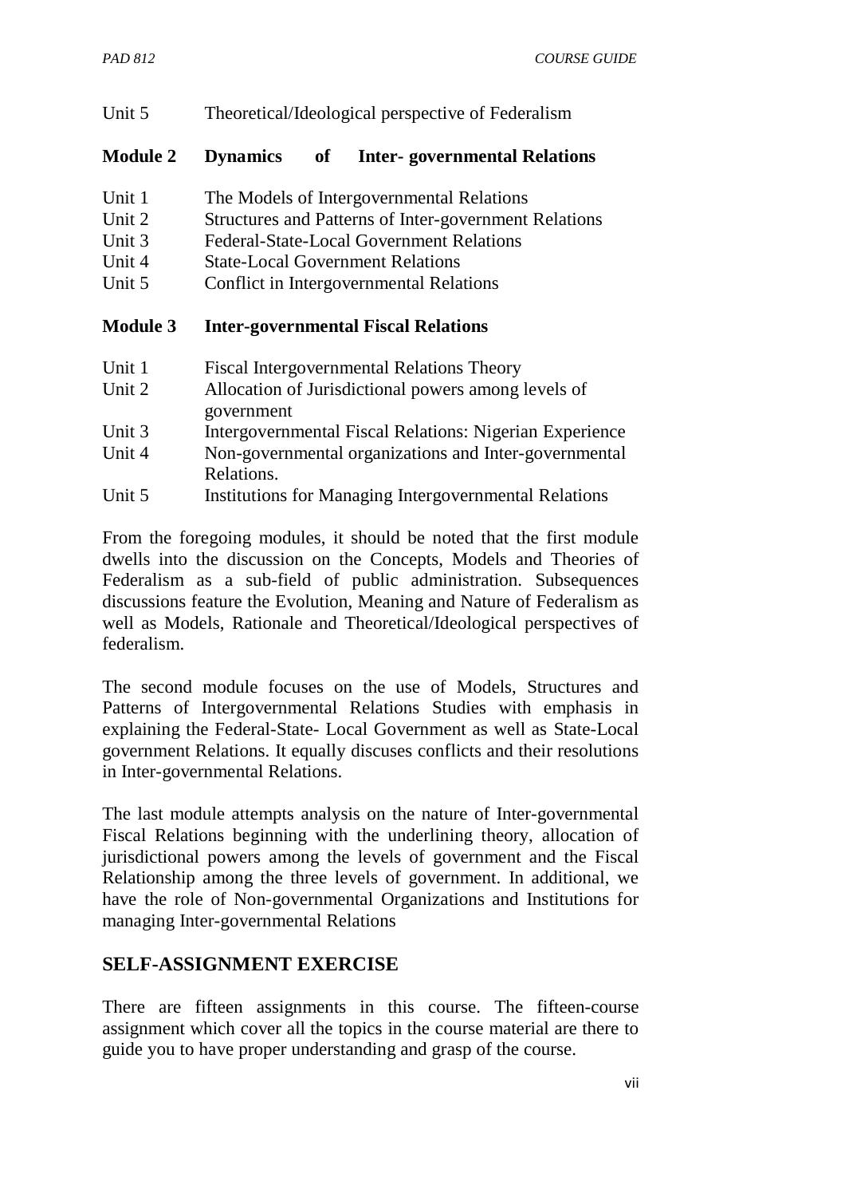Unit 5 Theoretical/Ideological perspective of Federalism

**Module 2 Dynamics of Inter- governmental Relations**

Unit 1 The Models of Intergovernmental Relations
Unit 2 Structures and Patterns of Inter-government Relations
Unit 3 Federal-State-Local Government Relations
Unit 4 State-Local Government Relations
Unit 5 Conflict in Intergovernmental Relations

**Module 3 Inter-governmental Fiscal Relations**

Unit 1 Fiscal Intergovernmental Relations Theory
Unit 2 Allocation of Jurisdictional powers among levels of government
Unit 3 Intergovernmental Fiscal Relations: Nigerian Experience
Unit 4 Non-governmental organizations and Inter-governmental Relations.
Unit 5 Institutions for Managing Intergovernmental Relations

From the foregoing modules, it should be noted that the first module dwells into the discussion on the Concepts, Models and Theories of Federalism as a sub-field of public administration. Subsequences discussions feature the Evolution, Meaning and Nature of Federalism as well as Models, Rationale and Theoretical/Ideological perspectives of federalism.

The second module focuses on the use of Models, Structures and Patterns of Intergovernmental Relations Studies with emphasis in explaining the Federal-State- Local Government as well as State-Local government Relations. It equally discuses conflicts and their resolutions in Inter-governmental Relations.

The last module attempts analysis on the nature of Inter-governmental Fiscal Relations beginning with the underlining theory, allocation of jurisdictional powers among the levels of government and the Fiscal Relationship among the three levels of government. In additional, we have the role of Non-governmental Organizations and Institutions for managing Inter-governmental Relations

## SELF-ASSIGNMENT EXERCISE

There are fifteen assignments in this course. The fifteen-course assignment which cover all the topics in the course material are there to guide you to have proper understanding and grasp of the course.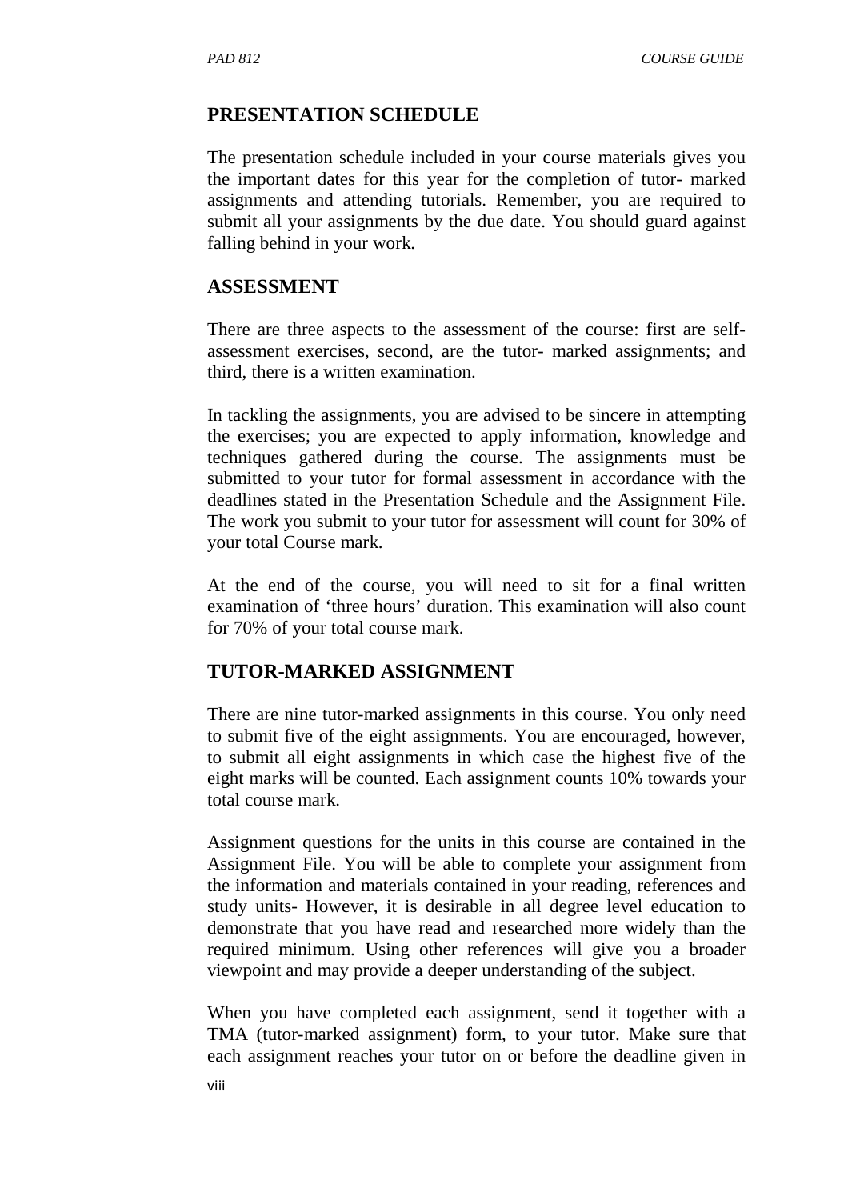## PRESENTATION SCHEDULE

The presentation schedule included in your course materials gives you the important dates for this year for the completion of tutor- marked assignments and attending tutorials. Remember, you are required to submit all your assignments by the due date. You should guard against falling behind in your work.

## ASSESSMENT

There are three aspects to the assessment of the course: first are self-assessment exercises, second, are the tutor- marked assignments; and third, there is a written examination.

In tackling the assignments, you are advised to be sincere in attempting the exercises; you are expected to apply information, knowledge and techniques gathered during the course. The assignments must be submitted to your tutor for formal assessment in accordance with the deadlines stated in the Presentation Schedule and the Assignment File. The work you submit to your tutor for assessment will count for 30% of your total Course mark.

At the end of the course, you will need to sit for a final written examination of 'three hours' duration. This examination will also count for 70% of your total course mark.

## TUTOR-MARKED ASSIGNMENT

There are nine tutor-marked assignments in this course. You only need to submit five of the eight assignments. You are encouraged, however, to submit all eight assignments in which case the highest five of the eight marks will be counted. Each assignment counts 10% towards your total course mark.

Assignment questions for the units in this course are contained in the Assignment File. You will be able to complete your assignment from the information and materials contained in your reading, references and study units- However, it is desirable in all degree level education to demonstrate that you have read and researched more widely than the required minimum. Using other references will give you a broader viewpoint and may provide a deeper understanding of the subject.

When you have completed each assignment, send it together with a TMA (tutor-marked assignment) form, to your tutor. Make sure that each assignment reaches your tutor on or before the deadline given in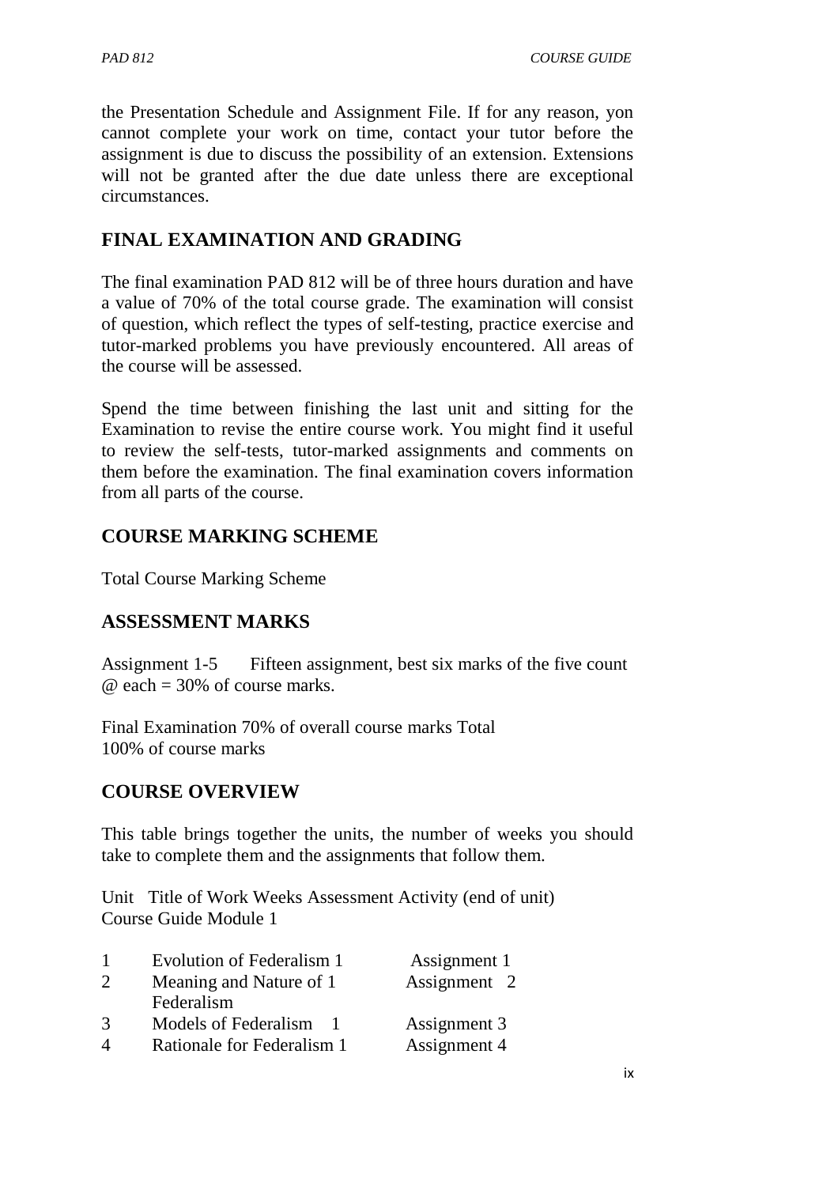the Presentation Schedule and Assignment File. If for any reason, yon cannot complete your work on time, contact your tutor before the assignment is due to discuss the possibility of an extension. Extensions will not be granted after the due date unless there are exceptional circumstances.

## FINAL EXAMINATION AND GRADING

The final examination PAD 812 will be of three hours duration and have a value of 70% of the total course grade. The examination will consist of question, which reflect the types of self-testing, practice exercise and tutor-marked problems you have previously encountered. All areas of the course will be assessed.

Spend the time between finishing the last unit and sitting for the Examination to revise the entire course work. You might find it useful to review the self-tests, tutor-marked assignments and comments on them before the examination. The final examination covers information from all parts of the course.

## COURSE MARKING SCHEME

Total Course Marking Scheme

## ASSESSMENT MARKS

Assignment 1-5 Fifteen assignment, best six marks of the five count @ each = 30% of course marks.

Final Examination 70% of overall course marks Total 100% of course marks

## COURSE OVERVIEW

This table brings together the units, the number of weeks you should take to complete them and the assignments that follow them.

Unit Title of Work Weeks Assessment Activity (end of unit)
Course Guide Module 1

| Unit | Title of Work | Weeks | Assessment Activity (end of unit) |
|---|---|---|---|
| 1 | Evolution of Federalism | 1 | Assignment 1 |
| 2 | Meaning and Nature of Federalism | 1 | Assignment 2 |
| 3 | Models of Federalism | 1 | Assignment 3 |
| 4 | Rationale for Federalism | 1 | Assignment 4 |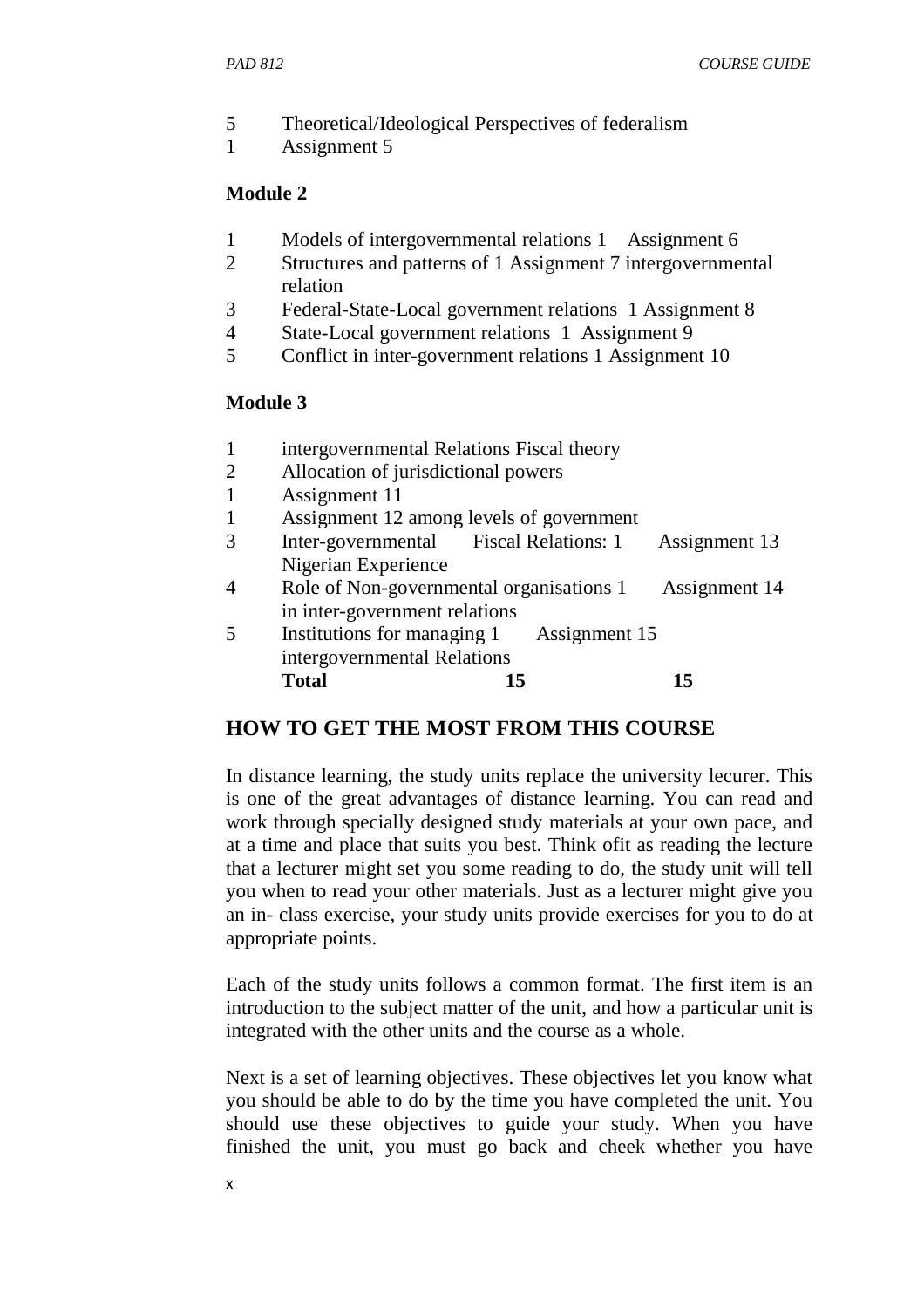5 Theoretical/Ideological Perspectives of federalism
1 Assignment 5

**Module 2**

1 Models of intergovernmental relations 1 Assignment 6
2 Structures and patterns of 1 Assignment 7 intergovernmental relation
3 Federal-State-Local government relations 1 Assignment 8
4 State-Local government relations 1 Assignment 9
5 Conflict in inter-government relations 1 Assignment 10

**Module 3**

1 intergovernmental Relations Fiscal theory
2 Allocation of jurisdictional powers
1 Assignment 11
1 Assignment 12 among levels of government
3 Inter-governmental Fiscal Relations: 1 Assignment 13 Nigerian Experience
4 Role of Non-governmental organisations 1 Assignment 14 in inter-government relations
5 Institutions for managing 1 Assignment 15 intergovernmental Relations

**Total** **15** **15**

## HOW TO GET THE MOST FROM THIS COURSE

In distance learning, the study units replace the university lecurer. This is one of the great advantages of distance learning. You can read and work through specially designed study materials at your own pace, and at a time and place that suits you best. Think ofit as reading the lecture that a lecturer might set you some reading to do, the study unit will tell you when to read your other materials. Just as a lecturer might give you an in- class exercise, your study units provide exercises for you to do at appropriate points.

Each of the study units follows a common format. The first item is an introduction to the subject matter of the unit, and how a particular unit is integrated with the other units and the course as a whole.

Next is a set of learning objectives. These objectives let you know what you should be able to do by the time you have completed the unit. You should use these objectives to guide your study. When you have finished the unit, you must go back and cheek whether you have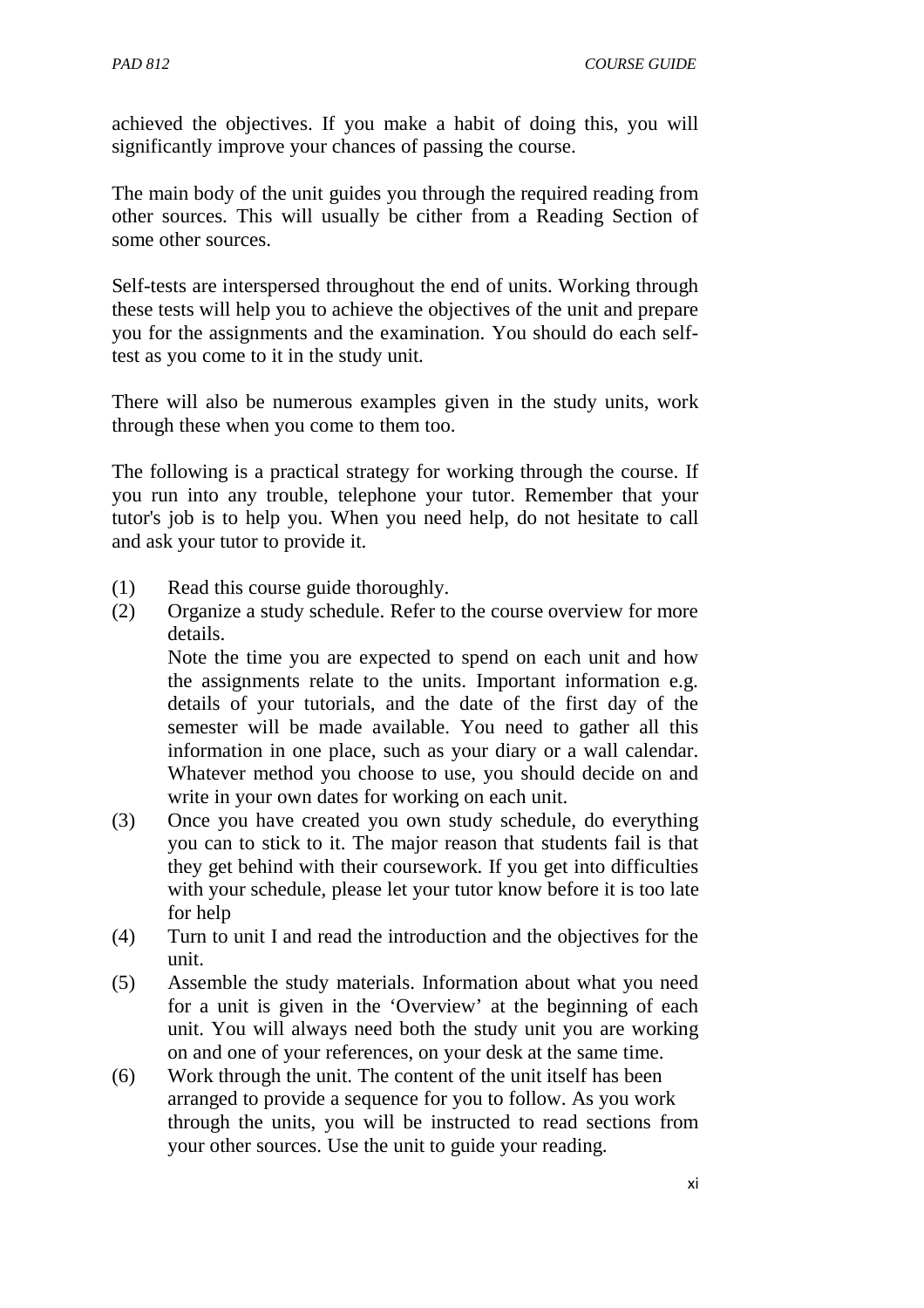achieved the objectives. If you make a habit of doing this, you will significantly improve your chances of passing the course.

The main body of the unit guides you through the required reading from other sources. This will usually be cither from a Reading Section of some other sources.

Self-tests are interspersed throughout the end of units. Working through these tests will help you to achieve the objectives of the unit and prepare you for the assignments and the examination. You should do each self-test as you come to it in the study unit.

There will also be numerous examples given in the study units, work through these when you come to them too.

The following is a practical strategy for working through the course. If you run into any trouble, telephone your tutor. Remember that your tutor's job is to help you. When you need help, do not hesitate to call and ask your tutor to provide it.

(1) Read this course guide thoroughly.

(2) Organize a study schedule. Refer to the course overview for more details.
    Note the time you are expected to spend on each unit and how the assignments relate to the units. Important information e.g. details of your tutorials, and the date of the first day of the semester will be made available. You need to gather all this information in one place, such as your diary or a wall calendar. Whatever method you choose to use, you should decide on and write in your own dates for working on each unit.

(3) Once you have created you own study schedule, do everything you can to stick to it. The major reason that students fail is that they get behind with their coursework. If you get into difficulties with your schedule, please let your tutor know before it is too late for help

(4) Turn to unit I and read the introduction and the objectives for the unit.

(5) Assemble the study materials. Information about what you need for a unit is given in the 'Overview' at the beginning of each unit. You will always need both the study unit you are working on and one of your references, on your desk at the same time.

(6) Work through the unit. The content of the unit itself has been arranged to provide a sequence for you to follow. As you work through the units, you will be instructed to read sections from your other sources. Use the unit to guide your reading.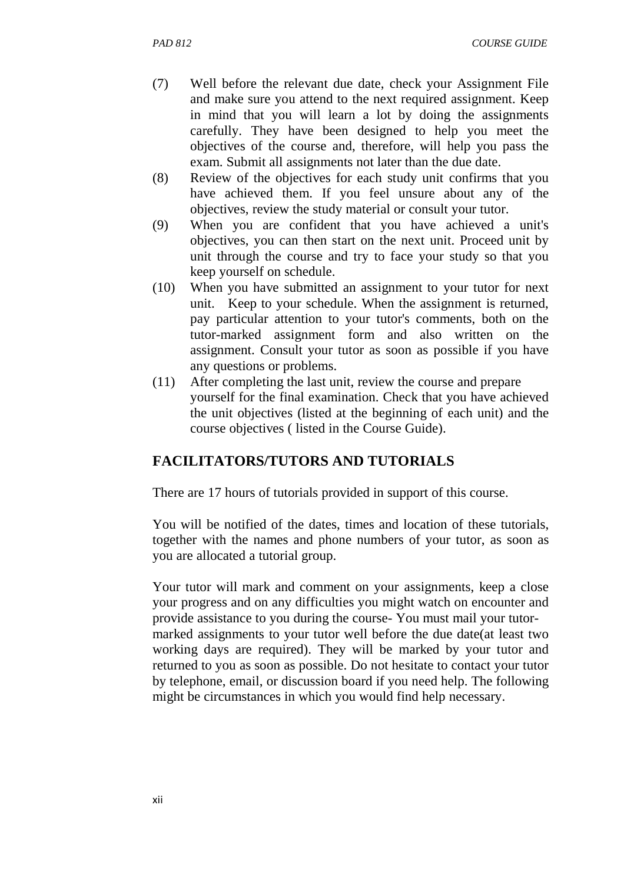(7) Well before the relevant due date, check your Assignment File and make sure you attend to the next required assignment. Keep in mind that you will learn a lot by doing the assignments carefully. They have been designed to help you meet the objectives of the course and, therefore, will help you pass the exam. Submit all assignments not later than the due date.

(8) Review of the objectives for each study unit confirms that you have achieved them. If you feel unsure about any of the objectives, review the study material or consult your tutor.

(9) When you are confident that you have achieved a unit's objectives, you can then start on the next unit. Proceed unit by unit through the course and try to face your study so that you keep yourself on schedule.

(10) When you have submitted an assignment to your tutor for next unit. Keep to your schedule. When the assignment is returned, pay particular attention to your tutor's comments, both on the tutor-marked assignment form and also written on the assignment. Consult your tutor as soon as possible if you have any questions or problems.

(11) After completing the last unit, review the course and prepare yourself for the final examination. Check that you have achieved the unit objectives (listed at the beginning of each unit) and the course objectives ( listed in the Course Guide).

## FACILITATORS/TUTORS AND TUTORIALS

There are 17 hours of tutorials provided in support of this course.

You will be notified of the dates, times and location of these tutorials, together with the names and phone numbers of your tutor, as soon as you are allocated a tutorial group.

Your tutor will mark and comment on your assignments, keep a close your progress and on any difficulties you might watch on encounter and provide assistance to you during the course- You must mail your tutor-marked assignments to your tutor well before the due date(at least two working days are required). They will be marked by your tutor and returned to you as soon as possible. Do not hesitate to contact your tutor by telephone, email, or discussion board if you need help. The following might be circumstances in which you would find help necessary.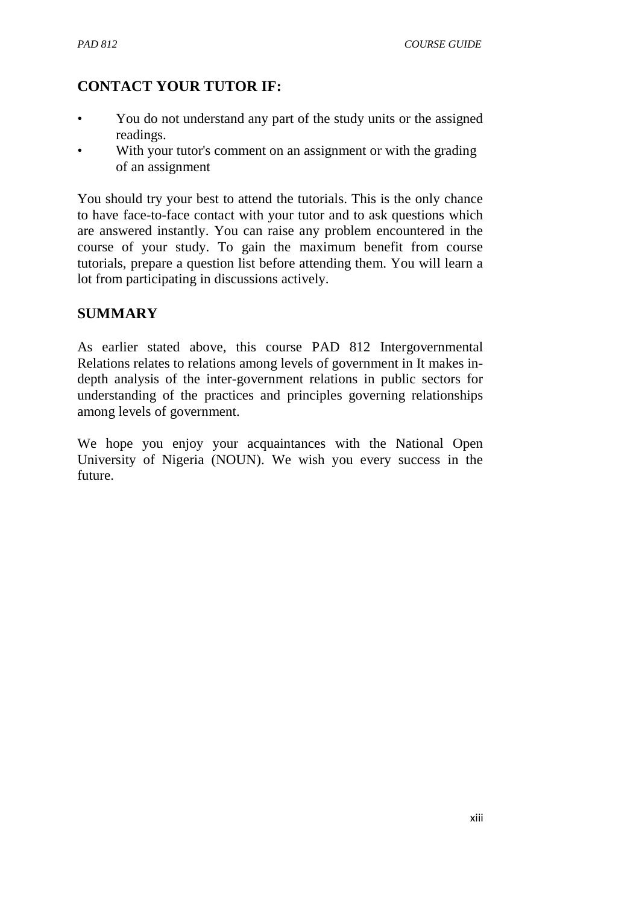## CONTACT YOUR TUTOR IF:

- You do not understand any part of the study units or the assigned readings.
- With your tutor's comment on an assignment or with the grading of an assignment

You should try your best to attend the tutorials. This is the only chance to have face-to-face contact with your tutor and to ask questions which are answered instantly. You can raise any problem encountered in the course of your study. To gain the maximum benefit from course tutorials, prepare a question list before attending them. You will learn a lot from participating in discussions actively.

## SUMMARY

As earlier stated above, this course PAD 812 Intergovernmental Relations relates to relations among levels of government in It makes in-depth analysis of the inter-government relations in public sectors for understanding of the practices and principles governing relationships among levels of government.

We hope you enjoy your acquaintances with the National Open University of Nigeria (NOUN). We wish you every success in the future.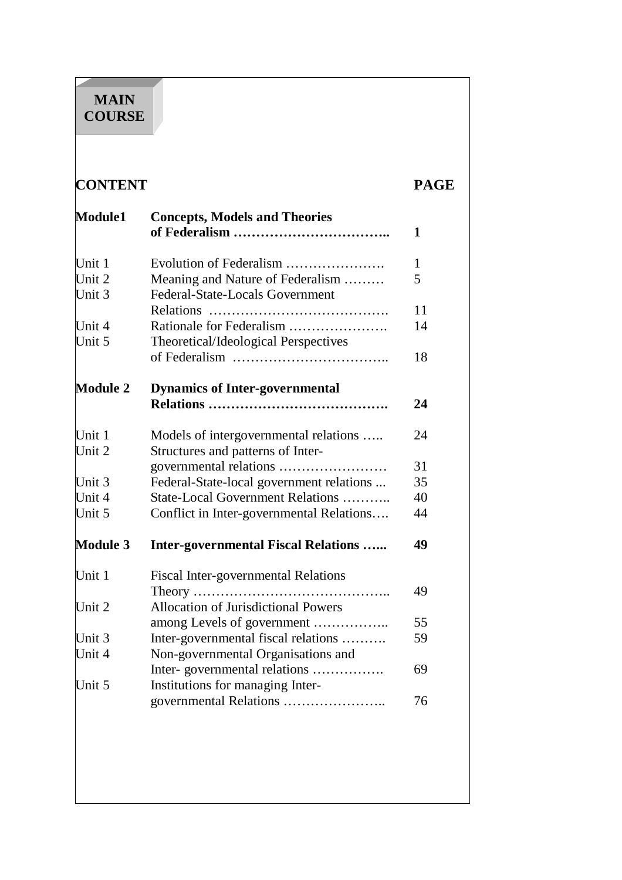**MAIN COURSE**

| CONTENT | | PAGE |
|---|---|---|
| **Module1** | **Concepts, Models and Theories of Federalism ……………………………..** | **1** |
| Unit 1 | Evolution of Federalism …………………. | 1 |
| Unit 2 | Meaning and Nature of Federalism ……… | 5 |
| Unit 3 | Federal-State-Locals Government Relations …………………………………. | 11 |
| Unit 4 | Rationale for Federalism …………………. | 14 |
| Unit 5 | Theoretical/Ideological Perspectives of Federalism …………………………….. | 18 |
| **Module 2** | **Dynamics of Inter-governmental Relations ………………………………….** | **24** |
| Unit 1 | Models of intergovernmental relations ….. | 24 |
| Unit 2 | Structures and patterns of Inter-governmental relations …………………… | 31 |
| Unit 3 | Federal-State-local government relations ... | 35 |
| Unit 4 | State-Local Government Relations ……….. | 40 |
| Unit 5 | Conflict in Inter-governmental Relations…. | 44 |
| **Module 3** | **Inter-governmental Fiscal Relations …...** | **49** |
| Unit 1 | Fiscal Inter-governmental Relations Theory …………………………………….. | 49 |
| Unit 2 | Allocation of Jurisdictional Powers among Levels of government …………….. | 55 |
| Unit 3 | Inter-governmental fiscal relations ………. | 59 |
| Unit 4 | Non-governmental Organisations and Inter- governmental relations ……………. | 69 |
| Unit 5 | Institutions for managing Inter-governmental Relations ………………….. | 76 |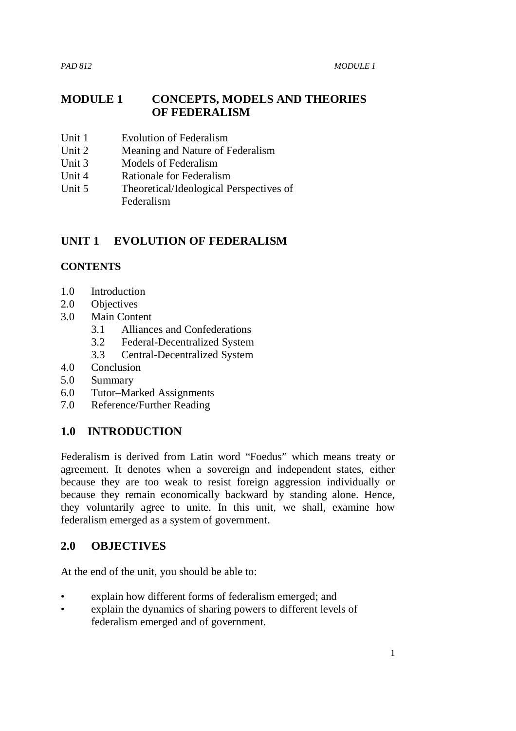# MODULE 1 CONCEPTS, MODELS AND THEORIES OF FEDERALISM

Unit 1 Evolution of Federalism
Unit 2 Meaning and Nature of Federalism
Unit 3 Models of Federalism
Unit 4 Rationale for Federalism
Unit 5 Theoretical/Ideological Perspectives of Federalism

## UNIT 1 EVOLUTION OF FEDERALISM

### CONTENTS

1.0 Introduction
2.0 Objectives
3.0 Main Content
 3.1 Alliances and Confederations
 3.2 Federal-Decentralized System
 3.3 Central-Decentralized System
4.0 Conclusion
5.0 Summary
6.0 Tutor–Marked Assignments
7.0 Reference/Further Reading

## 1.0 INTRODUCTION

Federalism is derived from Latin word "Foedus" which means treaty or agreement. It denotes when a sovereign and independent states, either because they are too weak to resist foreign aggression individually or because they remain economically backward by standing alone. Hence, they voluntarily agree to unite. In this unit, we shall, examine how federalism emerged as a system of government.

## 2.0 OBJECTIVES

At the end of the unit, you should be able to:

- explain how different forms of federalism emerged; and
- explain the dynamics of sharing powers to different levels of federalism emerged and of government.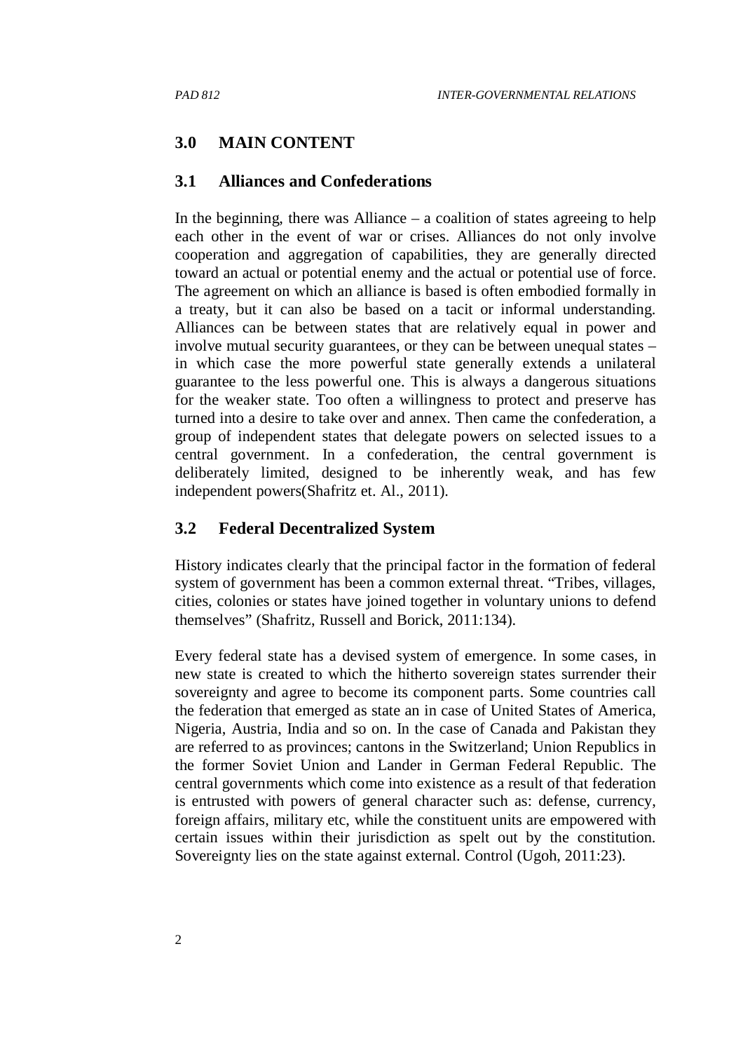## 3.0 MAIN CONTENT

### 3.1 Alliances and Confederations

In the beginning, there was Alliance – a coalition of states agreeing to help each other in the event of war or crises. Alliances do not only involve cooperation and aggregation of capabilities, they are generally directed toward an actual or potential enemy and the actual or potential use of force. The agreement on which an alliance is based is often embodied formally in a treaty, but it can also be based on a tacit or informal understanding. Alliances can be between states that are relatively equal in power and involve mutual security guarantees, or they can be between unequal states – in which case the more powerful state generally extends a unilateral guarantee to the less powerful one. This is always a dangerous situations for the weaker state. Too often a willingness to protect and preserve has turned into a desire to take over and annex. Then came the confederation, a group of independent states that delegate powers on selected issues to a central government. In a confederation, the central government is deliberately limited, designed to be inherently weak, and has few independent powers(Shafritz et. Al., 2011).

### 3.2 Federal Decentralized System

History indicates clearly that the principal factor in the formation of federal system of government has been a common external threat. "Tribes, villages, cities, colonies or states have joined together in voluntary unions to defend themselves" (Shafritz, Russell and Borick, 2011:134).

Every federal state has a devised system of emergence. In some cases, in new state is created to which the hitherto sovereign states surrender their sovereignty and agree to become its component parts. Some countries call the federation that emerged as state an in case of United States of America, Nigeria, Austria, India and so on. In the case of Canada and Pakistan they are referred to as provinces; cantons in the Switzerland; Union Republics in the former Soviet Union and Lander in German Federal Republic. The central governments which come into existence as a result of that federation is entrusted with powers of general character such as: defense, currency, foreign affairs, military etc, while the constituent units are empowered with certain issues within their jurisdiction as spelt out by the constitution. Sovereignty lies on the state against external. Control (Ugoh, 2011:23).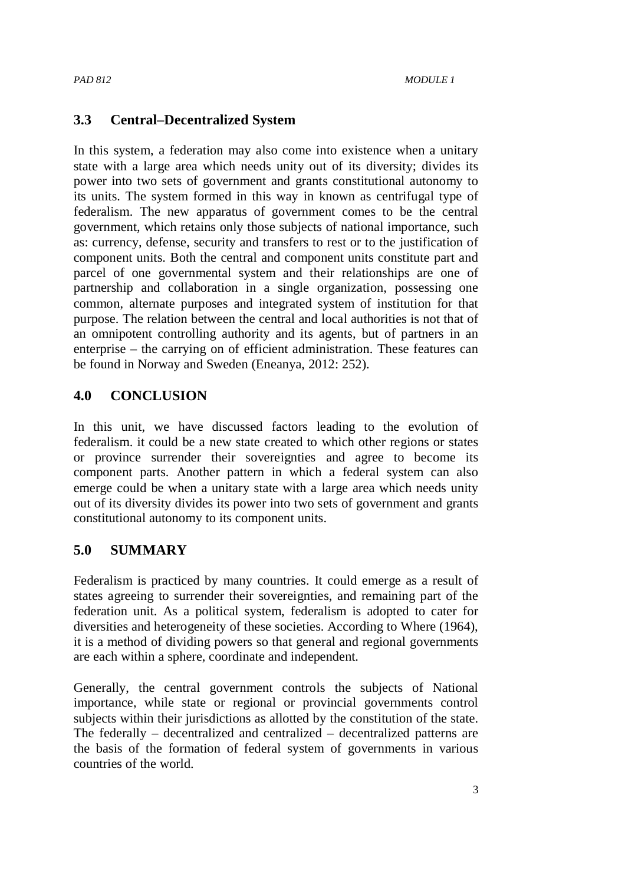## 3.3 Central–Decentralized System

In this system, a federation may also come into existence when a unitary state with a large area which needs unity out of its diversity; divides its power into two sets of government and grants constitutional autonomy to its units. The system formed in this way in known as centrifugal type of federalism. The new apparatus of government comes to be the central government, which retains only those subjects of national importance, such as: currency, defense, security and transfers to rest or to the justification of component units. Both the central and component units constitute part and parcel of one governmental system and their relationships are one of partnership and collaboration in a single organization, possessing one common, alternate purposes and integrated system of institution for that purpose. The relation between the central and local authorities is not that of an omnipotent controlling authority and its agents, but of partners in an enterprise – the carrying on of efficient administration. These features can be found in Norway and Sweden (Eneanya, 2012: 252).

## 4.0 CONCLUSION

In this unit, we have discussed factors leading to the evolution of federalism. it could be a new state created to which other regions or states or province surrender their sovereignties and agree to become its component parts. Another pattern in which a federal system can also emerge could be when a unitary state with a large area which needs unity out of its diversity divides its power into two sets of government and grants constitutional autonomy to its component units.

## 5.0 SUMMARY

Federalism is practiced by many countries. It could emerge as a result of states agreeing to surrender their sovereignties, and remaining part of the federation unit. As a political system, federalism is adopted to cater for diversities and heterogeneity of these societies. According to Where (1964), it is a method of dividing powers so that general and regional governments are each within a sphere, coordinate and independent.

Generally, the central government controls the subjects of National importance, while state or regional or provincial governments control subjects within their jurisdictions as allotted by the constitution of the state. The federally – decentralized and centralized – decentralized patterns are the basis of the formation of federal system of governments in various countries of the world.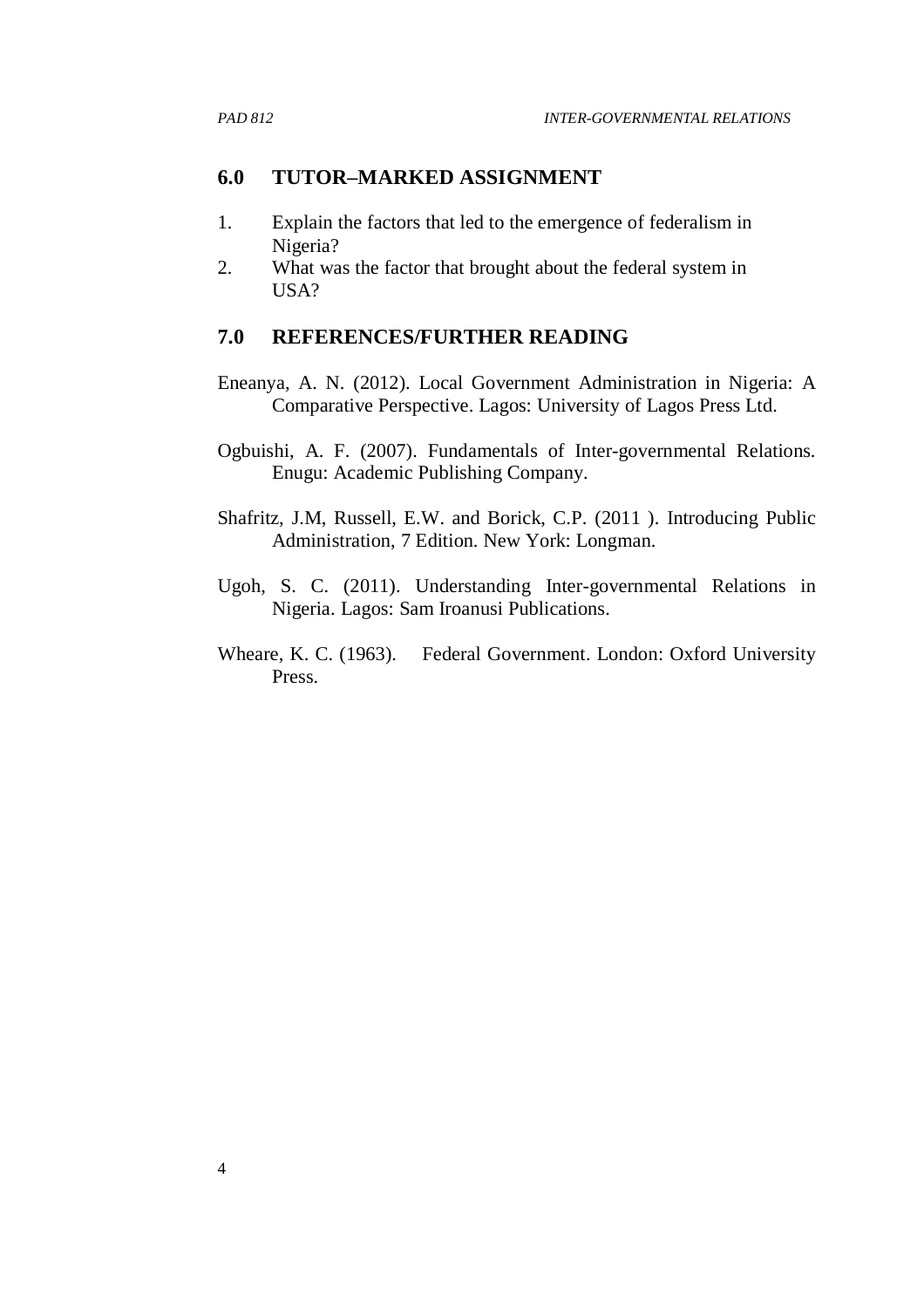## 6.0 TUTOR–MARKED ASSIGNMENT

1. Explain the factors that led to the emergence of federalism in Nigeria?
2. What was the factor that brought about the federal system in USA?

## 7.0 REFERENCES/FURTHER READING

Eneanya, A. N. (2012). Local Government Administration in Nigeria: A Comparative Perspective. Lagos: University of Lagos Press Ltd.

Ogbuishi, A. F. (2007). Fundamentals of Inter-governmental Relations. Enugu: Academic Publishing Company.

Shafritz, J.M, Russell, E.W. and Borick, C.P. (2011 ). Introducing Public Administration, 7 Edition. New York: Longman.

Ugoh, S. C. (2011). Understanding Inter-governmental Relations in Nigeria. Lagos: Sam Iroanusi Publications.

Wheare, K. C. (1963). Federal Government. London: Oxford University Press.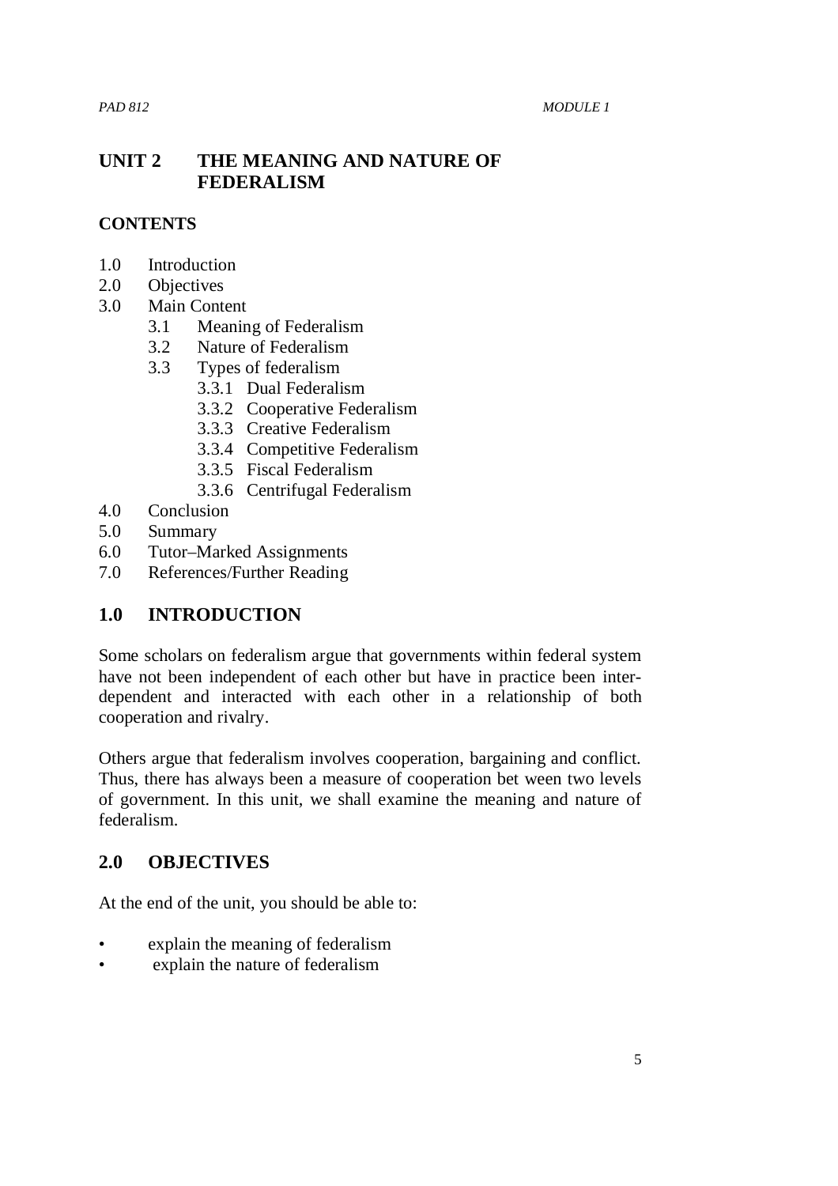# UNIT 2 THE MEANING AND NATURE OF FEDERALISM

**CONTENTS**

- 1.0 Introduction
- 2.0 Objectives
- 3.0 Main Content
  - 3.1 Meaning of Federalism
  - 3.2 Nature of Federalism
  - 3.3 Types of federalism
    - 3.3.1 Dual Federalism
    - 3.3.2 Cooperative Federalism
    - 3.3.3 Creative Federalism
    - 3.3.4 Competitive Federalism
    - 3.3.5 Fiscal Federalism
    - 3.3.6 Centrifugal Federalism
- 4.0 Conclusion
- 5.0 Summary
- 6.0 Tutor–Marked Assignments
- 7.0 References/Further Reading

## 1.0 INTRODUCTION

Some scholars on federalism argue that governments within federal system have not been independent of each other but have in practice been inter-dependent and interacted with each other in a relationship of both cooperation and rivalry.

Others argue that federalism involves cooperation, bargaining and conflict. Thus, there has always been a measure of cooperation bet ween two levels of government. In this unit, we shall examine the meaning and nature of federalism.

## 2.0 OBJECTIVES

At the end of the unit, you should be able to:

- explain the meaning of federalism
- explain the nature of federalism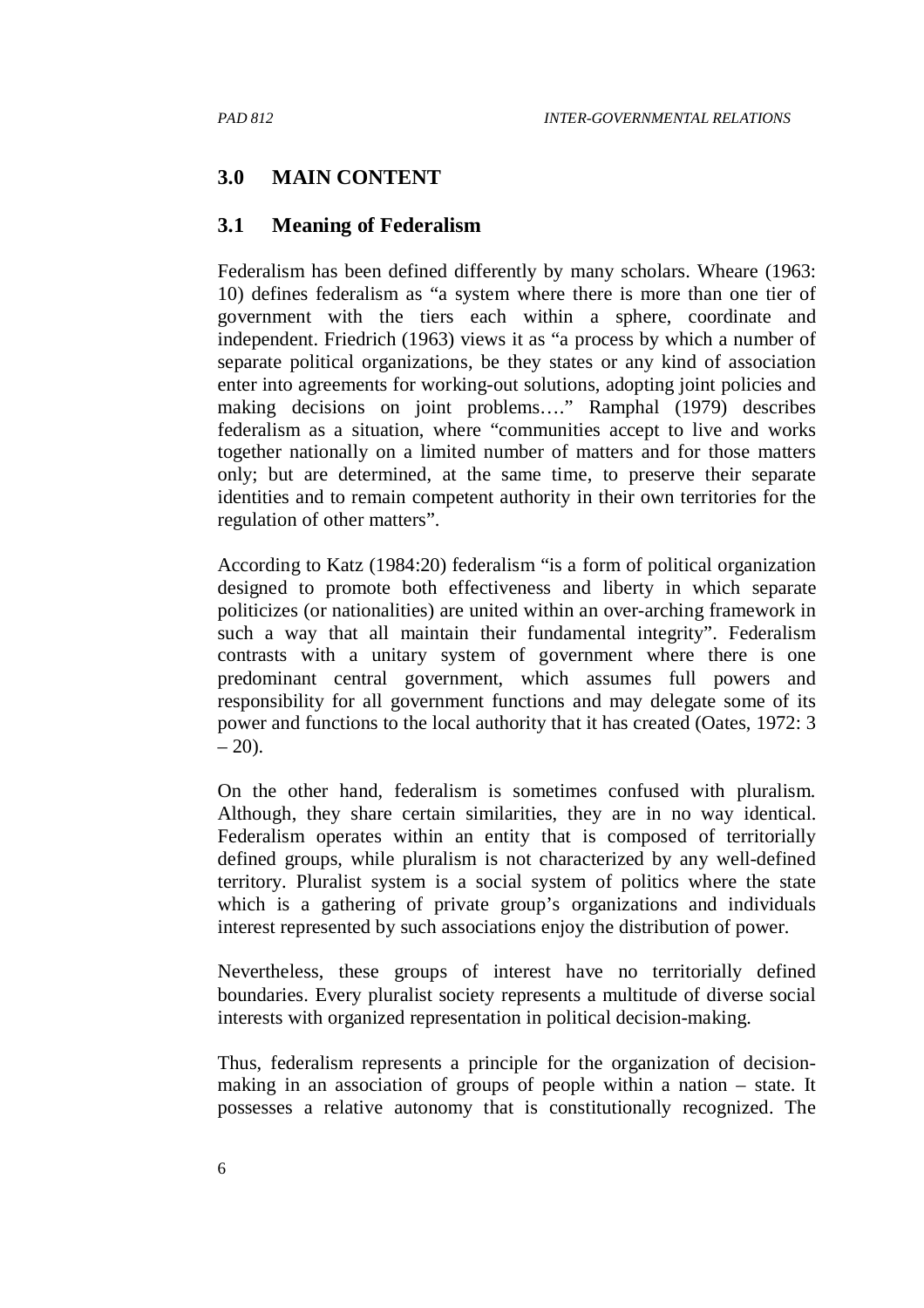## 3.0 MAIN CONTENT

### 3.1 Meaning of Federalism

Federalism has been defined differently by many scholars. Wheare (1963: 10) defines federalism as "a system where there is more than one tier of government with the tiers each within a sphere, coordinate and independent. Friedrich (1963) views it as "a process by which a number of separate political organizations, be they states or any kind of association enter into agreements for working-out solutions, adopting joint policies and making decisions on joint problems…." Ramphal (1979) describes federalism as a situation, where "communities accept to live and works together nationally on a limited number of matters and for those matters only; but are determined, at the same time, to preserve their separate identities and to remain competent authority in their own territories for the regulation of other matters".

According to Katz (1984:20) federalism "is a form of political organization designed to promote both effectiveness and liberty in which separate politicizes (or nationalities) are united within an over-arching framework in such a way that all maintain their fundamental integrity". Federalism contrasts with a unitary system of government where there is one predominant central government, which assumes full powers and responsibility for all government functions and may delegate some of its power and functions to the local authority that it has created (Oates, 1972: 3 – 20).

On the other hand, federalism is sometimes confused with pluralism. Although, they share certain similarities, they are in no way identical. Federalism operates within an entity that is composed of territorially defined groups, while pluralism is not characterized by any well-defined territory. Pluralist system is a social system of politics where the state which is a gathering of private group's organizations and individuals interest represented by such associations enjoy the distribution of power.

Nevertheless, these groups of interest have no territorially defined boundaries. Every pluralist society represents a multitude of diverse social interests with organized representation in political decision-making.

Thus, federalism represents a principle for the organization of decision-making in an association of groups of people within a nation – state. It possesses a relative autonomy that is constitutionally recognized. The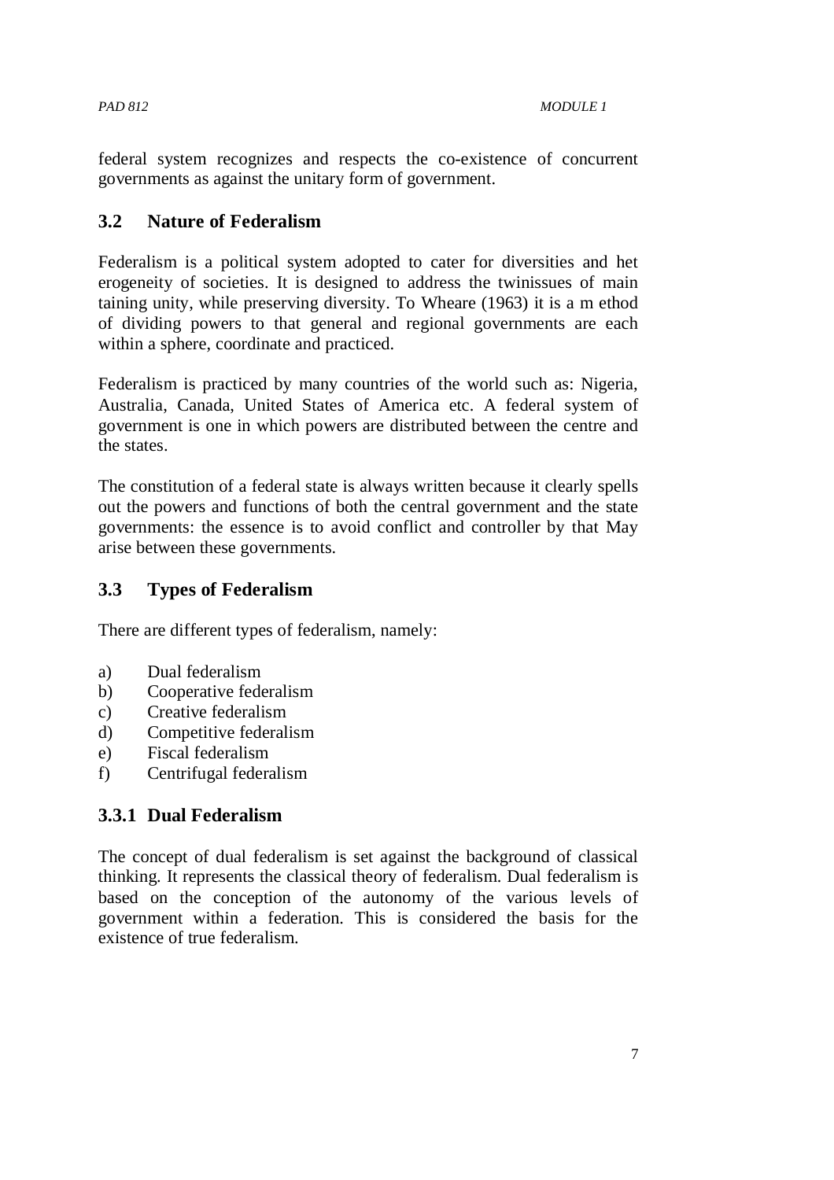federal system recognizes and respects the co-existence of concurrent governments as against the unitary form of government.

## 3.2 Nature of Federalism

Federalism is a political system adopted to cater for diversities and het erogeneity of societies. It is designed to address the twinissues of main taining unity, while preserving diversity. To Wheare (1963) it is a m ethod of dividing powers to that general and regional governments are each within a sphere, coordinate and practiced.

Federalism is practiced by many countries of the world such as: Nigeria, Australia, Canada, United States of America etc. A federal system of government is one in which powers are distributed between the centre and the states.

The constitution of a federal state is always written because it clearly spells out the powers and functions of both the central government and the state governments: the essence is to avoid conflict and controller by that May arise between these governments.

## 3.3 Types of Federalism

There are different types of federalism, namely:

a) Dual federalism
b) Cooperative federalism
c) Creative federalism
d) Competitive federalism
e) Fiscal federalism
f) Centrifugal federalism

### 3.3.1 Dual Federalism

The concept of dual federalism is set against the background of classical thinking. It represents the classical theory of federalism. Dual federalism is based on the conception of the autonomy of the various levels of government within a federation. This is considered the basis for the existence of true federalism.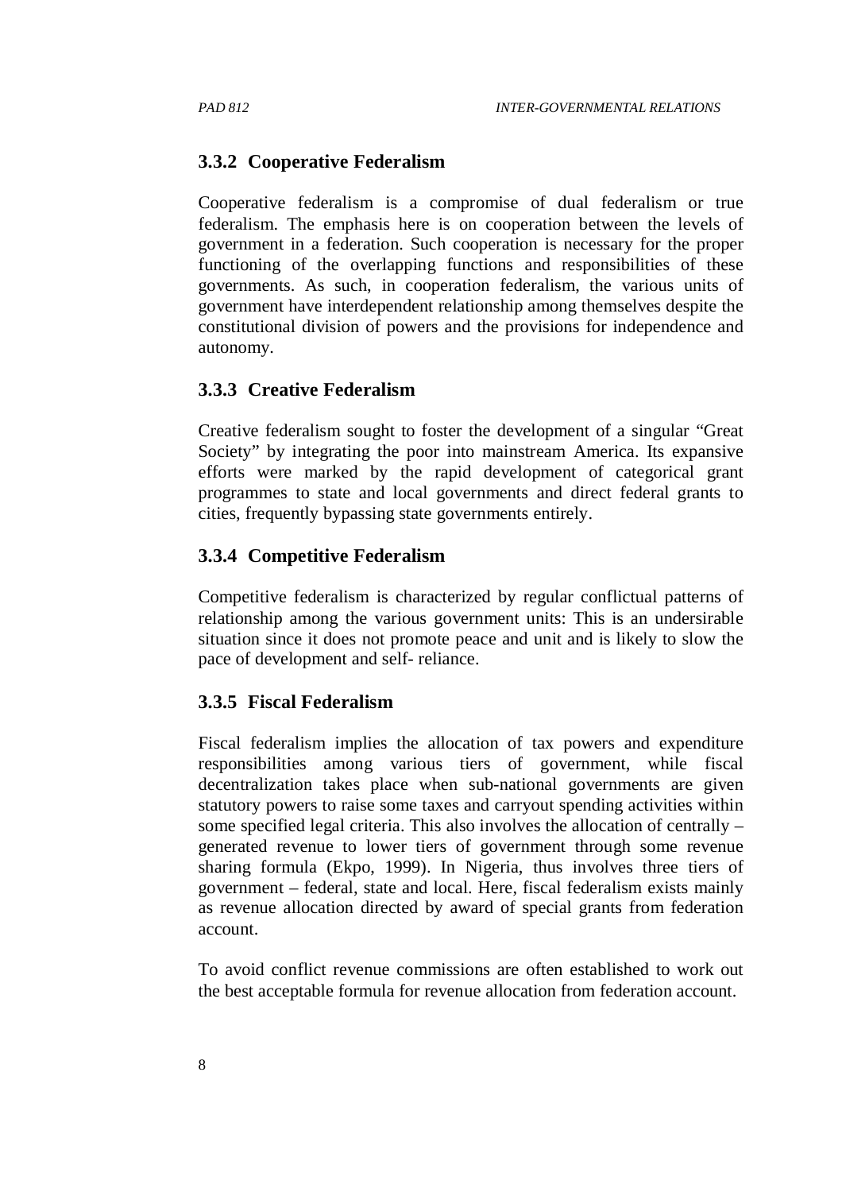### 3.3.2 Cooperative Federalism

Cooperative federalism is a compromise of dual federalism or true federalism. The emphasis here is on cooperation between the levels of government in a federation. Such cooperation is necessary for the proper functioning of the overlapping functions and responsibilities of these governments. As such, in cooperation federalism, the various units of government have interdependent relationship among themselves despite the constitutional division of powers and the provisions for independence and autonomy.

### 3.3.3 Creative Federalism

Creative federalism sought to foster the development of a singular "Great Society" by integrating the poor into mainstream America. Its expansive efforts were marked by the rapid development of categorical grant programmes to state and local governments and direct federal grants to cities, frequently bypassing state governments entirely.

### 3.3.4 Competitive Federalism

Competitive federalism is characterized by regular conflictual patterns of relationship among the various government units: This is an undersirable situation since it does not promote peace and unit and is likely to slow the pace of development and self- reliance.

### 3.3.5 Fiscal Federalism

Fiscal federalism implies the allocation of tax powers and expenditure responsibilities among various tiers of government, while fiscal decentralization takes place when sub-national governments are given statutory powers to raise some taxes and carryout spending activities within some specified legal criteria. This also involves the allocation of centrally – generated revenue to lower tiers of government through some revenue sharing formula (Ekpo, 1999). In Nigeria, thus involves three tiers of government – federal, state and local. Here, fiscal federalism exists mainly as revenue allocation directed by award of special grants from federation account.

To avoid conflict revenue commissions are often established to work out the best acceptable formula for revenue allocation from federation account.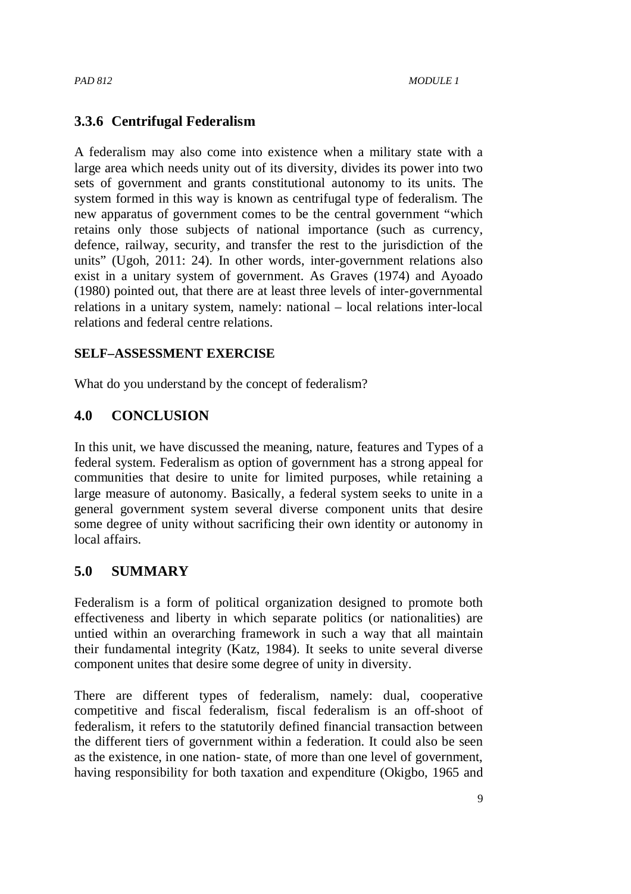### 3.3.6 Centrifugal Federalism

A federalism may also come into existence when a military state with a large area which needs unity out of its diversity, divides its power into two sets of government and grants constitutional autonomy to its units. The system formed in this way is known as centrifugal type of federalism. The new apparatus of government comes to be the central government "which retains only those subjects of national importance (such as currency, defence, railway, security, and transfer the rest to the jurisdiction of the units" (Ugoh, 2011: 24). In other words, inter-government relations also exist in a unitary system of government. As Graves (1974) and Ayoado (1980) pointed out, that there are at least three levels of inter-governmental relations in a unitary system, namely: national – local relations inter-local relations and federal centre relations.

**SELF–ASSESSMENT EXERCISE**

What do you understand by the concept of federalism?

## 4.0 CONCLUSION

In this unit, we have discussed the meaning, nature, features and Types of a federal system. Federalism as option of government has a strong appeal for communities that desire to unite for limited purposes, while retaining a large measure of autonomy. Basically, a federal system seeks to unite in a general government system several diverse component units that desire some degree of unity without sacrificing their own identity or autonomy in local affairs.

## 5.0 SUMMARY

Federalism is a form of political organization designed to promote both effectiveness and liberty in which separate politics (or nationalities) are untied within an overarching framework in such a way that all maintain their fundamental integrity (Katz, 1984). It seeks to unite several diverse component unites that desire some degree of unity in diversity.

There are different types of federalism, namely: dual, cooperative competitive and fiscal federalism, fiscal federalism is an off-shoot of federalism, it refers to the statutorily defined financial transaction between the different tiers of government within a federation. It could also be seen as the existence, in one nation- state, of more than one level of government, having responsibility for both taxation and expenditure (Okigbo, 1965 and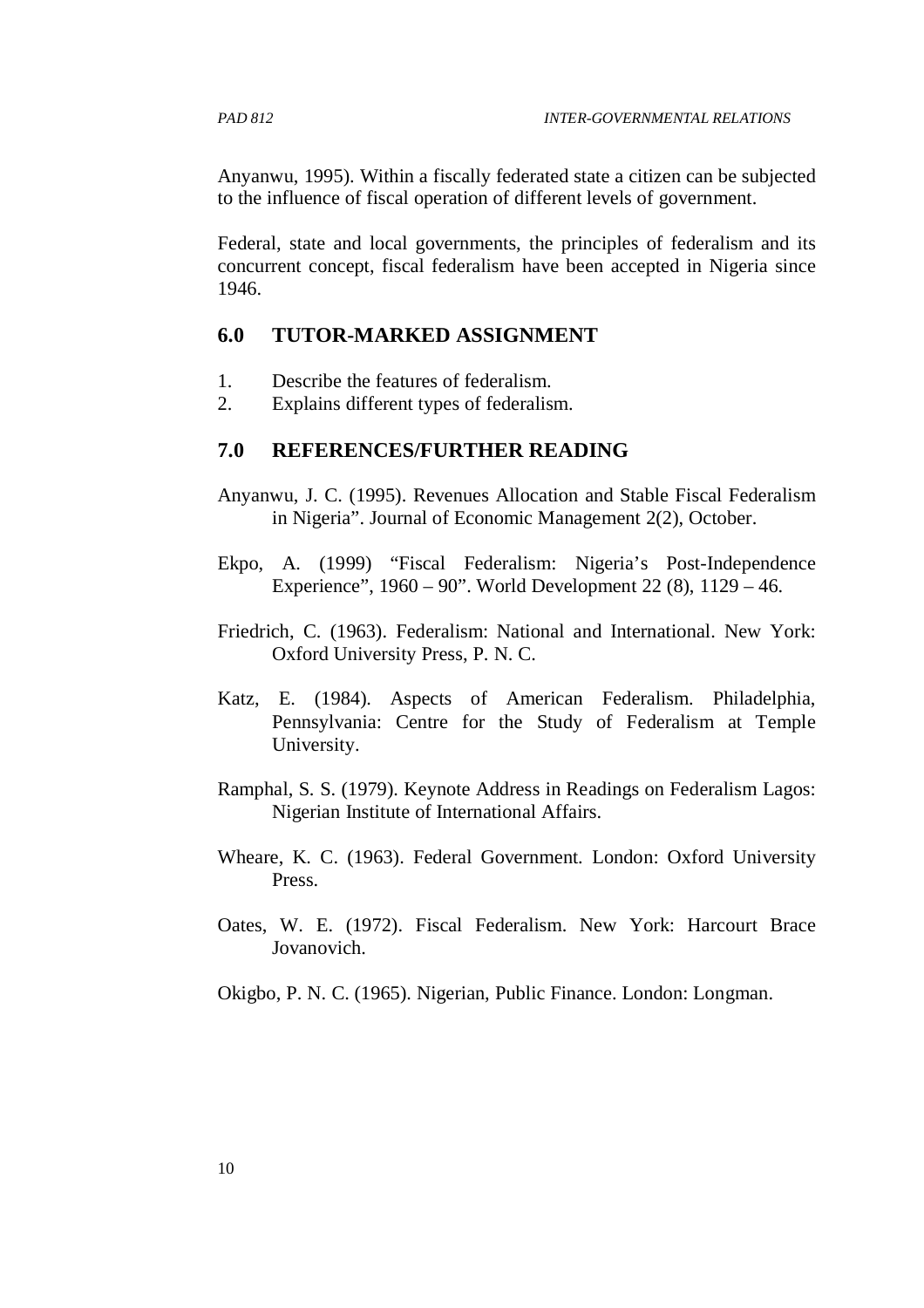Anyanwu, 1995). Within a fiscally federated state a citizen can be subjected to the influence of fiscal operation of different levels of government.

Federal, state and local governments, the principles of federalism and its concurrent concept, fiscal federalism have been accepted in Nigeria since 1946.

## 6.0 TUTOR-MARKED ASSIGNMENT

1. Describe the features of federalism.
2. Explains different types of federalism.

## 7.0 REFERENCES/FURTHER READING

Anyanwu, J. C. (1995). Revenues Allocation and Stable Fiscal Federalism in Nigeria". Journal of Economic Management 2(2), October.

Ekpo, A. (1999) "Fiscal Federalism: Nigeria's Post-Independence Experience", 1960 – 90". World Development 22 (8), 1129 – 46.

Friedrich, C. (1963). Federalism: National and International. New York: Oxford University Press, P. N. C.

Katz, E. (1984). Aspects of American Federalism. Philadelphia, Pennsylvania: Centre for the Study of Federalism at Temple University.

Ramphal, S. S. (1979). Keynote Address in Readings on Federalism Lagos: Nigerian Institute of International Affairs.

Wheare, K. C. (1963). Federal Government. London: Oxford University Press.

Oates, W. E. (1972). Fiscal Federalism. New York: Harcourt Brace Jovanovich.

Okigbo, P. N. C. (1965). Nigerian, Public Finance. London: Longman.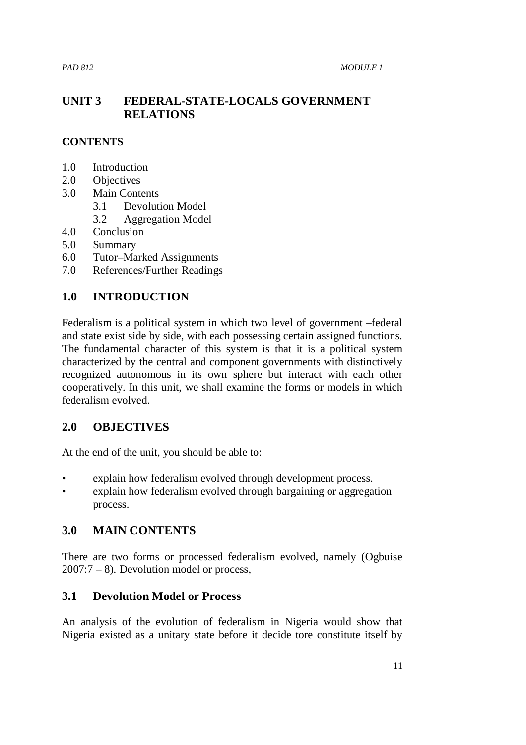## UNIT 3 FEDERAL-STATE-LOCALS GOVERNMENT RELATIONS

### CONTENTS

1.0 Introduction
2.0 Objectives
3.0 Main Contents
 3.1 Devolution Model
 3.2 Aggregation Model
4.0 Conclusion
5.0 Summary
6.0 Tutor–Marked Assignments
7.0 References/Further Readings

### 1.0 INTRODUCTION

Federalism is a political system in which two level of government –federal and state exist side by side, with each possessing certain assigned functions. The fundamental character of this system is that it is a political system characterized by the central and component governments with distinctively recognized autonomous in its own sphere but interact with each other cooperatively. In this unit, we shall examine the forms or models in which federalism evolved.

### 2.0 OBJECTIVES

At the end of the unit, you should be able to:

- explain how federalism evolved through development process.
- explain how federalism evolved through bargaining or aggregation process.

### 3.0 MAIN CONTENTS

There are two forms or processed federalism evolved, namely (Ogbuise 2007:7 – 8). Devolution model or process,

### 3.1 Devolution Model or Process

An analysis of the evolution of federalism in Nigeria would show that Nigeria existed as a unitary state before it decide tore constitute itself by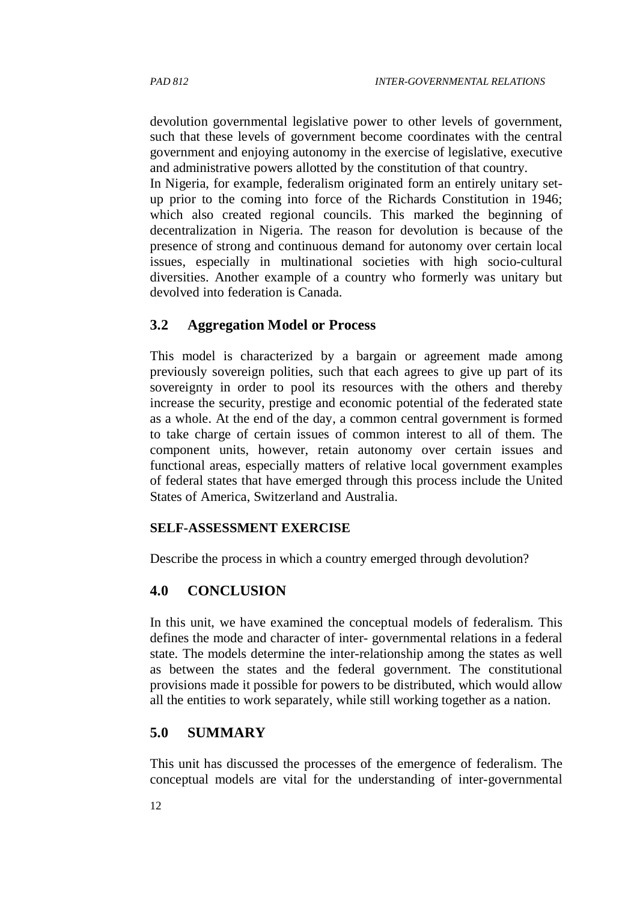devolution governmental legislative power to other levels of government, such that these levels of government become coordinates with the central government and enjoying autonomy in the exercise of legislative, executive and administrative powers allotted by the constitution of that country.

In Nigeria, for example, federalism originated form an entirely unitary set-up prior to the coming into force of the Richards Constitution in 1946; which also created regional councils. This marked the beginning of decentralization in Nigeria. The reason for devolution is because of the presence of strong and continuous demand for autonomy over certain local issues, especially in multinational societies with high socio-cultural diversities. Another example of a country who formerly was unitary but devolved into federation is Canada.

## 3.2 Aggregation Model or Process

This model is characterized by a bargain or agreement made among previously sovereign polities, such that each agrees to give up part of its sovereignty in order to pool its resources with the others and thereby increase the security, prestige and economic potential of the federated state as a whole. At the end of the day, a common central government is formed to take charge of certain issues of common interest to all of them. The component units, however, retain autonomy over certain issues and functional areas, especially matters of relative local government examples of federal states that have emerged through this process include the United States of America, Switzerland and Australia.

### SELF-ASSESSMENT EXERCISE

Describe the process in which a country emerged through devolution?

## 4.0 CONCLUSION

In this unit, we have examined the conceptual models of federalism. This defines the mode and character of inter- governmental relations in a federal state. The models determine the inter-relationship among the states as well as between the states and the federal government. The constitutional provisions made it possible for powers to be distributed, which would allow all the entities to work separately, while still working together as a nation.

## 5.0 SUMMARY

This unit has discussed the processes of the emergence of federalism. The conceptual models are vital for the understanding of inter-governmental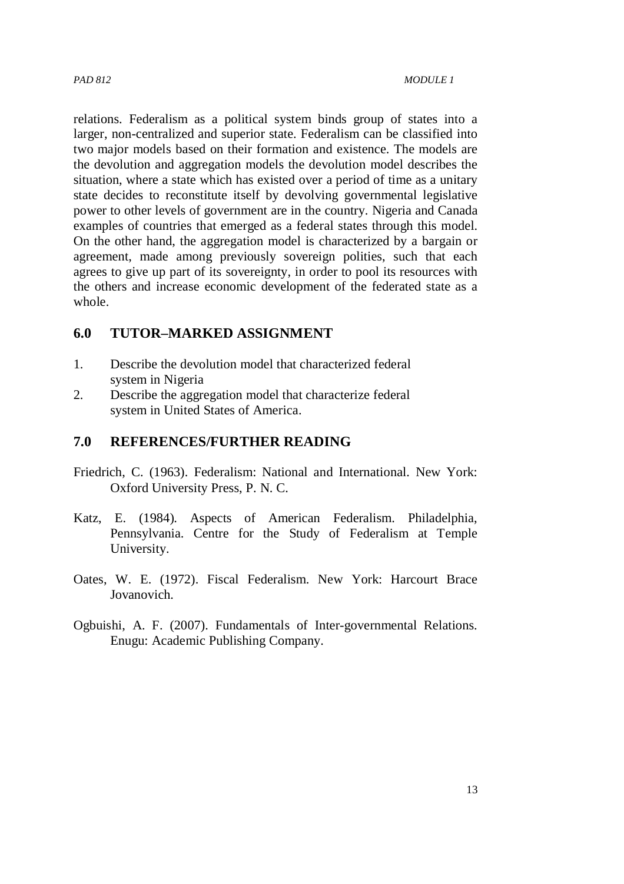relations. Federalism as a political system binds group of states into a larger, non-centralized and superior state. Federalism can be classified into two major models based on their formation and existence. The models are the devolution and aggregation models the devolution model describes the situation, where a state which has existed over a period of time as a unitary state decides to reconstitute itself by devolving governmental legislative power to other levels of government are in the country. Nigeria and Canada examples of countries that emerged as a federal states through this model. On the other hand, the aggregation model is characterized by a bargain or agreement, made among previously sovereign polities, such that each agrees to give up part of its sovereignty, in order to pool its resources with the others and increase economic development of the federated state as a whole.

## 6.0 TUTOR–MARKED ASSIGNMENT

1. Describe the devolution model that characterized federal system in Nigeria
2. Describe the aggregation model that characterize federal system in United States of America.

## 7.0 REFERENCES/FURTHER READING

Friedrich, C. (1963). Federalism: National and International. New York: Oxford University Press, P. N. C.

Katz, E. (1984). Aspects of American Federalism. Philadelphia, Pennsylvania. Centre for the Study of Federalism at Temple University.

Oates, W. E. (1972). Fiscal Federalism. New York: Harcourt Brace Jovanovich.

Ogbuishi, A. F. (2007). Fundamentals of Inter-governmental Relations. Enugu: Academic Publishing Company.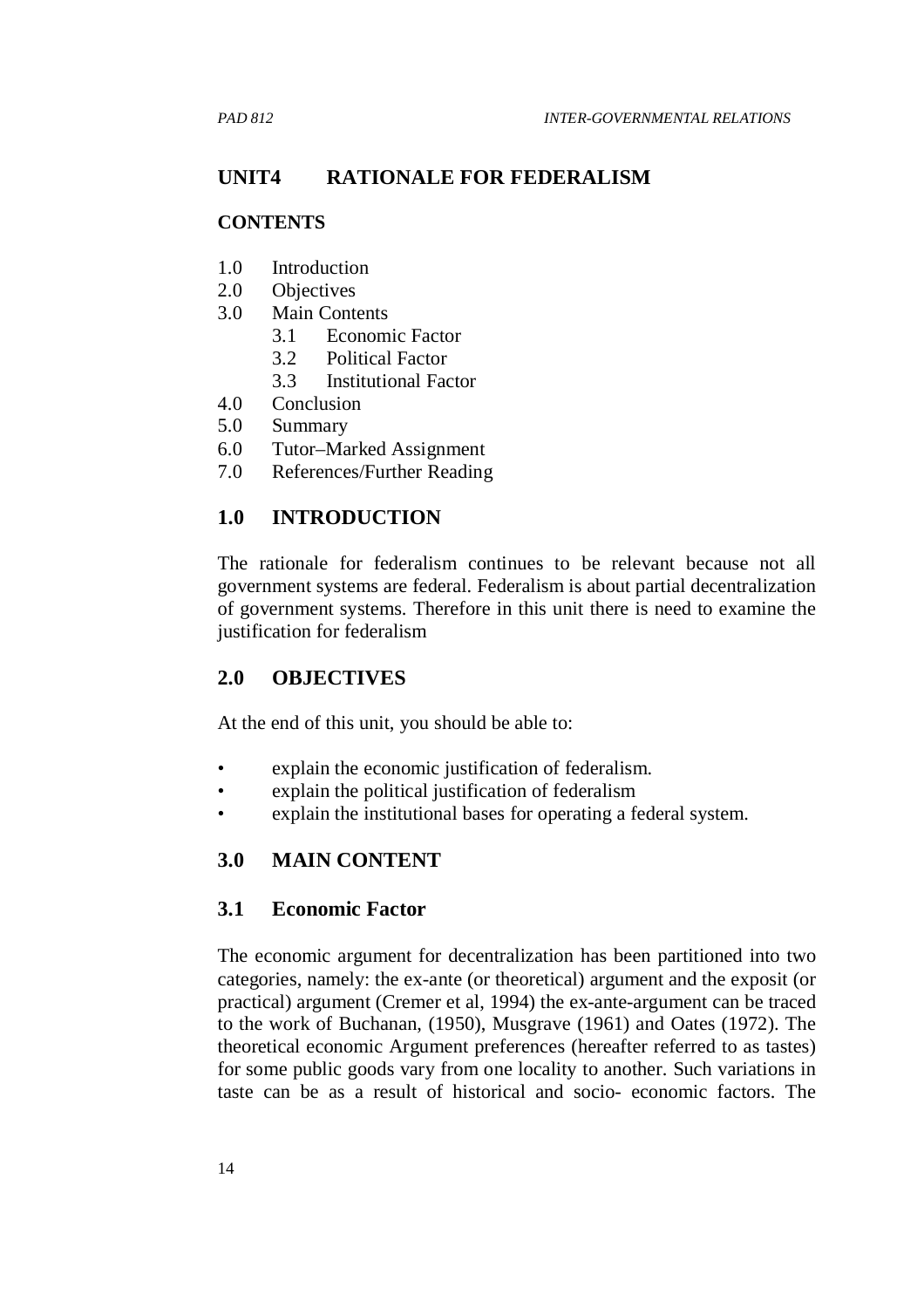## UNIT4 RATIONALE FOR FEDERALISM

### CONTENTS

1.0 Introduction
2.0 Objectives
3.0 Main Contents
   3.1 Economic Factor
   3.2 Political Factor
   3.3 Institutional Factor
4.0 Conclusion
5.0 Summary
6.0 Tutor–Marked Assignment
7.0 References/Further Reading

### 1.0 INTRODUCTION

The rationale for federalism continues to be relevant because not all government systems are federal. Federalism is about partial decentralization of government systems. Therefore in this unit there is need to examine the justification for federalism

### 2.0 OBJECTIVES

At the end of this unit, you should be able to:

- explain the economic justification of federalism.
- explain the political justification of federalism
- explain the institutional bases for operating a federal system.

### 3.0 MAIN CONTENT

### 3.1 Economic Factor

The economic argument for decentralization has been partitioned into two categories, namely: the ex-ante (or theoretical) argument and the exposit (or practical) argument (Cremer et al, 1994) the ex-ante-argument can be traced to the work of Buchanan, (1950), Musgrave (1961) and Oates (1972). The theoretical economic Argument preferences (hereafter referred to as tastes) for some public goods vary from one locality to another. Such variations in taste can be as a result of historical and socio- economic factors. The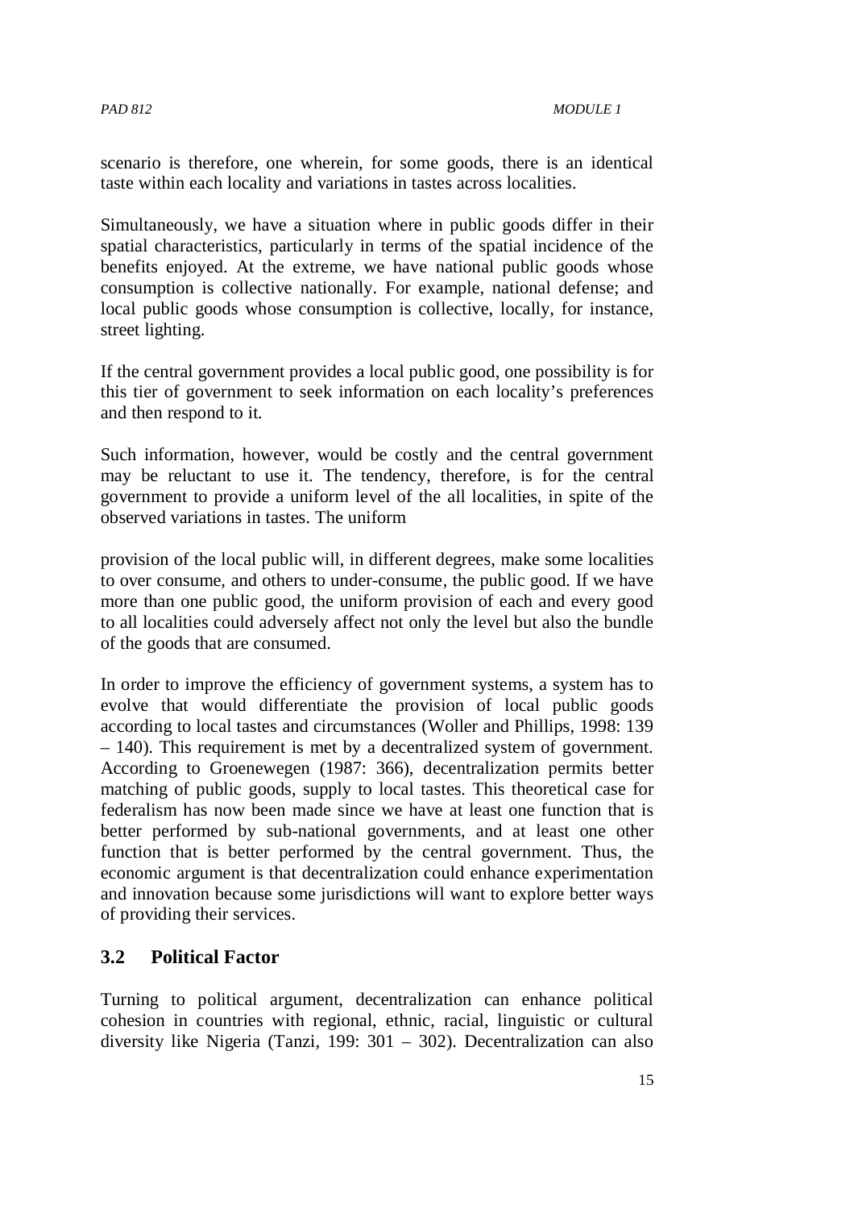scenario is therefore, one wherein, for some goods, there is an identical taste within each locality and variations in tastes across localities.

Simultaneously, we have a situation where in public goods differ in their spatial characteristics, particularly in terms of the spatial incidence of the benefits enjoyed. At the extreme, we have national public goods whose consumption is collective nationally. For example, national defense; and local public goods whose consumption is collective, locally, for instance, street lighting.

If the central government provides a local public good, one possibility is for this tier of government to seek information on each locality's preferences and then respond to it.

Such information, however, would be costly and the central government may be reluctant to use it. The tendency, therefore, is for the central government to provide a uniform level of the all localities, in spite of the observed variations in tastes. The uniform

provision of the local public will, in different degrees, make some localities to over consume, and others to under-consume, the public good. If we have more than one public good, the uniform provision of each and every good to all localities could adversely affect not only the level but also the bundle of the goods that are consumed.

In order to improve the efficiency of government systems, a system has to evolve that would differentiate the provision of local public goods according to local tastes and circumstances (Woller and Phillips, 1998: 139 – 140). This requirement is met by a decentralized system of government. According to Groenewegen (1987: 366), decentralization permits better matching of public goods, supply to local tastes. This theoretical case for federalism has now been made since we have at least one function that is better performed by sub-national governments, and at least one other function that is better performed by the central government. Thus, the economic argument is that decentralization could enhance experimentation and innovation because some jurisdictions will want to explore better ways of providing their services.

## 3.2 Political Factor

Turning to political argument, decentralization can enhance political cohesion in countries with regional, ethnic, racial, linguistic or cultural diversity like Nigeria (Tanzi, 199: 301 – 302). Decentralization can also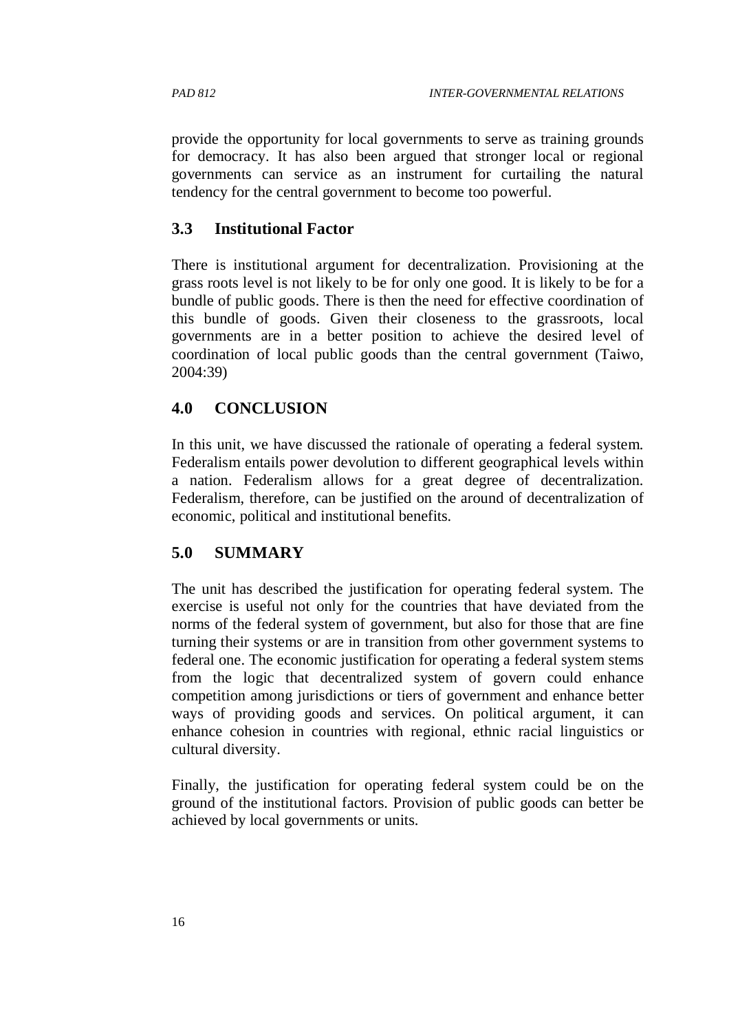provide the opportunity for local governments to serve as training grounds for democracy. It has also been argued that stronger local or regional governments can service as an instrument for curtailing the natural tendency for the central government to become too powerful.

## 3.3 Institutional Factor

There is institutional argument for decentralization. Provisioning at the grass roots level is not likely to be for only one good. It is likely to be for a bundle of public goods. There is then the need for effective coordination of this bundle of goods. Given their closeness to the grassroots, local governments are in a better position to achieve the desired level of coordination of local public goods than the central government (Taiwo, 2004:39)

# 4.0 CONCLUSION

In this unit, we have discussed the rationale of operating a federal system. Federalism entails power devolution to different geographical levels within a nation. Federalism allows for a great degree of decentralization. Federalism, therefore, can be justified on the around of decentralization of economic, political and institutional benefits.

# 5.0 SUMMARY

The unit has described the justification for operating federal system. The exercise is useful not only for the countries that have deviated from the norms of the federal system of government, but also for those that are fine turning their systems or are in transition from other government systems to federal one. The economic justification for operating a federal system stems from the logic that decentralized system of govern could enhance competition among jurisdictions or tiers of government and enhance better ways of providing goods and services. On political argument, it can enhance cohesion in countries with regional, ethnic racial linguistics or cultural diversity.

Finally, the justification for operating federal system could be on the ground of the institutional factors. Provision of public goods can better be achieved by local governments or units.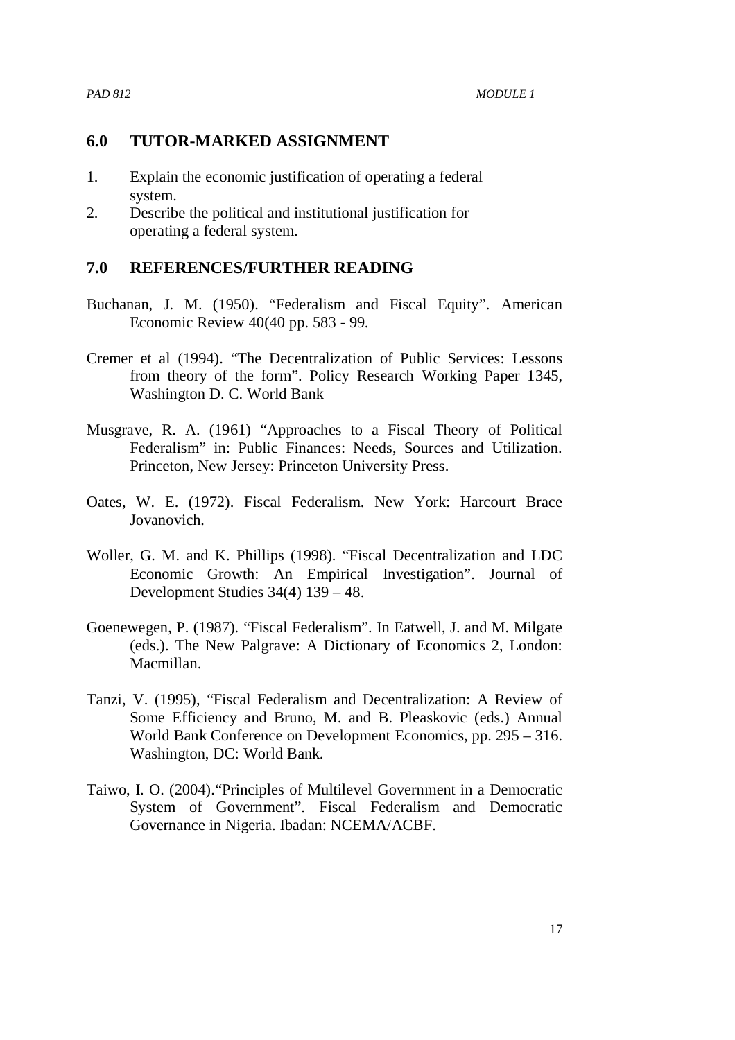## 6.0 TUTOR-MARKED ASSIGNMENT

1. Explain the economic justification of operating a federal system.
2. Describe the political and institutional justification for operating a federal system.

## 7.0 REFERENCES/FURTHER READING

Buchanan, J. M. (1950). "Federalism and Fiscal Equity". American Economic Review 40(40 pp. 583 - 99.

Cremer et al (1994). "The Decentralization of Public Services: Lessons from theory of the form". Policy Research Working Paper 1345, Washington D. C. World Bank

Musgrave, R. A. (1961) "Approaches to a Fiscal Theory of Political Federalism" in: Public Finances: Needs, Sources and Utilization. Princeton, New Jersey: Princeton University Press.

Oates, W. E. (1972). Fiscal Federalism. New York: Harcourt Brace Jovanovich.

Woller, G. M. and K. Phillips (1998). "Fiscal Decentralization and LDC Economic Growth: An Empirical Investigation". Journal of Development Studies 34(4) 139 – 48.

Goenewegen, P. (1987). "Fiscal Federalism". In Eatwell, J. and M. Milgate (eds.). The New Palgrave: A Dictionary of Economics 2, London: Macmillan.

Tanzi, V. (1995), "Fiscal Federalism and Decentralization: A Review of Some Efficiency and Bruno, M. and B. Pleaskovic (eds.) Annual World Bank Conference on Development Economics, pp. 295 – 316. Washington, DC: World Bank.

Taiwo, I. O. (2004)."Principles of Multilevel Government in a Democratic System of Government". Fiscal Federalism and Democratic Governance in Nigeria. Ibadan: NCEMA/ACBF.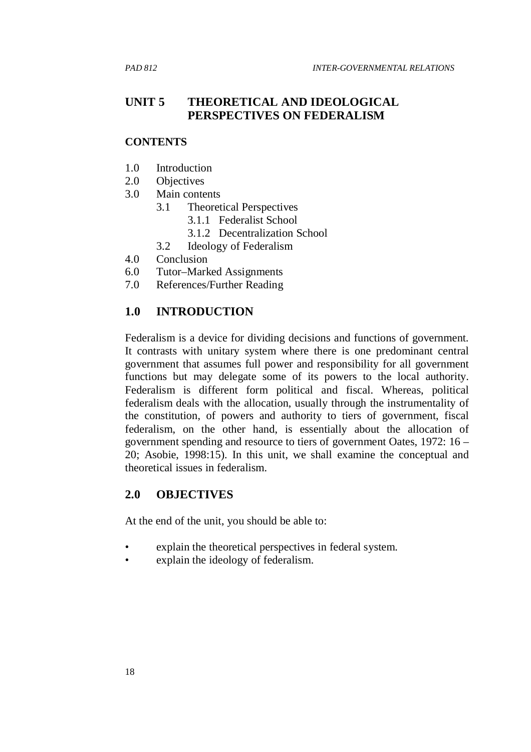## UNIT 5 THEORETICAL AND IDEOLOGICAL PERSPECTIVES ON FEDERALISM

### CONTENTS

1.0 Introduction
2.0 Objectives
3.0 Main contents
 3.1 Theoretical Perspectives
  3.1.1 Federalist School
  3.1.2 Decentralization School
 3.2 Ideology of Federalism
4.0 Conclusion
6.0 Tutor–Marked Assignments
7.0 References/Further Reading

### 1.0 INTRODUCTION

Federalism is a device for dividing decisions and functions of government. It contrasts with unitary system where there is one predominant central government that assumes full power and responsibility for all government functions but may delegate some of its powers to the local authority. Federalism is different form political and fiscal. Whereas, political federalism deals with the allocation, usually through the instrumentality of the constitution, of powers and authority to tiers of government, fiscal federalism, on the other hand, is essentially about the allocation of government spending and resource to tiers of government Oates, 1972: 16 – 20; Asobie, 1998:15). In this unit, we shall examine the conceptual and theoretical issues in federalism.

### 2.0 OBJECTIVES

At the end of the unit, you should be able to:

- explain the theoretical perspectives in federal system.
- explain the ideology of federalism.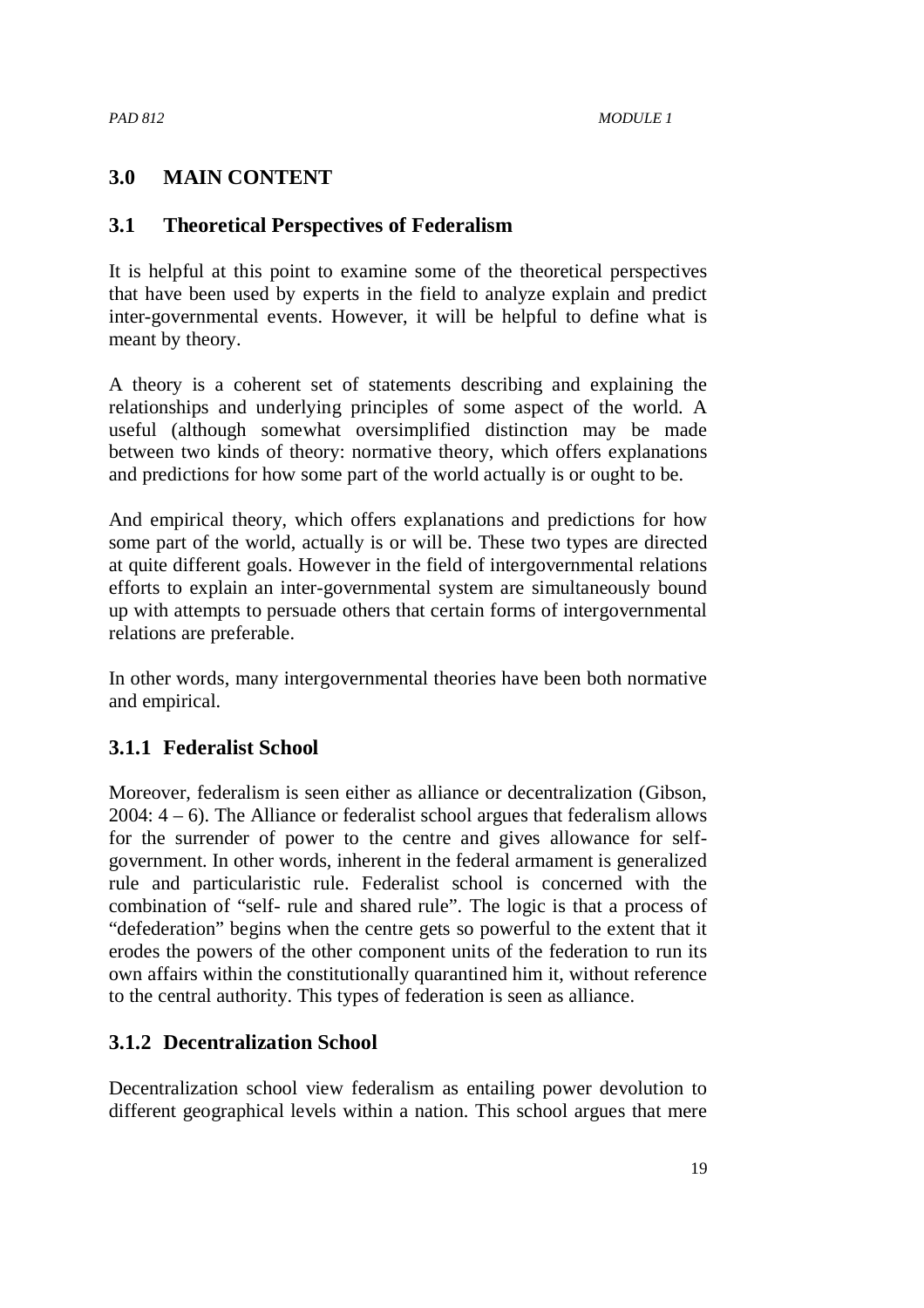## 3.0 MAIN CONTENT

### 3.1 Theoretical Perspectives of Federalism

It is helpful at this point to examine some of the theoretical perspectives that have been used by experts in the field to analyze explain and predict inter-governmental events. However, it will be helpful to define what is meant by theory.

A theory is a coherent set of statements describing and explaining the relationships and underlying principles of some aspect of the world. A useful (although somewhat oversimplified distinction may be made between two kinds of theory: normative theory, which offers explanations and predictions for how some part of the world actually is or ought to be.

And empirical theory, which offers explanations and predictions for how some part of the world, actually is or will be. These two types are directed at quite different goals. However in the field of intergovernmental relations efforts to explain an inter-governmental system are simultaneously bound up with attempts to persuade others that certain forms of intergovernmental relations are preferable.

In other words, many intergovernmental theories have been both normative and empirical.

#### 3.1.1 Federalist School

Moreover, federalism is seen either as alliance or decentralization (Gibson, 2004: 4 – 6). The Alliance or federalist school argues that federalism allows for the surrender of power to the centre and gives allowance for self-government. In other words, inherent in the federal armament is generalized rule and particularistic rule. Federalist school is concerned with the combination of "self- rule and shared rule". The logic is that a process of "defederation" begins when the centre gets so powerful to the extent that it erodes the powers of the other component units of the federation to run its own affairs within the constitutionally quarantined him it, without reference to the central authority. This types of federation is seen as alliance.

#### 3.1.2 Decentralization School

Decentralization school view federalism as entailing power devolution to different geographical levels within a nation. This school argues that mere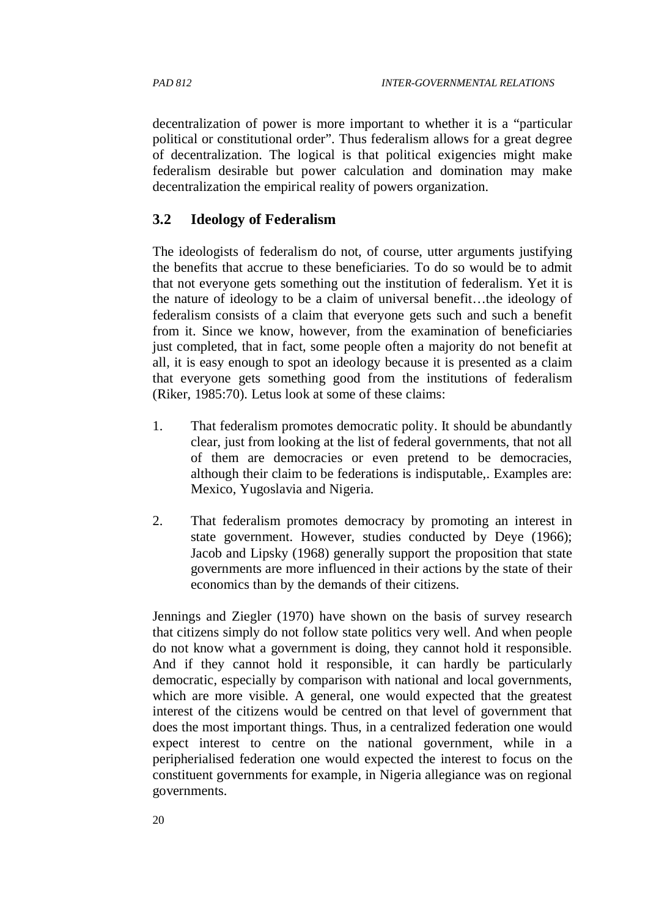decentralization of power is more important to whether it is a "particular political or constitutional order". Thus federalism allows for a great degree of decentralization. The logical is that political exigencies might make federalism desirable but power calculation and domination may make decentralization the empirical reality of powers organization.

## 3.2 Ideology of Federalism

The ideologists of federalism do not, of course, utter arguments justifying the benefits that accrue to these beneficiaries. To do so would be to admit that not everyone gets something out the institution of federalism. Yet it is the nature of ideology to be a claim of universal benefit…the ideology of federalism consists of a claim that everyone gets such and such a benefit from it. Since we know, however, from the examination of beneficiaries just completed, that in fact, some people often a majority do not benefit at all, it is easy enough to spot an ideology because it is presented as a claim that everyone gets something good from the institutions of federalism (Riker, 1985:70). Letus look at some of these claims:

1. That federalism promotes democratic polity. It should be abundantly clear, just from looking at the list of federal governments, that not all of them are democracies or even pretend to be democracies, although their claim to be federations is indisputable,. Examples are: Mexico, Yugoslavia and Nigeria.

2. That federalism promotes democracy by promoting an interest in state government. However, studies conducted by Deye (1966); Jacob and Lipsky (1968) generally support the proposition that state governments are more influenced in their actions by the state of their economics than by the demands of their citizens.

Jennings and Ziegler (1970) have shown on the basis of survey research that citizens simply do not follow state politics very well. And when people do not know what a government is doing, they cannot hold it responsible. And if they cannot hold it responsible, it can hardly be particularly democratic, especially by comparison with national and local governments, which are more visible. A general, one would expected that the greatest interest of the citizens would be centred on that level of government that does the most important things. Thus, in a centralized federation one would expect interest to centre on the national government, while in a peripherialised federation one would expected the interest to focus on the constituent governments for example, in Nigeria allegiance was on regional governments.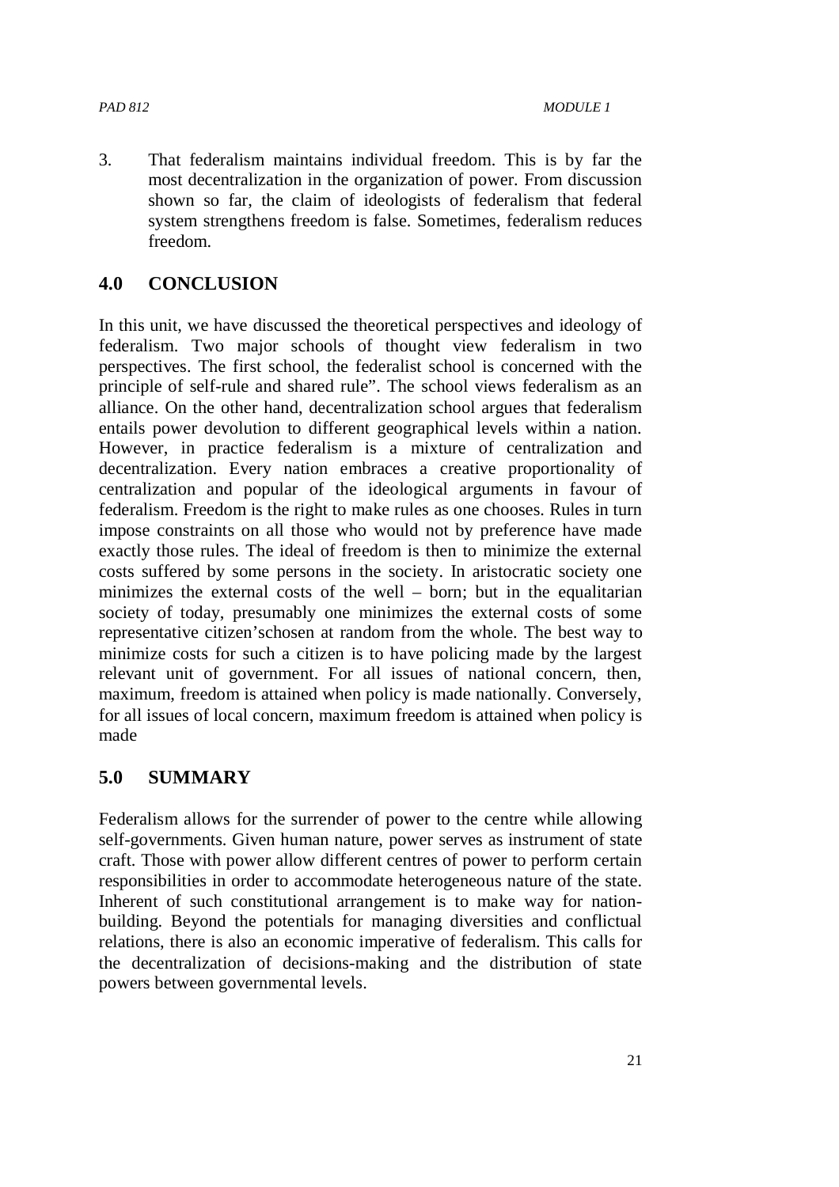3. That federalism maintains individual freedom. This is by far the most decentralization in the organization of power. From discussion shown so far, the claim of ideologists of federalism that federal system strengthens freedom is false. Sometimes, federalism reduces freedom.

## 4.0 CONCLUSION

In this unit, we have discussed the theoretical perspectives and ideology of federalism. Two major schools of thought view federalism in two perspectives. The first school, the federalist school is concerned with the principle of self-rule and shared rule". The school views federalism as an alliance. On the other hand, decentralization school argues that federalism entails power devolution to different geographical levels within a nation. However, in practice federalism is a mixture of centralization and decentralization. Every nation embraces a creative proportionality of centralization and popular of the ideological arguments in favour of federalism. Freedom is the right to make rules as one chooses. Rules in turn impose constraints on all those who would not by preference have made exactly those rules. The ideal of freedom is then to minimize the external costs suffered by some persons in the society. In aristocratic society one minimizes the external costs of the well – born; but in the equalitarian society of today, presumably one minimizes the external costs of some representative citizen'schosen at random from the whole. The best way to minimize costs for such a citizen is to have policing made by the largest relevant unit of government. For all issues of national concern, then, maximum, freedom is attained when policy is made nationally. Conversely, for all issues of local concern, maximum freedom is attained when policy is made

## 5.0 SUMMARY

Federalism allows for the surrender of power to the centre while allowing self-governments. Given human nature, power serves as instrument of state craft. Those with power allow different centres of power to perform certain responsibilities in order to accommodate heterogeneous nature of the state. Inherent of such constitutional arrangement is to make way for nation-building. Beyond the potentials for managing diversities and conflictual relations, there is also an economic imperative of federalism. This calls for the decentralization of decisions-making and the distribution of state powers between governmental levels.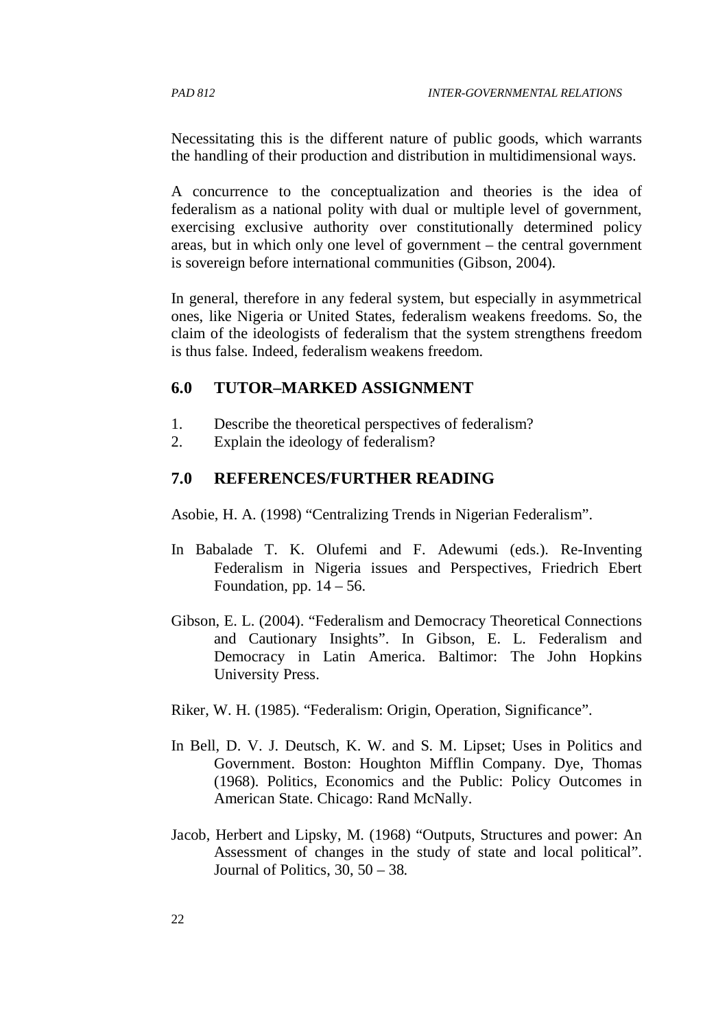Necessitating this is the different nature of public goods, which warrants the handling of their production and distribution in multidimensional ways.

A concurrence to the conceptualization and theories is the idea of federalism as a national polity with dual or multiple level of government, exercising exclusive authority over constitutionally determined policy areas, but in which only one level of government – the central government is sovereign before international communities (Gibson, 2004).

In general, therefore in any federal system, but especially in asymmetrical ones, like Nigeria or United States, federalism weakens freedoms. So, the claim of the ideologists of federalism that the system strengthens freedom is thus false. Indeed, federalism weakens freedom.

## 6.0 TUTOR–MARKED ASSIGNMENT

1. Describe the theoretical perspectives of federalism?
2. Explain the ideology of federalism?

## 7.0 REFERENCES/FURTHER READING

Asobie, H. A. (1998) "Centralizing Trends in Nigerian Federalism".

In Babalade T. K. Olufemi and F. Adewumi (eds.). Re-Inventing Federalism in Nigeria issues and Perspectives, Friedrich Ebert Foundation, pp. 14 – 56.

Gibson, E. L. (2004). "Federalism and Democracy Theoretical Connections and Cautionary Insights". In Gibson, E. L. Federalism and Democracy in Latin America. Baltimor: The John Hopkins University Press.

Riker, W. H. (1985). "Federalism: Origin, Operation, Significance".

In Bell, D. V. J. Deutsch, K. W. and S. M. Lipset; Uses in Politics and Government. Boston: Houghton Mifflin Company. Dye, Thomas (1968). Politics, Economics and the Public: Policy Outcomes in American State. Chicago: Rand McNally.

Jacob, Herbert and Lipsky, M. (1968) "Outputs, Structures and power: An Assessment of changes in the study of state and local political". Journal of Politics, 30, 50 – 38.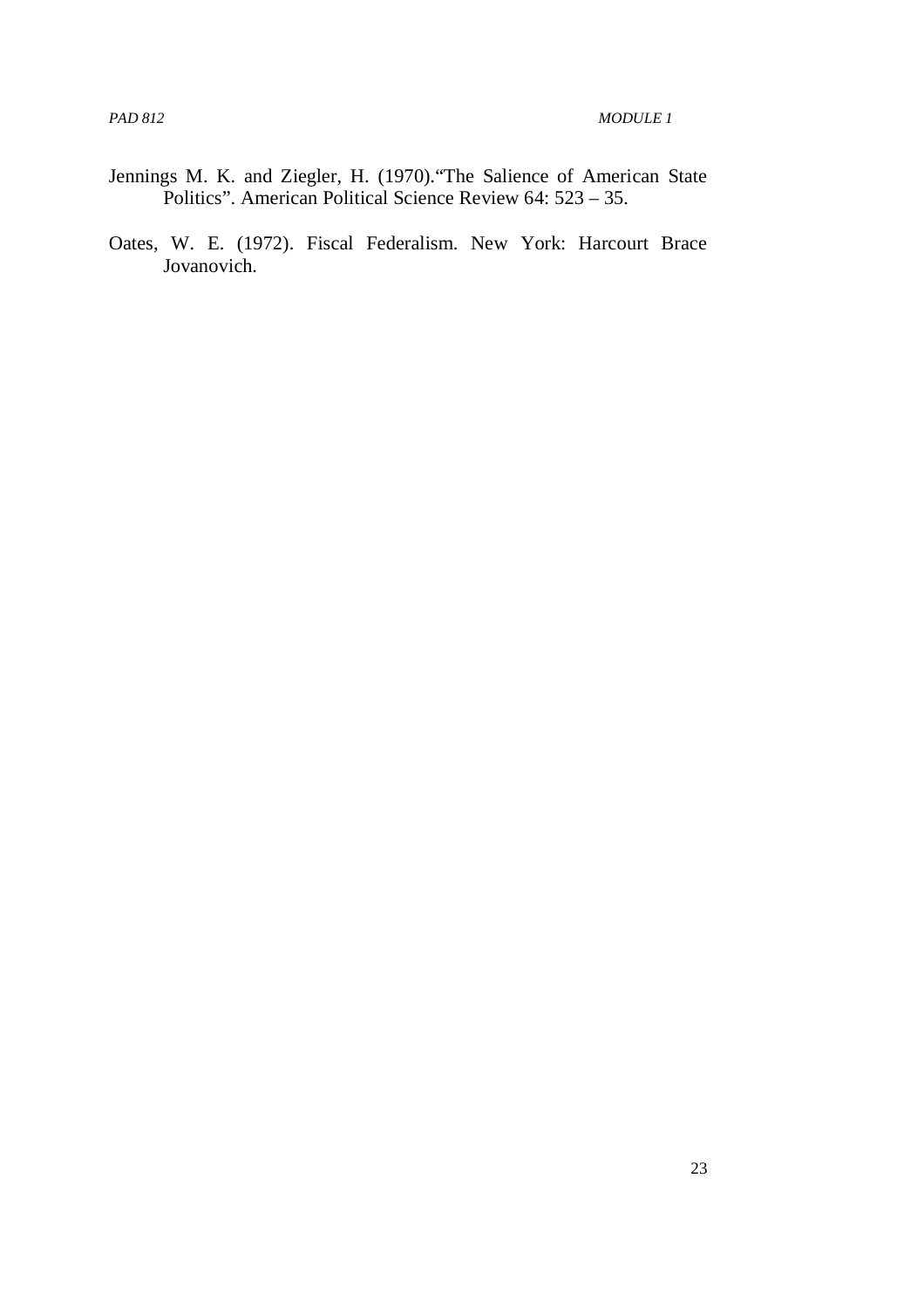Jennings M. K. and Ziegler, H. (1970).“The Salience of American State Politics”. American Political Science Review 64: 523 – 35.

Oates, W. E. (1972). Fiscal Federalism. New York: Harcourt Brace Jovanovich.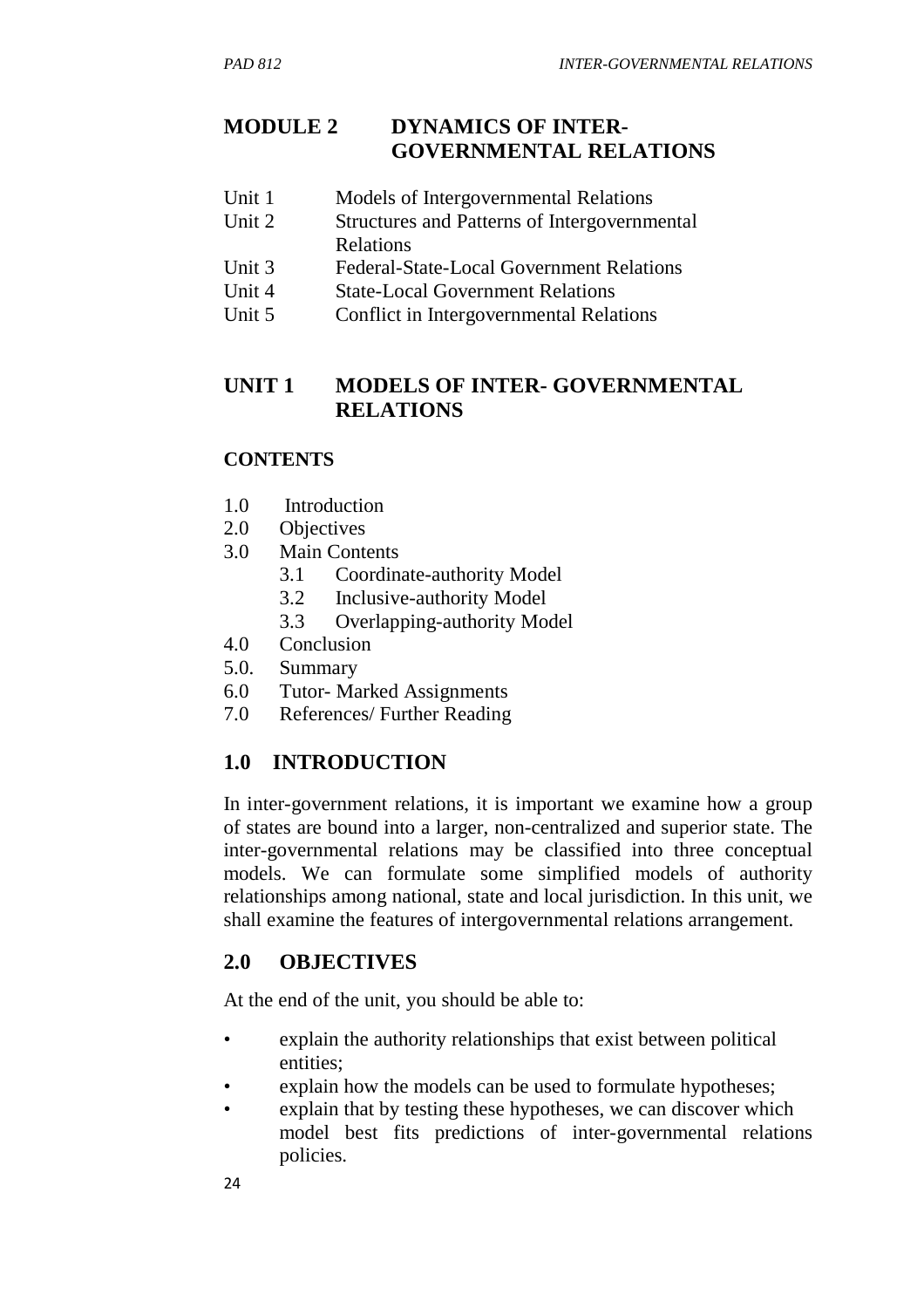# MODULE 2 DYNAMICS OF INTER-GOVERNMENTAL RELATIONS

- Unit 1 Models of Intergovernmental Relations
- Unit 2 Structures and Patterns of Intergovernmental Relations
- Unit 3 Federal-State-Local Government Relations
- Unit 4 State-Local Government Relations
- Unit 5 Conflict in Intergovernmental Relations

## UNIT 1 MODELS OF INTER- GOVERNMENTAL RELATIONS

### CONTENTS

- 1.0 Introduction
- 2.0 Objectives
- 3.0 Main Contents
  - 3.1 Coordinate-authority Model
  - 3.2 Inclusive-authority Model
  - 3.3 Overlapping-authority Model
- 4.0 Conclusion
- 5.0. Summary
- 6.0 Tutor- Marked Assignments
- 7.0 References/ Further Reading

### 1.0 INTRODUCTION

In inter-government relations, it is important we examine how a group of states are bound into a larger, non-centralized and superior state. The inter-governmental relations may be classified into three conceptual models. We can formulate some simplified models of authority relationships among national, state and local jurisdiction. In this unit, we shall examine the features of intergovernmental relations arrangement.

### 2.0 OBJECTIVES

At the end of the unit, you should be able to:

- explain the authority relationships that exist between political entities;
- explain how the models can be used to formulate hypotheses;
- explain that by testing these hypotheses, we can discover which model best fits predictions of inter-governmental relations policies.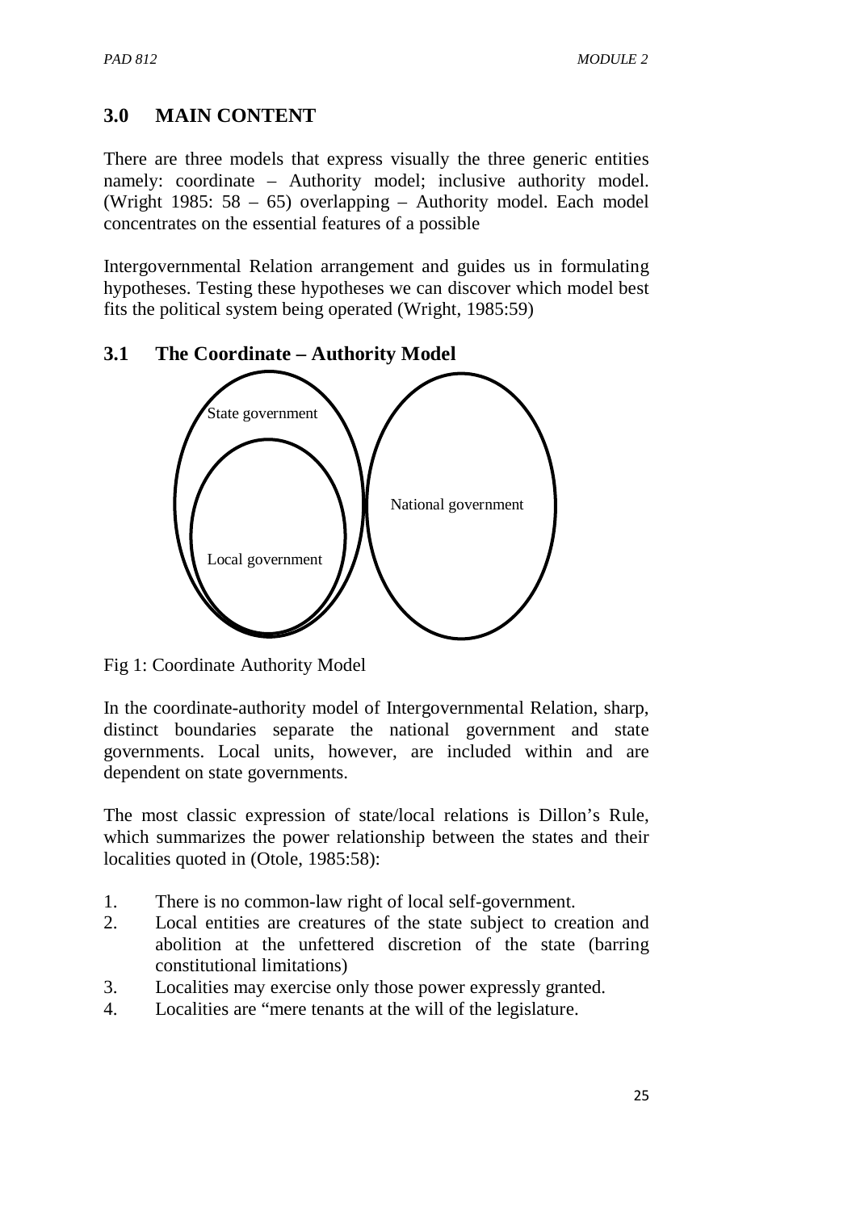## 3.0 MAIN CONTENT

There are three models that express visually the three generic entities namely: coordinate – Authority model; inclusive authority model. (Wright 1985: 58 – 65) overlapping – Authority model. Each model concentrates on the essential features of a possible

Intergovernmental Relation arrangement and guides us in formulating hypotheses. Testing these hypotheses we can discover which model best fits the political system being operated (Wright, 1985:59)

### 3.1 The Coordinate – Authority Model

State government

Local government

National government

Fig 1: Coordinate Authority Model

In the coordinate-authority model of Intergovernmental Relation, sharp, distinct boundaries separate the national government and state governments. Local units, however, are included within and are dependent on state governments.

The most classic expression of state/local relations is Dillon's Rule, which summarizes the power relationship between the states and their localities quoted in (Otole, 1985:58):

1. There is no common-law right of local self-government.
2. Local entities are creatures of the state subject to creation and abolition at the unfettered discretion of the state (barring constitutional limitations)
3. Localities may exercise only those power expressly granted.
4. Localities are "mere tenants at the will of the legislature.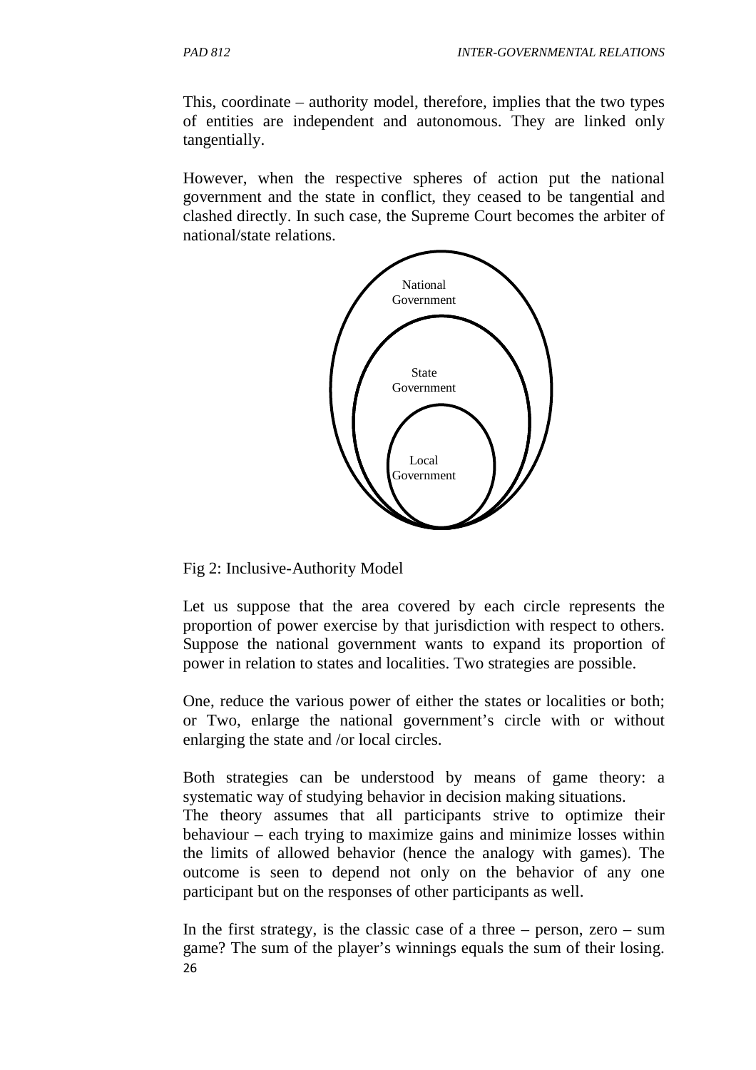This, coordinate – authority model, therefore, implies that the two types of entities are independent and autonomous. They are linked only tangentially.

However, when the respective spheres of action put the national government and the state in conflict, they ceased to be tangential and clashed directly. In such case, the Supreme Court becomes the arbiter of national/state relations.

National Government

State Government

Local Government

Fig 2: Inclusive-Authority Model

Let us suppose that the area covered by each circle represents the proportion of power exercise by that jurisdiction with respect to others. Suppose the national government wants to expand its proportion of power in relation to states and localities. Two strategies are possible.

One, reduce the various power of either the states or localities or both; or Two, enlarge the national government's circle with or without enlarging the state and /or local circles.

Both strategies can be understood by means of game theory: a systematic way of studying behavior in decision making situations.
The theory assumes that all participants strive to optimize their behaviour – each trying to maximize gains and minimize losses within the limits of allowed behavior (hence the analogy with games). The outcome is seen to depend not only on the behavior of any one participant but on the responses of other participants as well.

In the first strategy, is the classic case of a three – person, zero – sum game? The sum of the player's winnings equals the sum of their losing.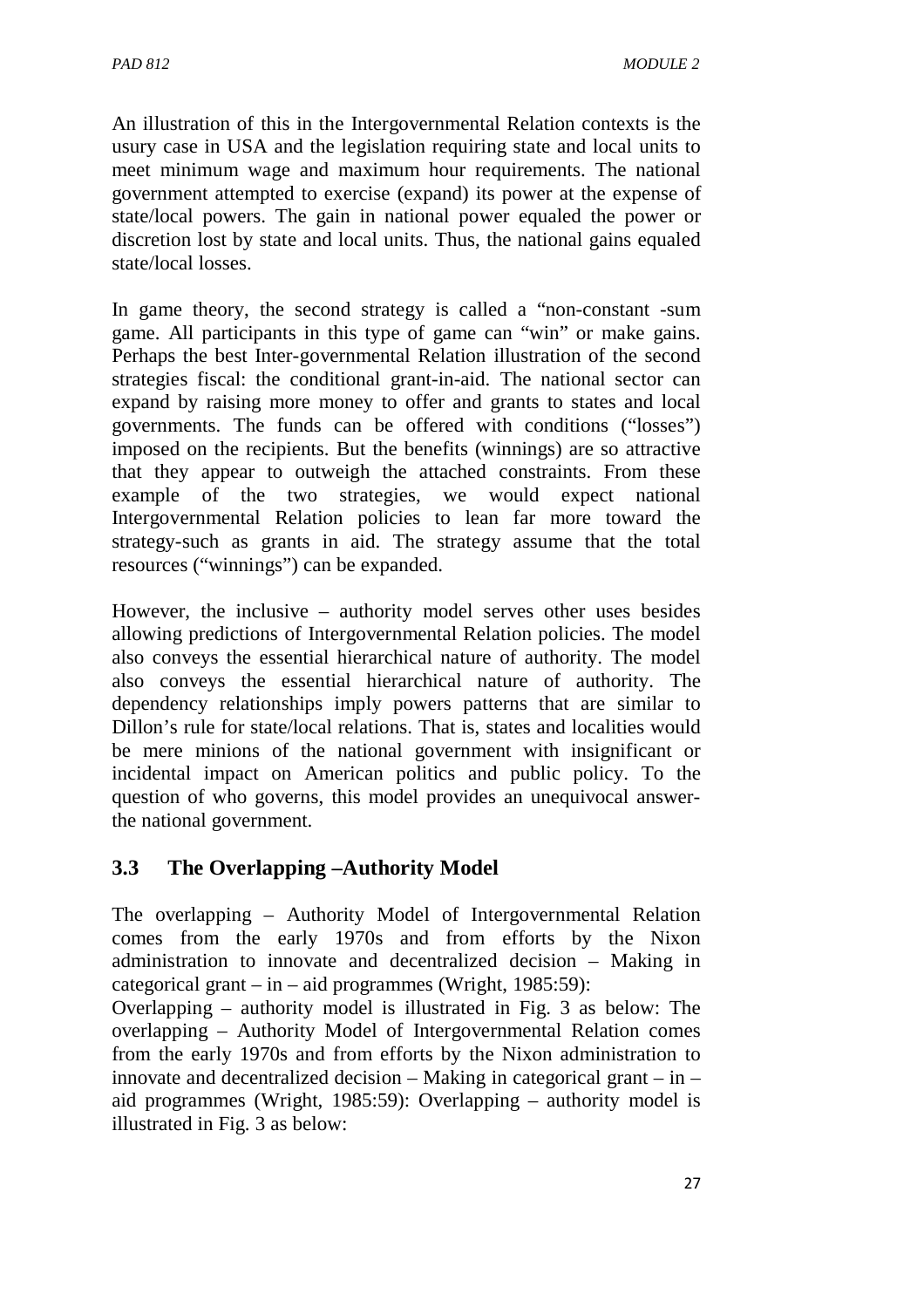An illustration of this in the Intergovernmental Relation contexts is the usury case in USA and the legislation requiring state and local units to meet minimum wage and maximum hour requirements. The national government attempted to exercise (expand) its power at the expense of state/local powers. The gain in national power equaled the power or discretion lost by state and local units. Thus, the national gains equaled state/local losses.

In game theory, the second strategy is called a "non-constant -sum game. All participants in this type of game can "win" or make gains. Perhaps the best Inter-governmental Relation illustration of the second strategies fiscal: the conditional grant-in-aid. The national sector can expand by raising more money to offer and grants to states and local governments. The funds can be offered with conditions ("losses") imposed on the recipients. But the benefits (winnings) are so attractive that they appear to outweigh the attached constraints. From these example of the two strategies, we would expect national Intergovernmental Relation policies to lean far more toward the strategy-such as grants in aid. The strategy assume that the total resources ("winnings") can be expanded.

However, the inclusive – authority model serves other uses besides allowing predictions of Intergovernmental Relation policies. The model also conveys the essential hierarchical nature of authority. The model also conveys the essential hierarchical nature of authority. The dependency relationships imply powers patterns that are similar to Dillon's rule for state/local relations. That is, states and localities would be mere minions of the national government with insignificant or incidental impact on American politics and public policy. To the question of who governs, this model provides an unequivocal answer-the national government.

### 3.3 The Overlapping –Authority Model

The overlapping – Authority Model of Intergovernmental Relation comes from the early 1970s and from efforts by the Nixon administration to innovate and decentralized decision – Making in categorical grant – in – aid programmes (Wright, 1985:59):
Overlapping – authority model is illustrated in Fig. 3 as below: The overlapping – Authority Model of Intergovernmental Relation comes from the early 1970s and from efforts by the Nixon administration to innovate and decentralized decision – Making in categorical grant – in – aid programmes (Wright, 1985:59): Overlapping – authority model is illustrated in Fig. 3 as below: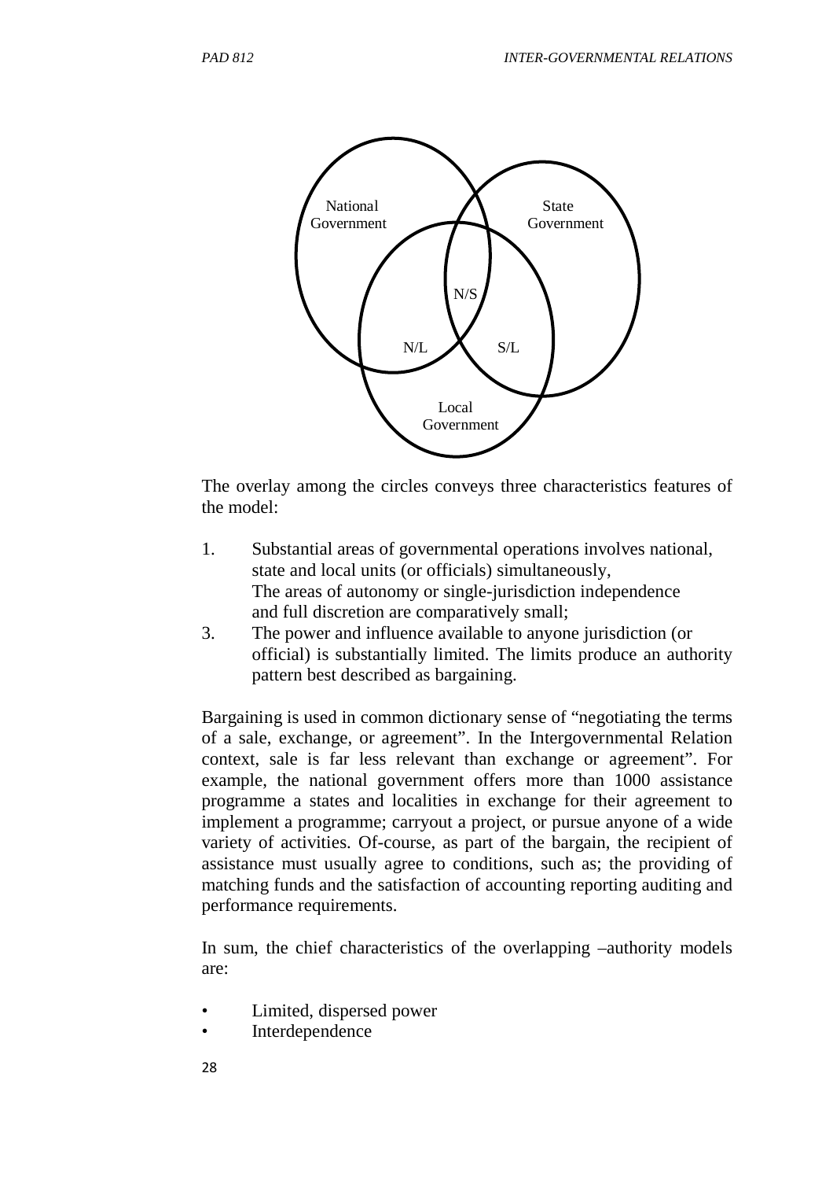National Government

State Government

N/S

N/L

S/L

Local Government

The overlay among the circles conveys three characteristics features of the model:

1. Substantial areas of governmental operations involves national, state and local units (or officials) simultaneously,
   The areas of autonomy or single-jurisdiction independence and full discretion are comparatively small;
3. The power and influence available to anyone jurisdiction (or official) is substantially limited. The limits produce an authority pattern best described as bargaining.

Bargaining is used in common dictionary sense of "negotiating the terms of a sale, exchange, or agreement". In the Intergovernmental Relation context, sale is far less relevant than exchange or agreement". For example, the national government offers more than 1000 assistance programme a states and localities in exchange for their agreement to implement a programme; carryout a project, or pursue anyone of a wide variety of activities. Of-course, as part of the bargain, the recipient of assistance must usually agree to conditions, such as; the providing of matching funds and the satisfaction of accounting reporting auditing and performance requirements.

In sum, the chief characteristics of the overlapping –authority models are:

- Limited, dispersed power
- Interdependence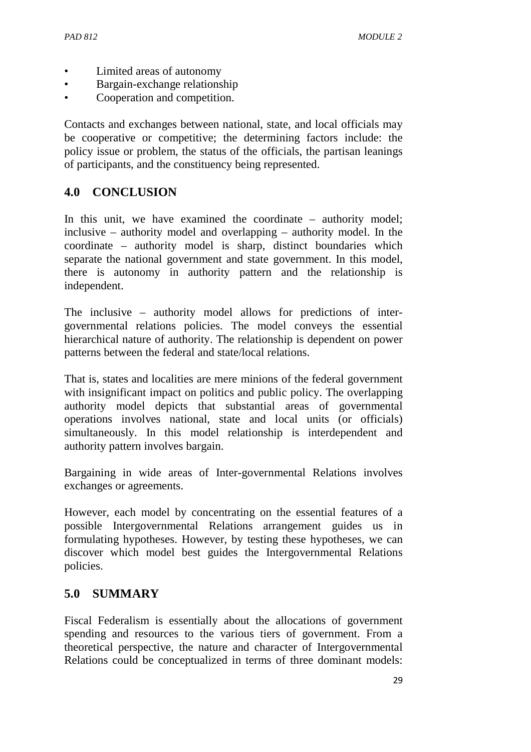- Limited areas of autonomy
- Bargain-exchange relationship
- Cooperation and competition.

Contacts and exchanges between national, state, and local officials may be cooperative or competitive; the determining factors include: the policy issue or problem, the status of the officials, the partisan leanings of participants, and the constituency being represented.

## 4.0 CONCLUSION

In this unit, we have examined the coordinate – authority model; inclusive – authority model and overlapping – authority model. In the coordinate – authority model is sharp, distinct boundaries which separate the national government and state government. In this model, there is autonomy in authority pattern and the relationship is independent.

The inclusive – authority model allows for predictions of inter-governmental relations policies. The model conveys the essential hierarchical nature of authority. The relationship is dependent on power patterns between the federal and state/local relations.

That is, states and localities are mere minions of the federal government with insignificant impact on politics and public policy. The overlapping authority model depicts that substantial areas of governmental operations involves national, state and local units (or officials) simultaneously. In this model relationship is interdependent and authority pattern involves bargain.

Bargaining in wide areas of Inter-governmental Relations involves exchanges or agreements.

However, each model by concentrating on the essential features of a possible Intergovernmental Relations arrangement guides us in formulating hypotheses. However, by testing these hypotheses, we can discover which model best guides the Intergovernmental Relations policies.

## 5.0 SUMMARY

Fiscal Federalism is essentially about the allocations of government spending and resources to the various tiers of government. From a theoretical perspective, the nature and character of Intergovernmental Relations could be conceptualized in terms of three dominant models: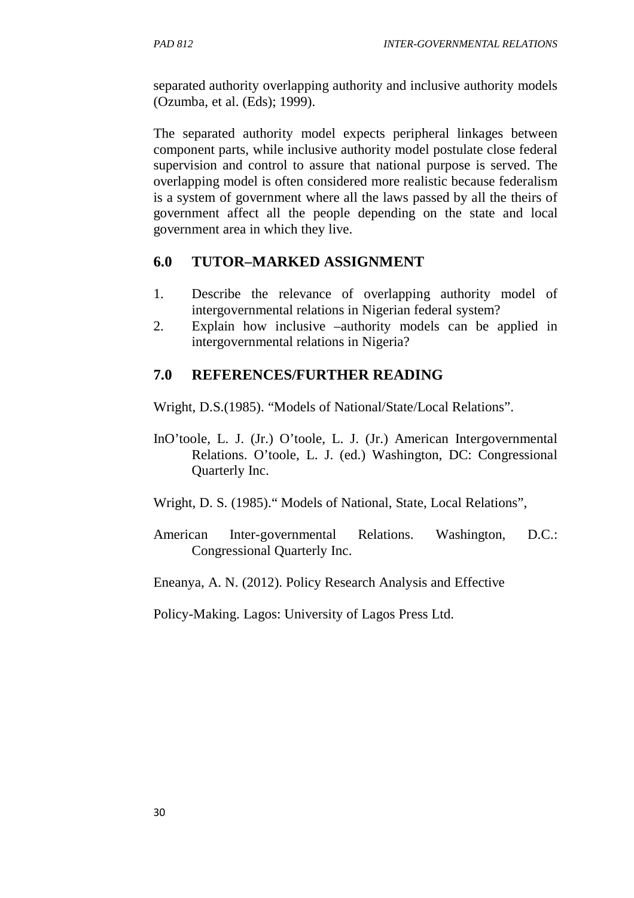separated authority overlapping authority and inclusive authority models (Ozumba, et al. (Eds); 1999).

The separated authority model expects peripheral linkages between component parts, while inclusive authority model postulate close federal supervision and control to assure that national purpose is served. The overlapping model is often considered more realistic because federalism is a system of government where all the laws passed by all the theirs of government affect all the people depending on the state and local government area in which they live.

## 6.0 TUTOR–MARKED ASSIGNMENT

1. Describe the relevance of overlapping authority model of intergovernmental relations in Nigerian federal system?
2. Explain how inclusive –authority models can be applied in intergovernmental relations in Nigeria?

## 7.0 REFERENCES/FURTHER READING

Wright, D.S.(1985). "Models of National/State/Local Relations".

InO'toole, L. J. (Jr.) O'toole, L. J. (Jr.) American Intergovernmental Relations. O'toole, L. J. (ed.) Washington, DC: Congressional Quarterly Inc.

Wright, D. S. (1985)." Models of National, State, Local Relations",

American Inter-governmental Relations. Washington, D.C.: Congressional Quarterly Inc.

Eneanya, A. N. (2012). Policy Research Analysis and Effective

Policy-Making. Lagos: University of Lagos Press Ltd.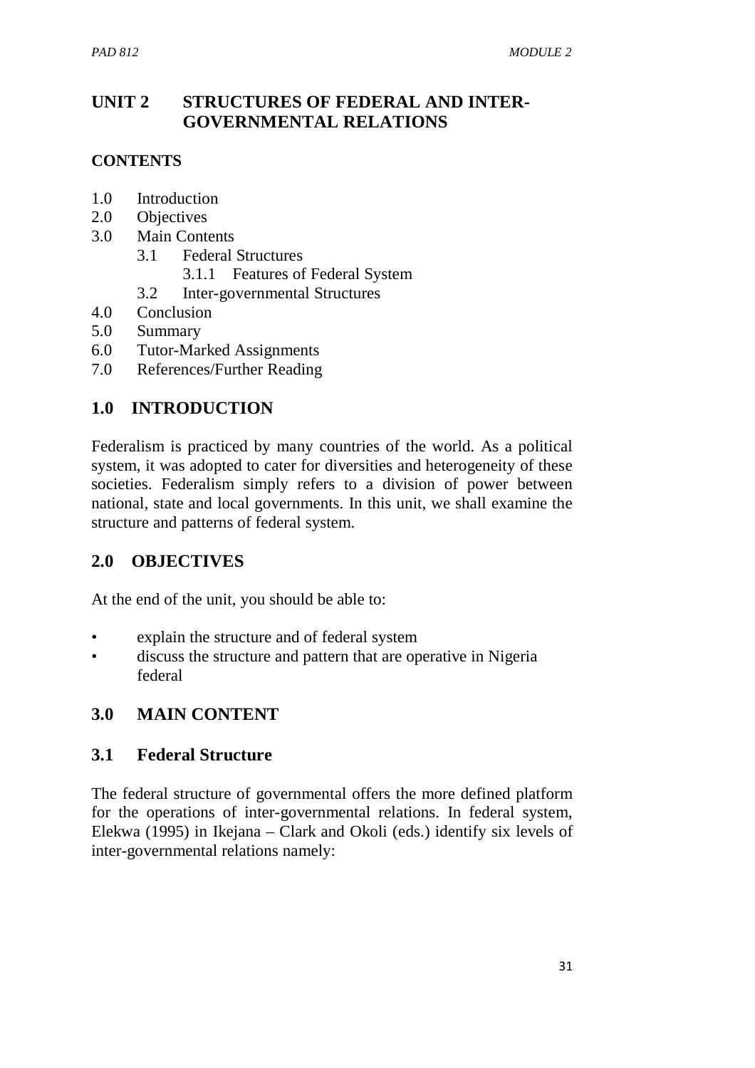## UNIT 2 STRUCTURES OF FEDERAL AND INTER-GOVERNMENTAL RELATIONS

### CONTENTS

1.0 Introduction
2.0 Objectives
3.0 Main Contents
  3.1 Federal Structures
    3.1.1 Features of Federal System
  3.2 Inter-governmental Structures
4.0 Conclusion
5.0 Summary
6.0 Tutor-Marked Assignments
7.0 References/Further Reading

## 1.0 INTRODUCTION

Federalism is practiced by many countries of the world. As a political system, it was adopted to cater for diversities and heterogeneity of these societies. Federalism simply refers to a division of power between national, state and local governments. In this unit, we shall examine the structure and patterns of federal system.

## 2.0 OBJECTIVES

At the end of the unit, you should be able to:

- explain the structure and of federal system
- discuss the structure and pattern that are operative in Nigeria federal

## 3.0 MAIN CONTENT

### 3.1 Federal Structure

The federal structure of governmental offers the more defined platform for the operations of inter-governmental relations. In federal system, Elekwa (1995) in Ikejana – Clark and Okoli (eds.) identify six levels of inter-governmental relations namely: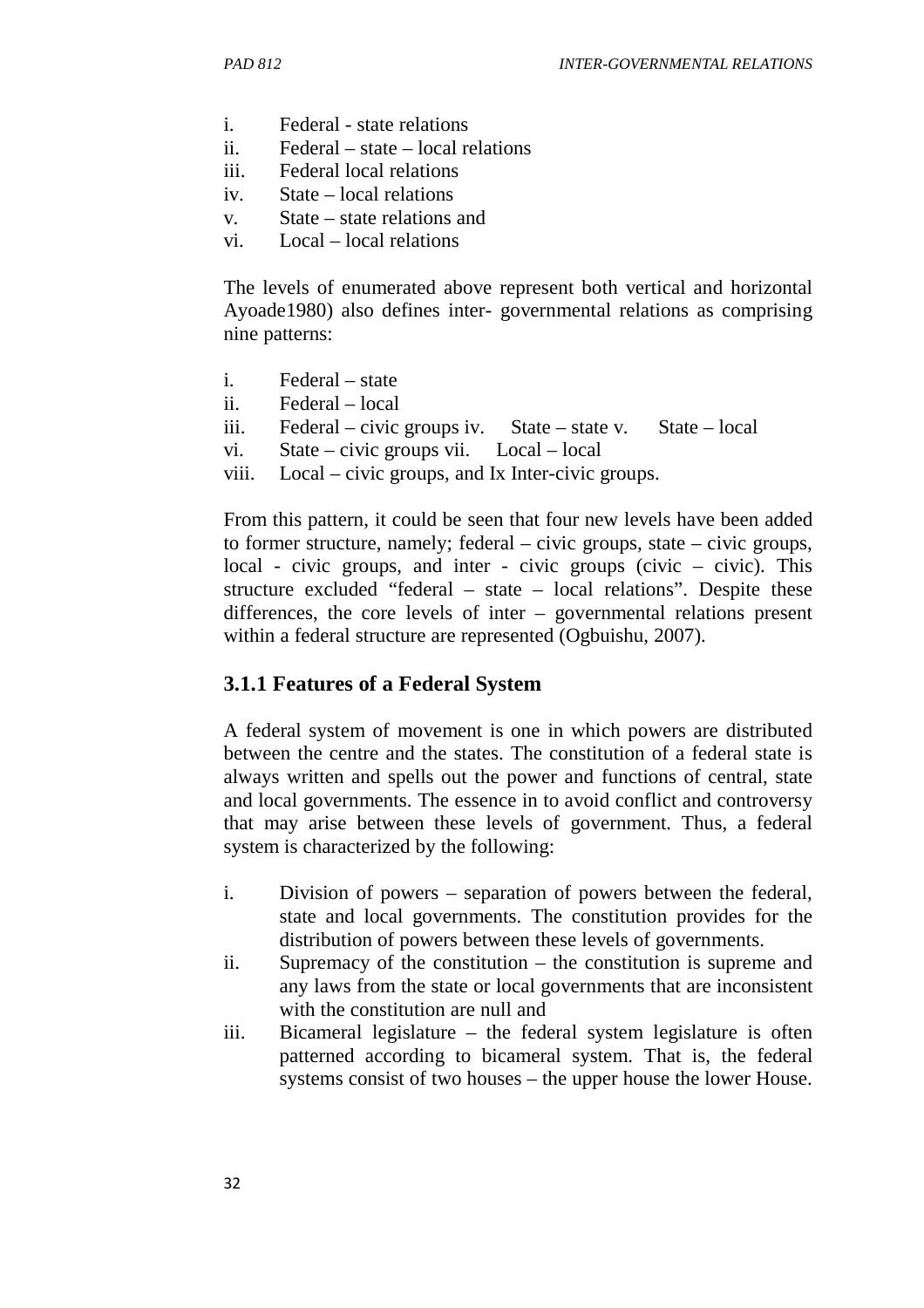i. Federal - state relations
ii. Federal – state – local relations
iii. Federal local relations
iv. State – local relations
v. State – state relations and
vi. Local – local relations

The levels of enumerated above represent both vertical and horizontal Ayoade1980) also defines inter- governmental relations as comprising nine patterns:

i. Federal – state
ii. Federal – local
iii. Federal – civic groups iv. State – state v. State – local
vi. State – civic groups vii. Local – local
viii. Local – civic groups, and Ix Inter-civic groups.

From this pattern, it could be seen that four new levels have been added to former structure, namely; federal – civic groups, state – civic groups, local - civic groups, and inter - civic groups (civic – civic). This structure excluded "federal – state – local relations". Despite these differences, the core levels of inter – governmental relations present within a federal structure are represented (Ogbuishu, 2007).

### 3.1.1 Features of a Federal System

A federal system of movement is one in which powers are distributed between the centre and the states. The constitution of a federal state is always written and spells out the power and functions of central, state and local governments. The essence in to avoid conflict and controversy that may arise between these levels of government. Thus, a federal system is characterized by the following:

i. Division of powers – separation of powers between the federal, state and local governments. The constitution provides for the distribution of powers between these levels of governments.
ii. Supremacy of the constitution – the constitution is supreme and any laws from the state or local governments that are inconsistent with the constitution are null and
iii. Bicameral legislature – the federal system legislature is often patterned according to bicameral system. That is, the federal systems consist of two houses – the upper house the lower House.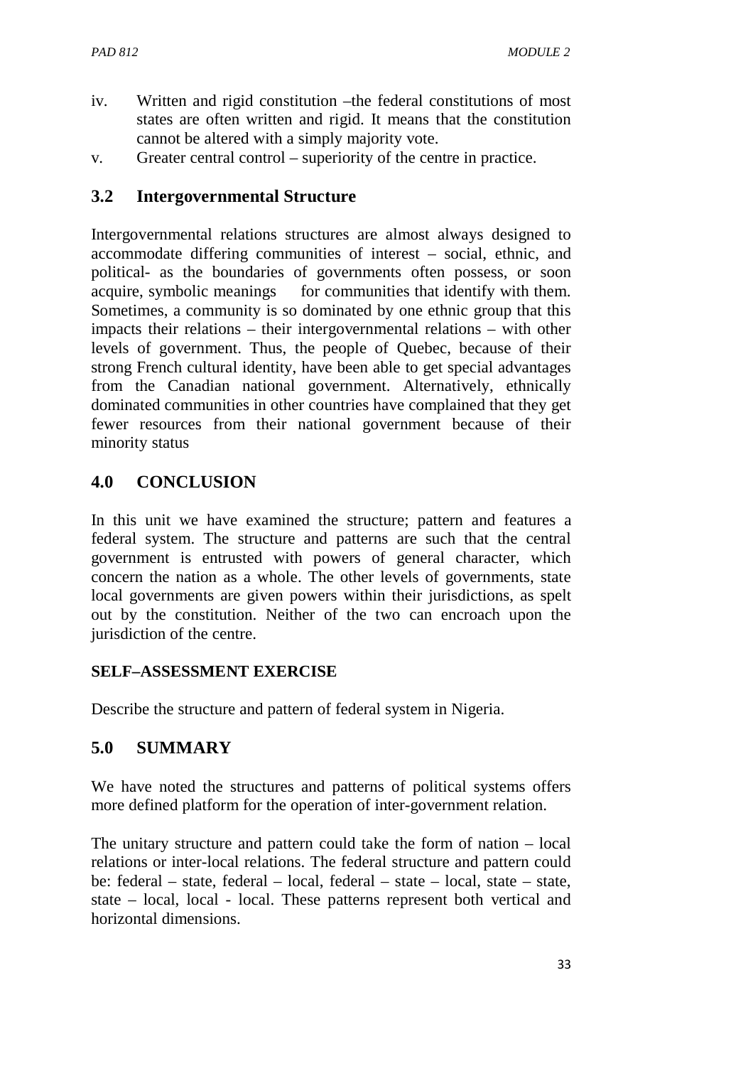iv. Written and rigid constitution –the federal constitutions of most states are often written and rigid. It means that the constitution cannot be altered with a simply majority vote.

v. Greater central control – superiority of the centre in practice.

## 3.2 Intergovernmental Structure

Intergovernmental relations structures are almost always designed to accommodate differing communities of interest – social, ethnic, and political- as the boundaries of governments often possess, or soon acquire, symbolic meanings for communities that identify with them. Sometimes, a community is so dominated by one ethnic group that this impacts their relations – their intergovernmental relations – with other levels of government. Thus, the people of Quebec, because of their strong French cultural identity, have been able to get special advantages from the Canadian national government. Alternatively, ethnically dominated communities in other countries have complained that they get fewer resources from their national government because of their minority status

## 4.0 CONCLUSION

In this unit we have examined the structure; pattern and features a federal system. The structure and patterns are such that the central government is entrusted with powers of general character, which concern the nation as a whole. The other levels of governments, state local governments are given powers within their jurisdictions, as spelt out by the constitution. Neither of the two can encroach upon the jurisdiction of the centre.

**SELF–ASSESSMENT EXERCISE**

Describe the structure and pattern of federal system in Nigeria.

## 5.0 SUMMARY

We have noted the structures and patterns of political systems offers more defined platform for the operation of inter-government relation.

The unitary structure and pattern could take the form of nation – local relations or inter-local relations. The federal structure and pattern could be: federal – state, federal – local, federal – state – local, state – state, state – local, local - local. These patterns represent both vertical and horizontal dimensions.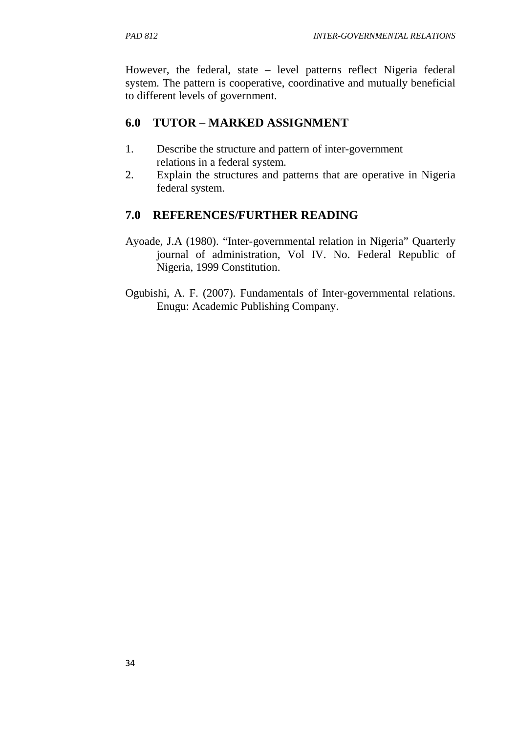However, the federal, state – level patterns reflect Nigeria federal system. The pattern is cooperative, coordinative and mutually beneficial to different levels of government.

## 6.0 TUTOR – MARKED ASSIGNMENT

1. Describe the structure and pattern of inter-government relations in a federal system.
2. Explain the structures and patterns that are operative in Nigeria federal system.

## 7.0 REFERENCES/FURTHER READING

Ayoade, J.A (1980). "Inter-governmental relation in Nigeria" Quarterly journal of administration, Vol IV. No. Federal Republic of Nigeria, 1999 Constitution.

Ogubishi, A. F. (2007). Fundamentals of Inter-governmental relations. Enugu: Academic Publishing Company.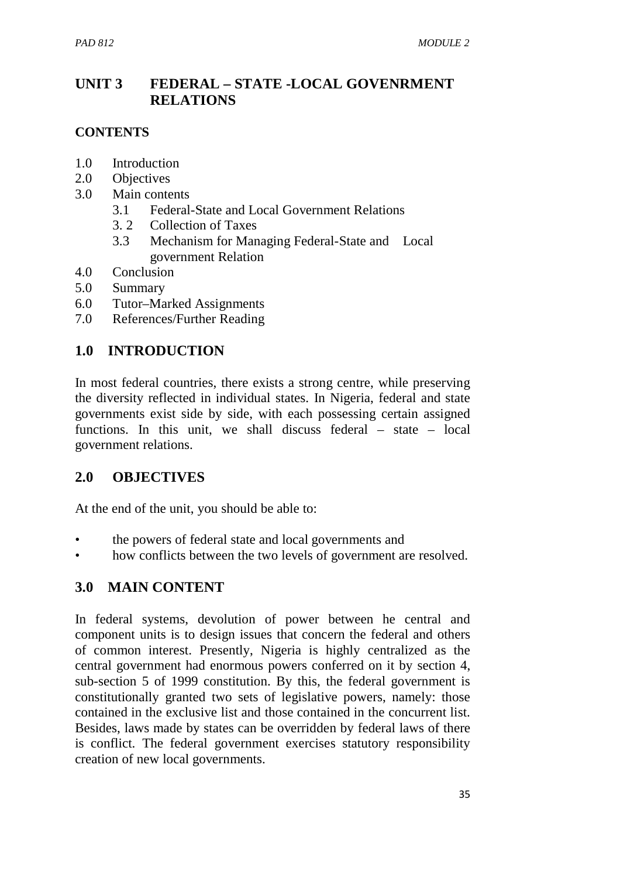## UNIT 3 FEDERAL – STATE -LOCAL GOVENRMENT RELATIONS

### CONTENTS

1.0 Introduction
2.0 Objectives
3.0 Main contents
  3.1 Federal-State and Local Government Relations
  3. 2 Collection of Taxes
  3.3 Mechanism for Managing Federal-State and Local government Relation
4.0 Conclusion
5.0 Summary
6.0 Tutor–Marked Assignments
7.0 References/Further Reading

## 1.0 INTRODUCTION

In most federal countries, there exists a strong centre, while preserving the diversity reflected in individual states. In Nigeria, federal and state governments exist side by side, with each possessing certain assigned functions. In this unit, we shall discuss federal – state – local government relations.

## 2.0 OBJECTIVES

At the end of the unit, you should be able to:

- the powers of federal state and local governments and
- how conflicts between the two levels of government are resolved.

## 3.0 MAIN CONTENT

In federal systems, devolution of power between he central and component units is to design issues that concern the federal and others of common interest. Presently, Nigeria is highly centralized as the central government had enormous powers conferred on it by section 4, sub-section 5 of 1999 constitution. By this, the federal government is constitutionally granted two sets of legislative powers, namely: those contained in the exclusive list and those contained in the concurrent list. Besides, laws made by states can be overridden by federal laws of there is conflict. The federal government exercises statutory responsibility creation of new local governments.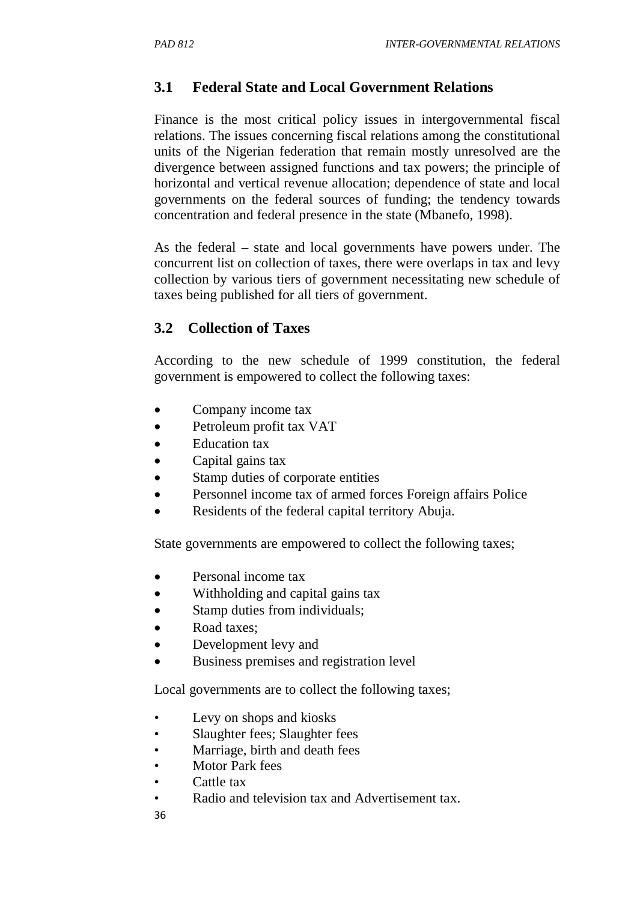## 3.1 Federal State and Local Government Relations

Finance is the most critical policy issues in intergovernmental fiscal relations. The issues concerning fiscal relations among the constitutional units of the Nigerian federation that remain mostly unresolved are the divergence between assigned functions and tax powers; the principle of horizontal and vertical revenue allocation; dependence of state and local governments on the federal sources of funding; the tendency towards concentration and federal presence in the state (Mbanefo, 1998).

As the federal – state and local governments have powers under. The concurrent list on collection of taxes, there were overlaps in tax and levy collection by various tiers of government necessitating new schedule of taxes being published for all tiers of government.

## 3.2 Collection of Taxes

According to the new schedule of 1999 constitution, the federal government is empowered to collect the following taxes:

- Company income tax
- Petroleum profit tax VAT
- Education tax
- Capital gains tax
- Stamp duties of corporate entities
- Personnel income tax of armed forces Foreign affairs Police
- Residents of the federal capital territory Abuja.

State governments are empowered to collect the following taxes;

- Personal income tax
- Withholding and capital gains tax
- Stamp duties from individuals;
- Road taxes;
- Development levy and
- Business premises and registration level

Local governments are to collect the following taxes;

- Levy on shops and kiosks
- Slaughter fees; Slaughter fees
- Marriage, birth and death fees
- Motor Park fees
- Cattle tax
- Radio and television tax and Advertisement tax.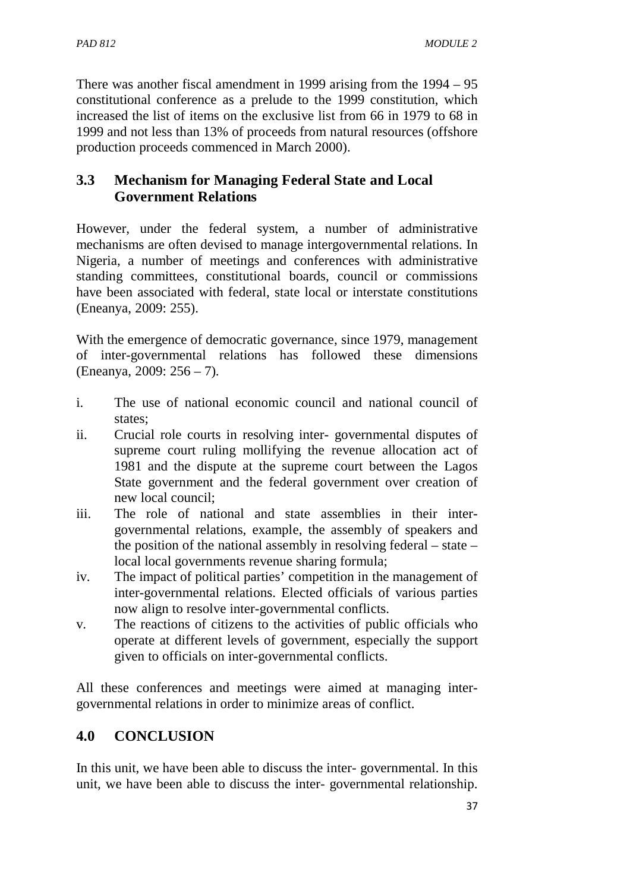There was another fiscal amendment in 1999 arising from the 1994 – 95 constitutional conference as a prelude to the 1999 constitution, which increased the list of items on the exclusive list from 66 in 1979 to 68 in 1999 and not less than 13% of proceeds from natural resources (offshore production proceeds commenced in March 2000).

## 3.3 Mechanism for Managing Federal State and Local Government Relations

However, under the federal system, a number of administrative mechanisms are often devised to manage intergovernmental relations. In Nigeria, a number of meetings and conferences with administrative standing committees, constitutional boards, council or commissions have been associated with federal, state local or interstate constitutions (Eneanya, 2009: 255).

With the emergence of democratic governance, since 1979, management of inter-governmental relations has followed these dimensions (Eneanya, 2009: 256 – 7).

i. The use of national economic council and national council of states;
ii. Crucial role courts in resolving inter- governmental disputes of supreme court ruling mollifying the revenue allocation act of 1981 and the dispute at the supreme court between the Lagos State government and the federal government over creation of new local council;
iii. The role of national and state assemblies in their inter-governmental relations, example, the assembly of speakers and the position of the national assembly in resolving federal – state – local local governments revenue sharing formula;
iv. The impact of political parties' competition in the management of inter-governmental relations. Elected officials of various parties now align to resolve inter-governmental conflicts.
v. The reactions of citizens to the activities of public officials who operate at different levels of government, especially the support given to officials on inter-governmental conflicts.

All these conferences and meetings were aimed at managing inter-governmental relations in order to minimize areas of conflict.

## 4.0 CONCLUSION

In this unit, we have been able to discuss the inter- governmental. In this unit, we have been able to discuss the inter- governmental relationship.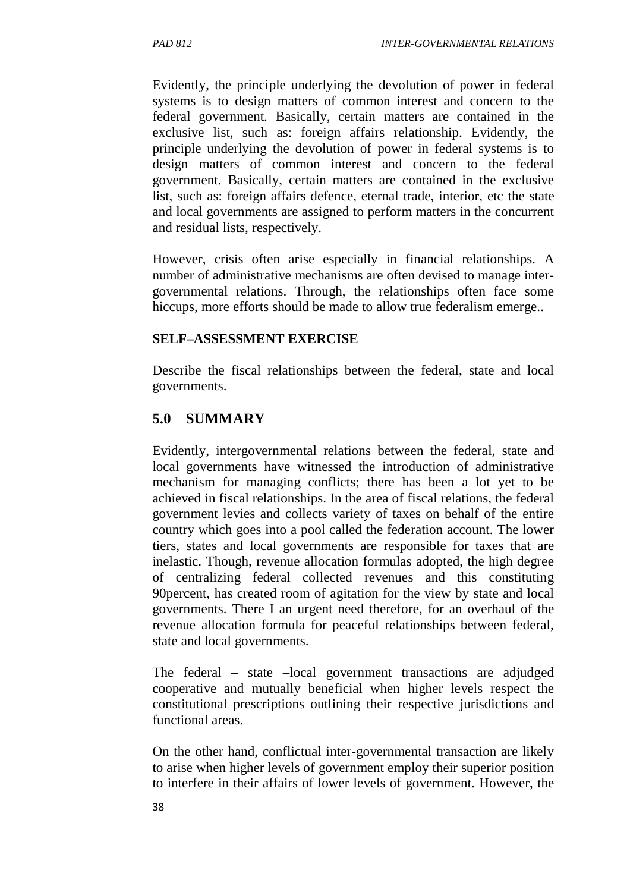Evidently, the principle underlying the devolution of power in federal systems is to design matters of common interest and concern to the federal government. Basically, certain matters are contained in the exclusive list, such as: foreign affairs relationship. Evidently, the principle underlying the devolution of power in federal systems is to design matters of common interest and concern to the federal government. Basically, certain matters are contained in the exclusive list, such as: foreign affairs defence, eternal trade, interior, etc the state and local governments are assigned to perform matters in the concurrent and residual lists, respectively.

However, crisis often arise especially in financial relationships. A number of administrative mechanisms are often devised to manage inter-governmental relations. Through, the relationships often face some hiccups, more efforts should be made to allow true federalism emerge..

**SELF–ASSESSMENT EXERCISE**

Describe the fiscal relationships between the federal, state and local governments.

## 5.0 SUMMARY

Evidently, intergovernmental relations between the federal, state and local governments have witnessed the introduction of administrative mechanism for managing conflicts; there has been a lot yet to be achieved in fiscal relationships. In the area of fiscal relations, the federal government levies and collects variety of taxes on behalf of the entire country which goes into a pool called the federation account. The lower tiers, states and local governments are responsible for taxes that are inelastic. Though, revenue allocation formulas adopted, the high degree of centralizing federal collected revenues and this constituting 90percent, has created room of agitation for the view by state and local governments. There I an urgent need therefore, for an overhaul of the revenue allocation formula for peaceful relationships between federal, state and local governments.

The federal – state –local government transactions are adjudged cooperative and mutually beneficial when higher levels respect the constitutional prescriptions outlining their respective jurisdictions and functional areas.

On the other hand, conflictual inter-governmental transaction are likely to arise when higher levels of government employ their superior position to interfere in their affairs of lower levels of government. However, the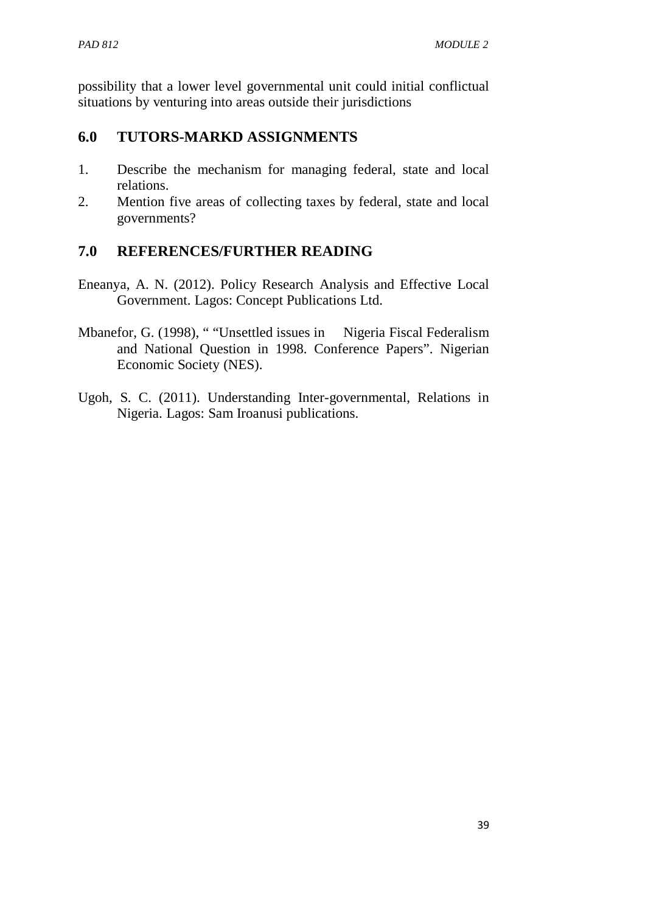possibility that a lower level governmental unit could initial conflictual situations by venturing into areas outside their jurisdictions

## 6.0 TUTORS-MARKD ASSIGNMENTS

1. Describe the mechanism for managing federal, state and local relations.
2. Mention five areas of collecting taxes by federal, state and local governments?

## 7.0 REFERENCES/FURTHER READING

Eneanya, A. N. (2012). Policy Research Analysis and Effective Local Government. Lagos: Concept Publications Ltd.

Mbanefor, G. (1998), " "Unsettled issues in Nigeria Fiscal Federalism and National Question in 1998. Conference Papers". Nigerian Economic Society (NES).

Ugoh, S. C. (2011). Understanding Inter-governmental, Relations in Nigeria. Lagos: Sam Iroanusi publications.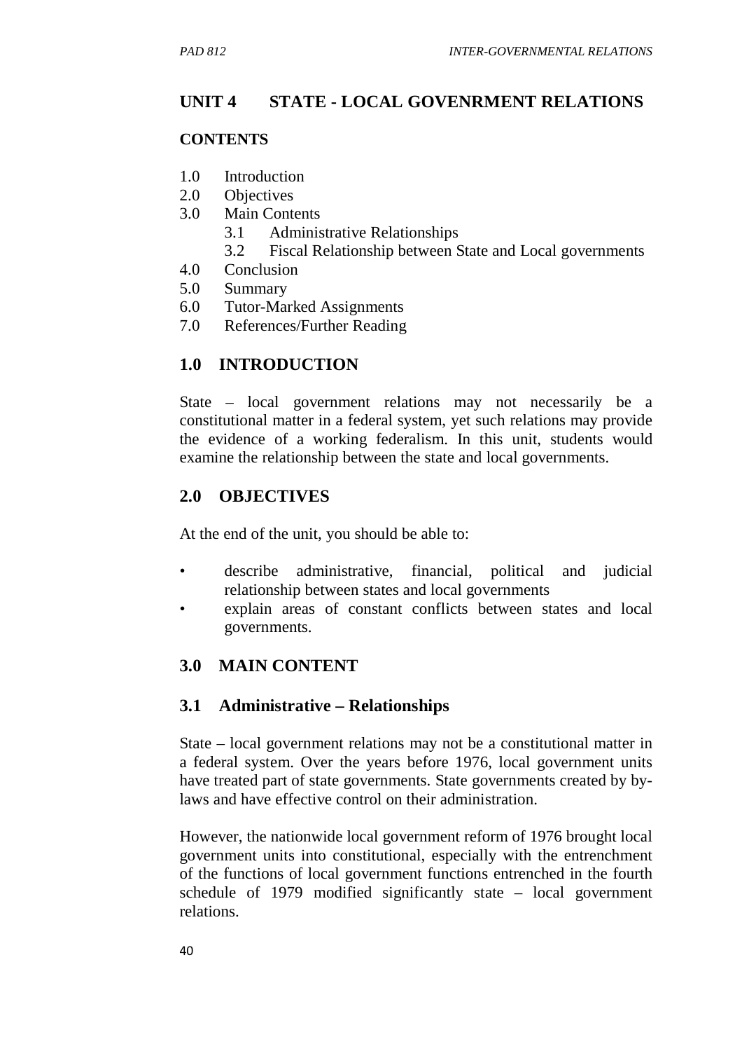# UNIT 4 STATE - LOCAL GOVENRMENT RELATIONS

**CONTENTS**

1.0 Introduction
2.0 Objectives
3.0 Main Contents
   3.1 Administrative Relationships
   3.2 Fiscal Relationship between State and Local governments
4.0 Conclusion
5.0 Summary
6.0 Tutor-Marked Assignments
7.0 References/Further Reading

## 1.0 INTRODUCTION

State – local government relations may not necessarily be a constitutional matter in a federal system, yet such relations may provide the evidence of a working federalism. In this unit, students would examine the relationship between the state and local governments.

## 2.0 OBJECTIVES

At the end of the unit, you should be able to:

- describe administrative, financial, political and judicial relationship between states and local governments
- explain areas of constant conflicts between states and local governments.

## 3.0 MAIN CONTENT

### 3.1 Administrative – Relationships

State – local government relations may not be a constitutional matter in a federal system. Over the years before 1976, local government units have treated part of state governments. State governments created by by-laws and have effective control on their administration.

However, the nationwide local government reform of 1976 brought local government units into constitutional, especially with the entrenchment of the functions of local government functions entrenched in the fourth schedule of 1979 modified significantly state – local government relations.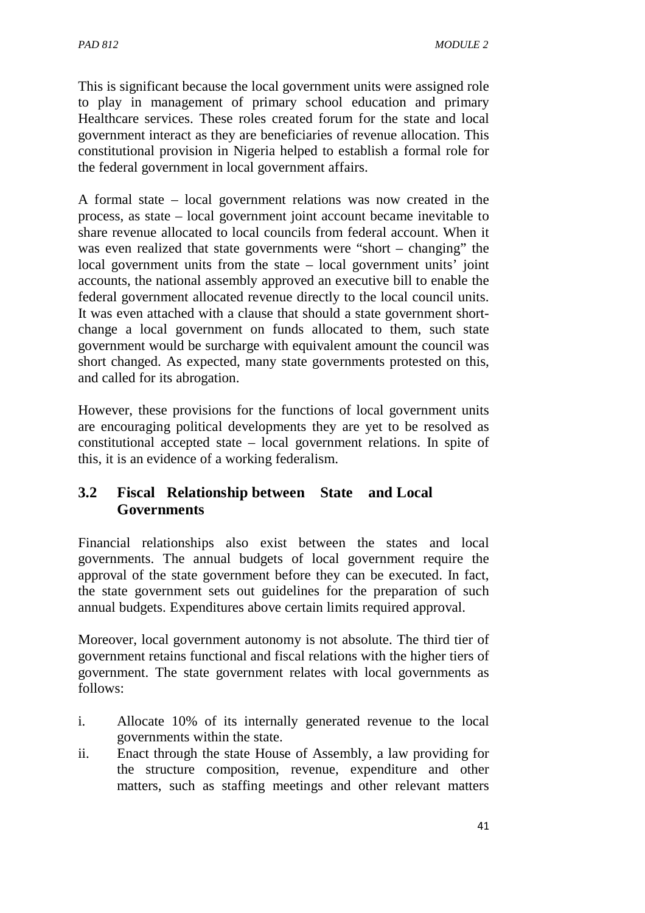This is significant because the local government units were assigned role to play in management of primary school education and primary Healthcare services. These roles created forum for the state and local government interact as they are beneficiaries of revenue allocation. This constitutional provision in Nigeria helped to establish a formal role for the federal government in local government affairs.

A formal state – local government relations was now created in the process, as state – local government joint account became inevitable to share revenue allocated to local councils from federal account. When it was even realized that state governments were "short – changing" the local government units from the state – local government units' joint accounts, the national assembly approved an executive bill to enable the federal government allocated revenue directly to the local council units. It was even attached with a clause that should a state government short-change a local government on funds allocated to them, such state government would be surcharge with equivalent amount the council was short changed. As expected, many state governments protested on this, and called for its abrogation.

However, these provisions for the functions of local government units are encouraging political developments they are yet to be resolved as constitutional accepted state – local government relations. In spite of this, it is an evidence of a working federalism.

## 3.2 Fiscal Relationship between State and Local Governments

Financial relationships also exist between the states and local governments. The annual budgets of local government require the approval of the state government before they can be executed. In fact, the state government sets out guidelines for the preparation of such annual budgets. Expenditures above certain limits required approval.

Moreover, local government autonomy is not absolute. The third tier of government retains functional and fiscal relations with the higher tiers of government. The state government relates with local governments as follows:

i. Allocate 10% of its internally generated revenue to the local governments within the state.
ii. Enact through the state House of Assembly, a law providing for the structure composition, revenue, expenditure and other matters, such as staffing meetings and other relevant matters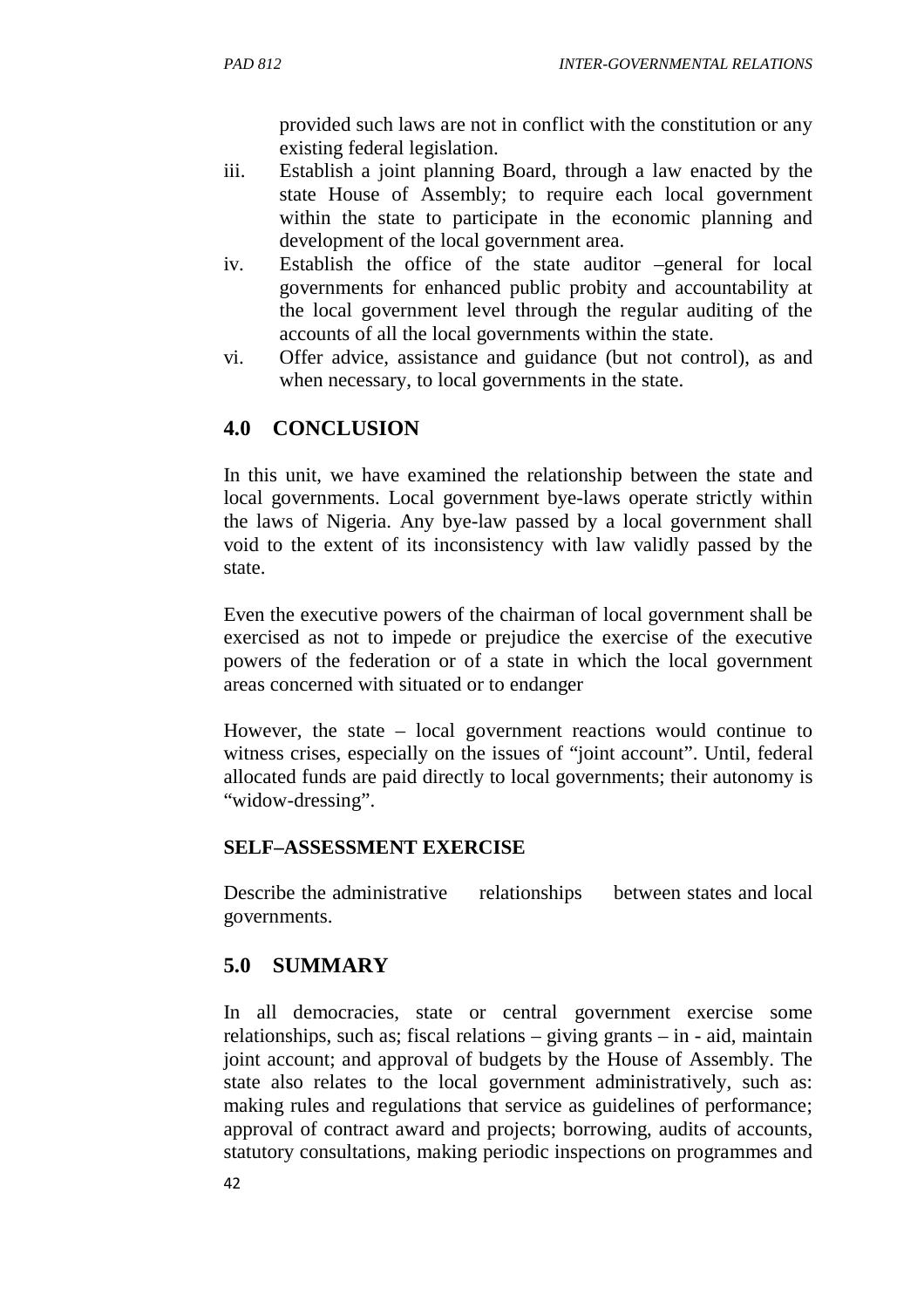provided such laws are not in conflict with the constitution or any existing federal legislation.

iii. Establish a joint planning Board, through a law enacted by the state House of Assembly; to require each local government within the state to participate in the economic planning and development of the local government area.

iv. Establish the office of the state auditor –general for local governments for enhanced public probity and accountability at the local government level through the regular auditing of the accounts of all the local governments within the state.

vi. Offer advice, assistance and guidance (but not control), as and when necessary, to local governments in the state.

## 4.0 CONCLUSION

In this unit, we have examined the relationship between the state and local governments. Local government bye-laws operate strictly within the laws of Nigeria. Any bye-law passed by a local government shall void to the extent of its inconsistency with law validly passed by the state.

Even the executive powers of the chairman of local government shall be exercised as not to impede or prejudice the exercise of the executive powers of the federation or of a state in which the local government areas concerned with situated or to endanger

However, the state – local government reactions would continue to witness crises, especially on the issues of "joint account". Until, federal allocated funds are paid directly to local governments; their autonomy is "widow-dressing".

**SELF–ASSESSMENT EXERCISE**

Describe the administrative relationships between states and local governments.

## 5.0 SUMMARY

In all democracies, state or central government exercise some relationships, such as; fiscal relations – giving grants – in - aid, maintain joint account; and approval of budgets by the House of Assembly. The state also relates to the local government administratively, such as: making rules and regulations that service as guidelines of performance; approval of contract award and projects; borrowing, audits of accounts, statutory consultations, making periodic inspections on programmes and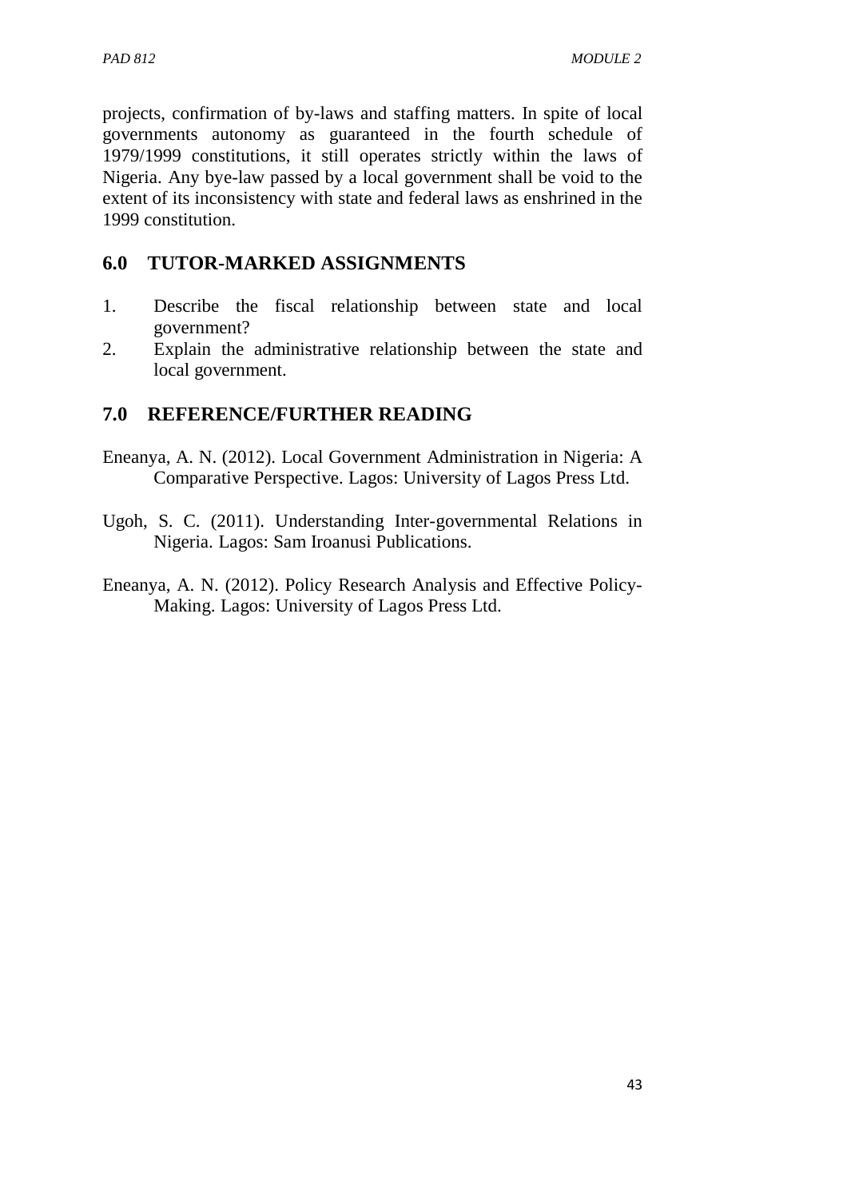projects, confirmation of by-laws and staffing matters. In spite of local governments autonomy as guaranteed in the fourth schedule of 1979/1999 constitutions, it still operates strictly within the laws of Nigeria. Any bye-law passed by a local government shall be void to the extent of its inconsistency with state and federal laws as enshrined in the 1999 constitution.

## 6.0 TUTOR-MARKED ASSIGNMENTS

1. Describe the fiscal relationship between state and local government?
2. Explain the administrative relationship between the state and local government.

## 7.0 REFERENCE/FURTHER READING

Eneanya, A. N. (2012). Local Government Administration in Nigeria: A Comparative Perspective. Lagos: University of Lagos Press Ltd.

Ugoh, S. C. (2011). Understanding Inter-governmental Relations in Nigeria. Lagos: Sam Iroanusi Publications.

Eneanya, A. N. (2012). Policy Research Analysis and Effective Policy-Making. Lagos: University of Lagos Press Ltd.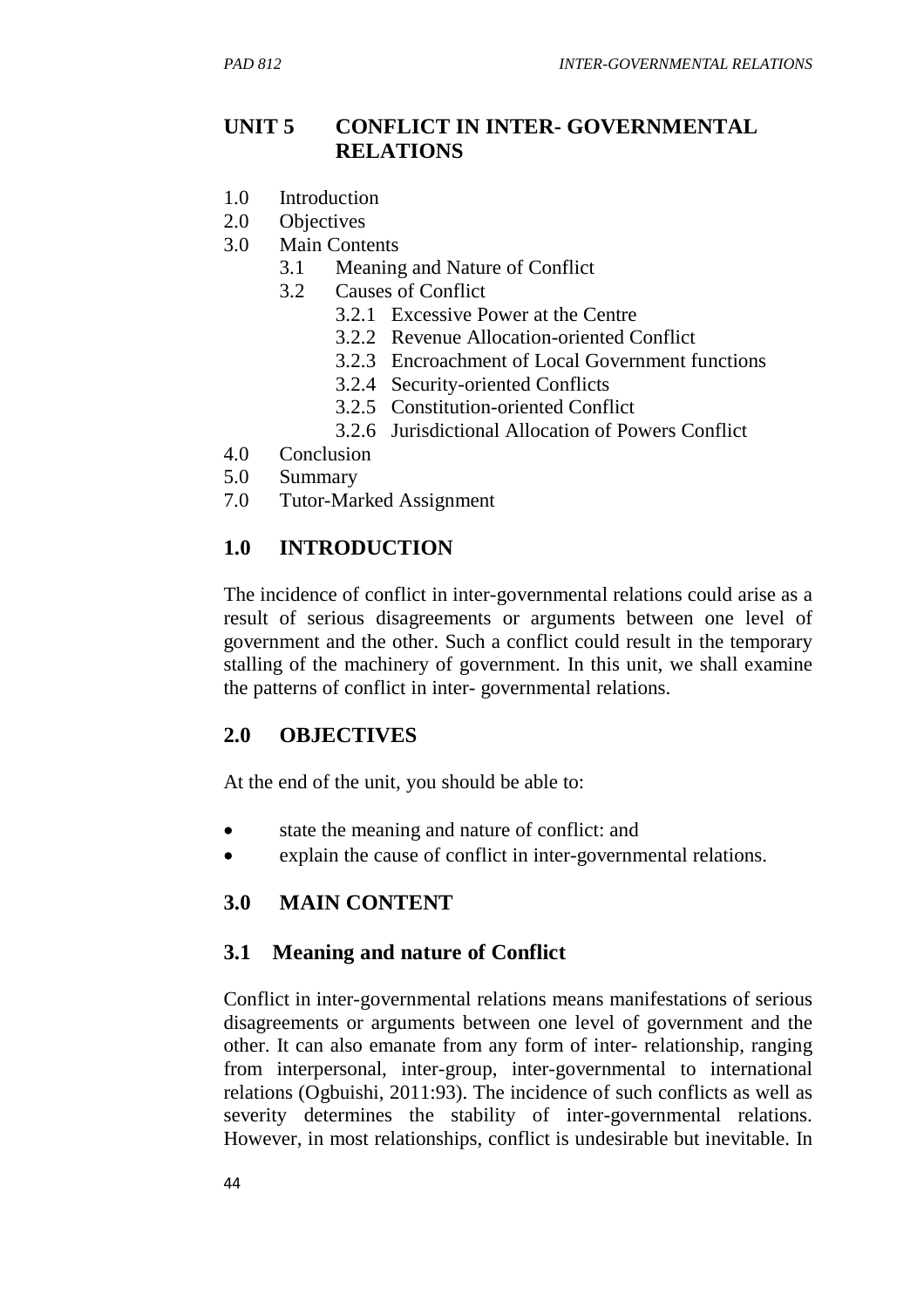## UNIT 5 CONFLICT IN INTER- GOVERNMENTAL RELATIONS

1.0 Introduction
2.0 Objectives
3.0 Main Contents
  3.1 Meaning and Nature of Conflict
  3.2 Causes of Conflict
    3.2.1 Excessive Power at the Centre
    3.2.2 Revenue Allocation-oriented Conflict
    3.2.3 Encroachment of Local Government functions
    3.2.4 Security-oriented Conflicts
    3.2.5 Constitution-oriented Conflict
    3.2.6 Jurisdictional Allocation of Powers Conflict
4.0 Conclusion
5.0 Summary
7.0 Tutor-Marked Assignment

## 1.0 INTRODUCTION

The incidence of conflict in inter-governmental relations could arise as a result of serious disagreements or arguments between one level of government and the other. Such a conflict could result in the temporary stalling of the machinery of government. In this unit, we shall examine the patterns of conflict in inter- governmental relations.

## 2.0 OBJECTIVES

At the end of the unit, you should be able to:

- state the meaning and nature of conflict: and
- explain the cause of conflict in inter-governmental relations.

## 3.0 MAIN CONTENT

### 3.1 Meaning and nature of Conflict

Conflict in inter-governmental relations means manifestations of serious disagreements or arguments between one level of government and the other. It can also emanate from any form of inter- relationship, ranging from interpersonal, inter-group, inter-governmental to international relations (Ogbuishi, 2011:93). The incidence of such conflicts as well as severity determines the stability of inter-governmental relations. However, in most relationships, conflict is undesirable but inevitable. In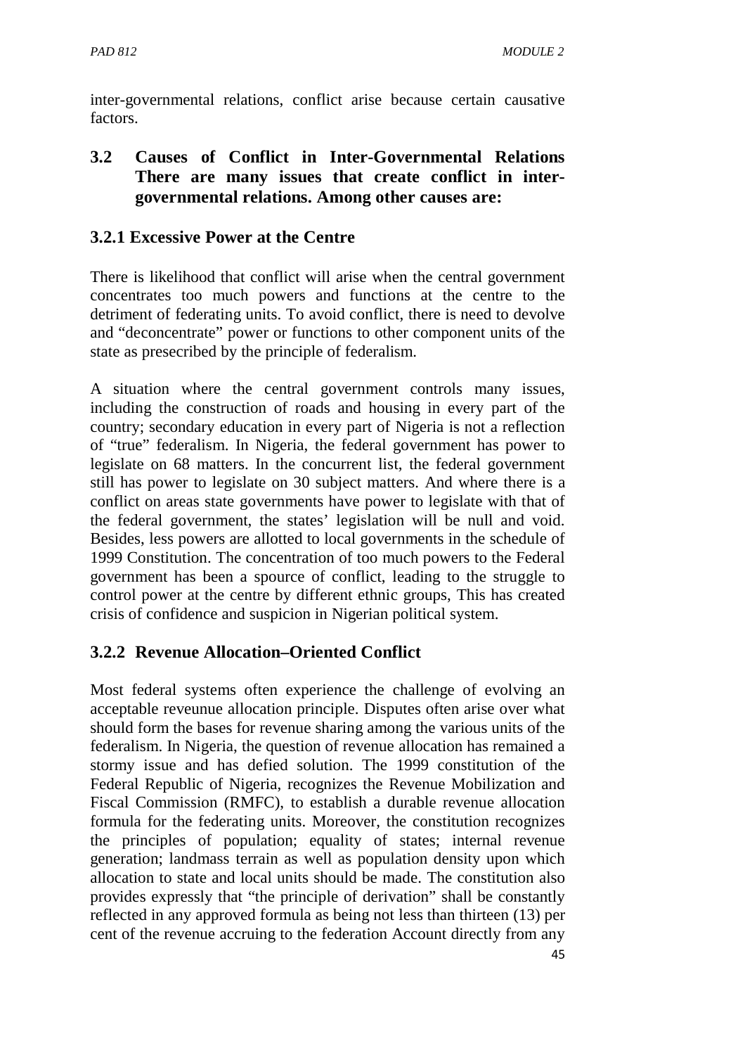inter-governmental relations, conflict arise because certain causative factors.

## 3.2 Causes of Conflict in Inter-Governmental Relations There are many issues that create conflict in inter-governmental relations. Among other causes are:

### 3.2.1 Excessive Power at the Centre

There is likelihood that conflict will arise when the central government concentrates too much powers and functions at the centre to the detriment of federating units. To avoid conflict, there is need to devolve and "deconcentrate" power or functions to other component units of the state as presecribed by the principle of federalism.

A situation where the central government controls many issues, including the construction of roads and housing in every part of the country; secondary education in every part of Nigeria is not a reflection of "true" federalism. In Nigeria, the federal government has power to legislate on 68 matters. In the concurrent list, the federal government still has power to legislate on 30 subject matters. And where there is a conflict on areas state governments have power to legislate with that of the federal government, the states' legislation will be null and void. Besides, less powers are allotted to local governments in the schedule of 1999 Constitution. The concentration of too much powers to the Federal government has been a spource of conflict, leading to the struggle to control power at the centre by different ethnic groups, This has created crisis of confidence and suspicion in Nigerian political system.

### 3.2.2 Revenue Allocation–Oriented Conflict

Most federal systems often experience the challenge of evolving an acceptable reveunue allocation principle. Disputes often arise over what should form the bases for revenue sharing among the various units of the federalism. In Nigeria, the question of revenue allocation has remained a stormy issue and has defied solution. The 1999 constitution of the Federal Republic of Nigeria, recognizes the Revenue Mobilization and Fiscal Commission (RMFC), to establish a durable revenue allocation formula for the federating units. Moreover, the constitution recognizes the principles of population; equality of states; internal revenue generation; landmass terrain as well as population density upon which allocation to state and local units should be made. The constitution also provides expressly that "the principle of derivation" shall be constantly reflected in any approved formula as being not less than thirteen (13) per cent of the revenue accruing to the federation Account directly from any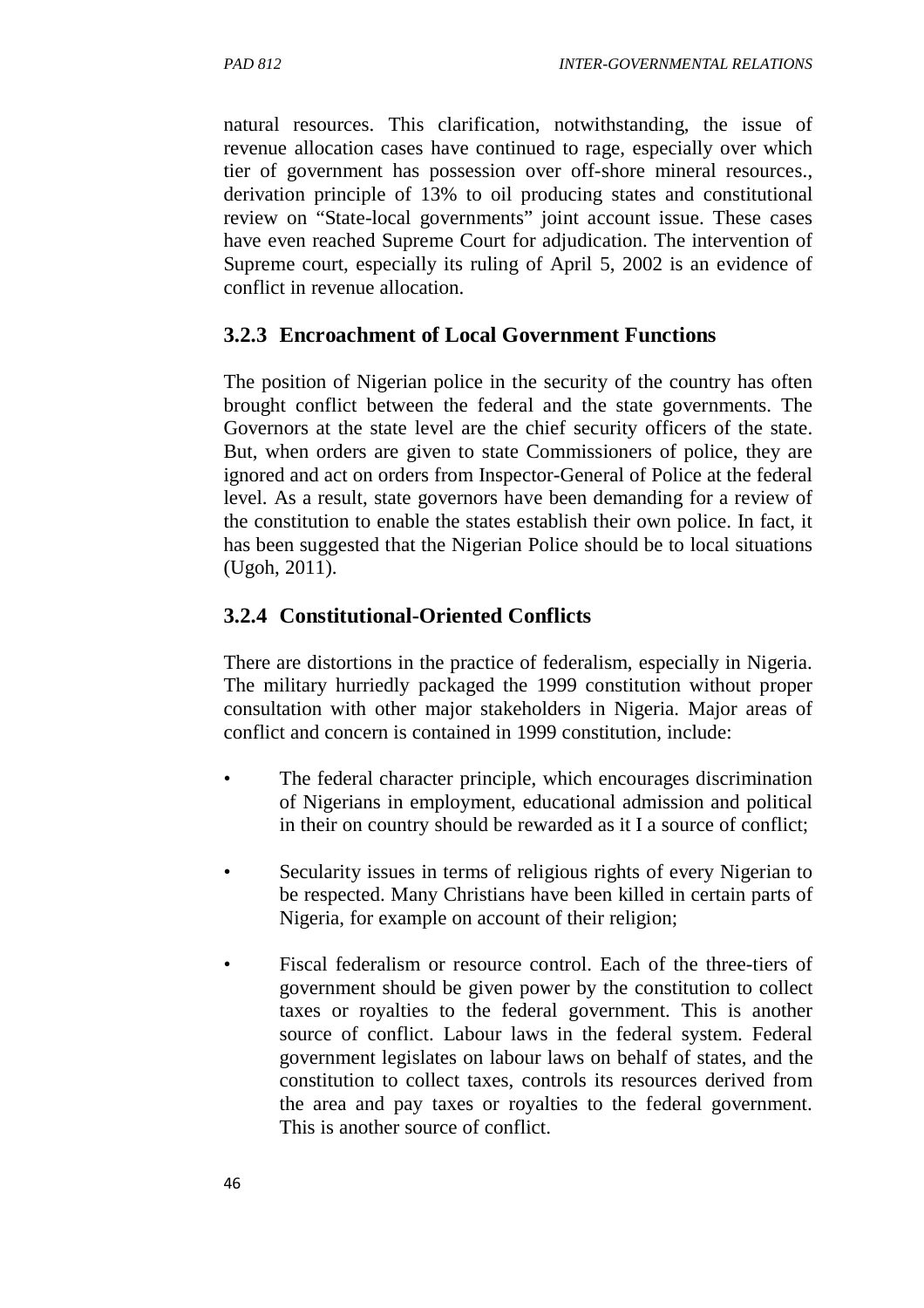natural resources. This clarification, notwithstanding, the issue of revenue allocation cases have continued to rage, especially over which tier of government has possession over off-shore mineral resources., derivation principle of 13% to oil producing states and constitutional review on "State-local governments" joint account issue. These cases have even reached Supreme Court for adjudication. The intervention of Supreme court, especially its ruling of April 5, 2002 is an evidence of conflict in revenue allocation.

### 3.2.3 Encroachment of Local Government Functions

The position of Nigerian police in the security of the country has often brought conflict between the federal and the state governments. The Governors at the state level are the chief security officers of the state. But, when orders are given to state Commissioners of police, they are ignored and act on orders from Inspector-General of Police at the federal level. As a result, state governors have been demanding for a review of the constitution to enable the states establish their own police. In fact, it has been suggested that the Nigerian Police should be to local situations (Ugoh, 2011).

### 3.2.4 Constitutional-Oriented Conflicts

There are distortions in the practice of federalism, especially in Nigeria. The military hurriedly packaged the 1999 constitution without proper consultation with other major stakeholders in Nigeria. Major areas of conflict and concern is contained in 1999 constitution, include:

- The federal character principle, which encourages discrimination of Nigerians in employment, educational admission and political in their on country should be rewarded as it I a source of conflict;
- Secularity issues in terms of religious rights of every Nigerian to be respected. Many Christians have been killed in certain parts of Nigeria, for example on account of their religion;
- Fiscal federalism or resource control. Each of the three-tiers of government should be given power by the constitution to collect taxes or royalties to the federal government. This is another source of conflict. Labour laws in the federal system. Federal government legislates on labour laws on behalf of states, and the constitution to collect taxes, controls its resources derived from the area and pay taxes or royalties to the federal government. This is another source of conflict.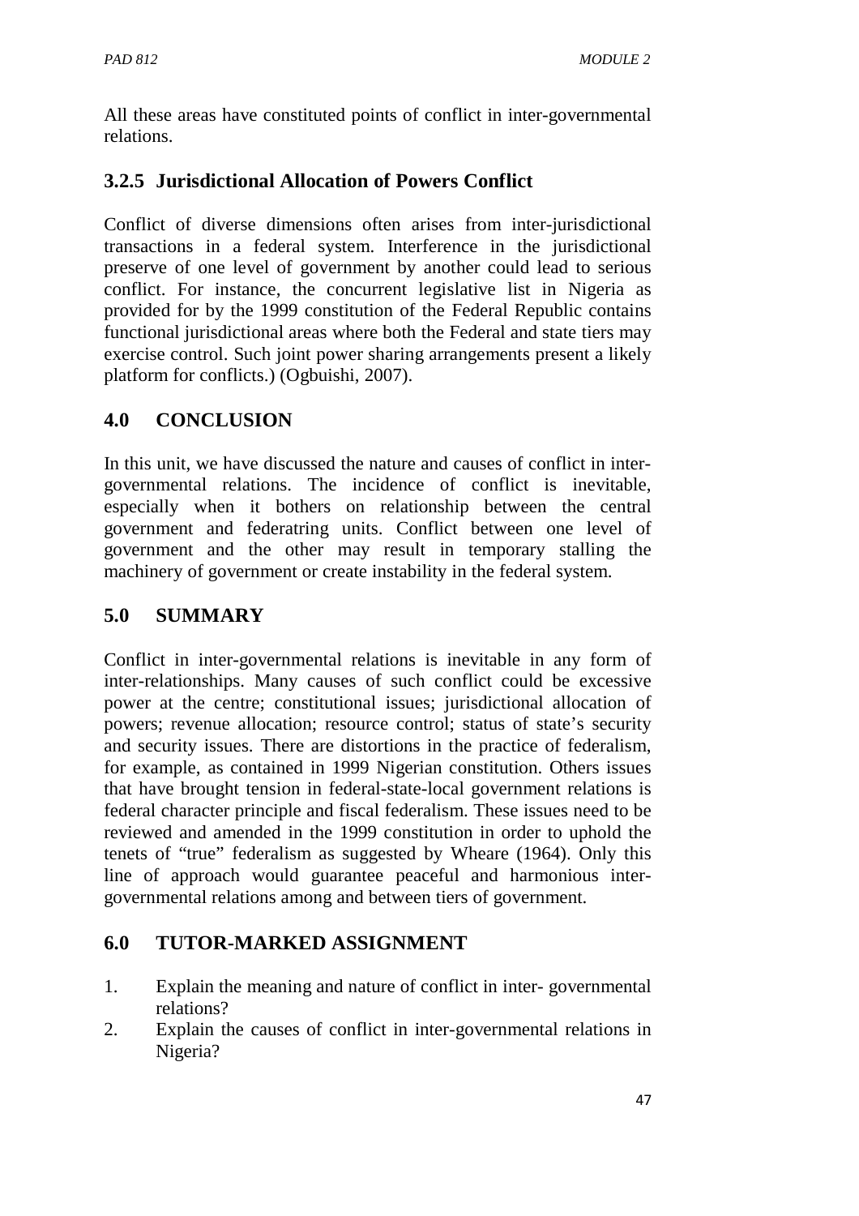All these areas have constituted points of conflict in inter-governmental relations.

### 3.2.5 Jurisdictional Allocation of Powers Conflict

Conflict of diverse dimensions often arises from inter-jurisdictional transactions in a federal system. Interference in the jurisdictional preserve of one level of government by another could lead to serious conflict. For instance, the concurrent legislative list in Nigeria as provided for by the 1999 constitution of the Federal Republic contains functional jurisdictional areas where both the Federal and state tiers may exercise control. Such joint power sharing arrangements present a likely platform for conflicts.) (Ogbuishi, 2007).

## 4.0 CONCLUSION

In this unit, we have discussed the nature and causes of conflict in inter-governmental relations. The incidence of conflict is inevitable, especially when it bothers on relationship between the central government and federatring units. Conflict between one level of government and the other may result in temporary stalling the machinery of government or create instability in the federal system.

## 5.0 SUMMARY

Conflict in inter-governmental relations is inevitable in any form of inter-relationships. Many causes of such conflict could be excessive power at the centre; constitutional issues; jurisdictional allocation of powers; revenue allocation; resource control; status of state's security and security issues. There are distortions in the practice of federalism, for example, as contained in 1999 Nigerian constitution. Others issues that have brought tension in federal-state-local government relations is federal character principle and fiscal federalism. These issues need to be reviewed and amended in the 1999 constitution in order to uphold the tenets of "true" federalism as suggested by Wheare (1964). Only this line of approach would guarantee peaceful and harmonious inter-governmental relations among and between tiers of government.

## 6.0 TUTOR-MARKED ASSIGNMENT

1. Explain the meaning and nature of conflict in inter- governmental relations?
2. Explain the causes of conflict in inter-governmental relations in Nigeria?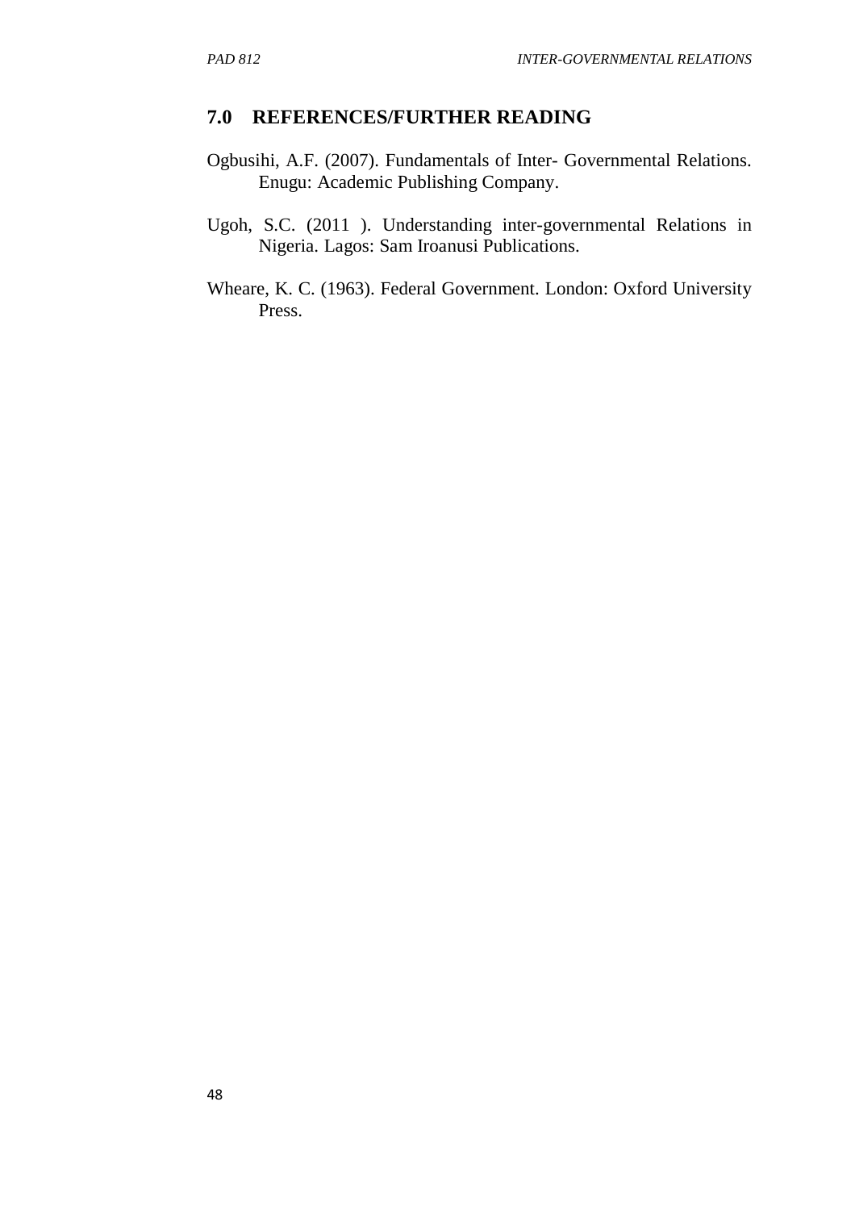## 7.0 REFERENCES/FURTHER READING

Ogbusihi, A.F. (2007). Fundamentals of Inter- Governmental Relations. Enugu: Academic Publishing Company.

Ugoh, S.C. (2011 ). Understanding inter-governmental Relations in Nigeria. Lagos: Sam Iroanusi Publications.

Wheare, K. C. (1963). Federal Government. London: Oxford University Press.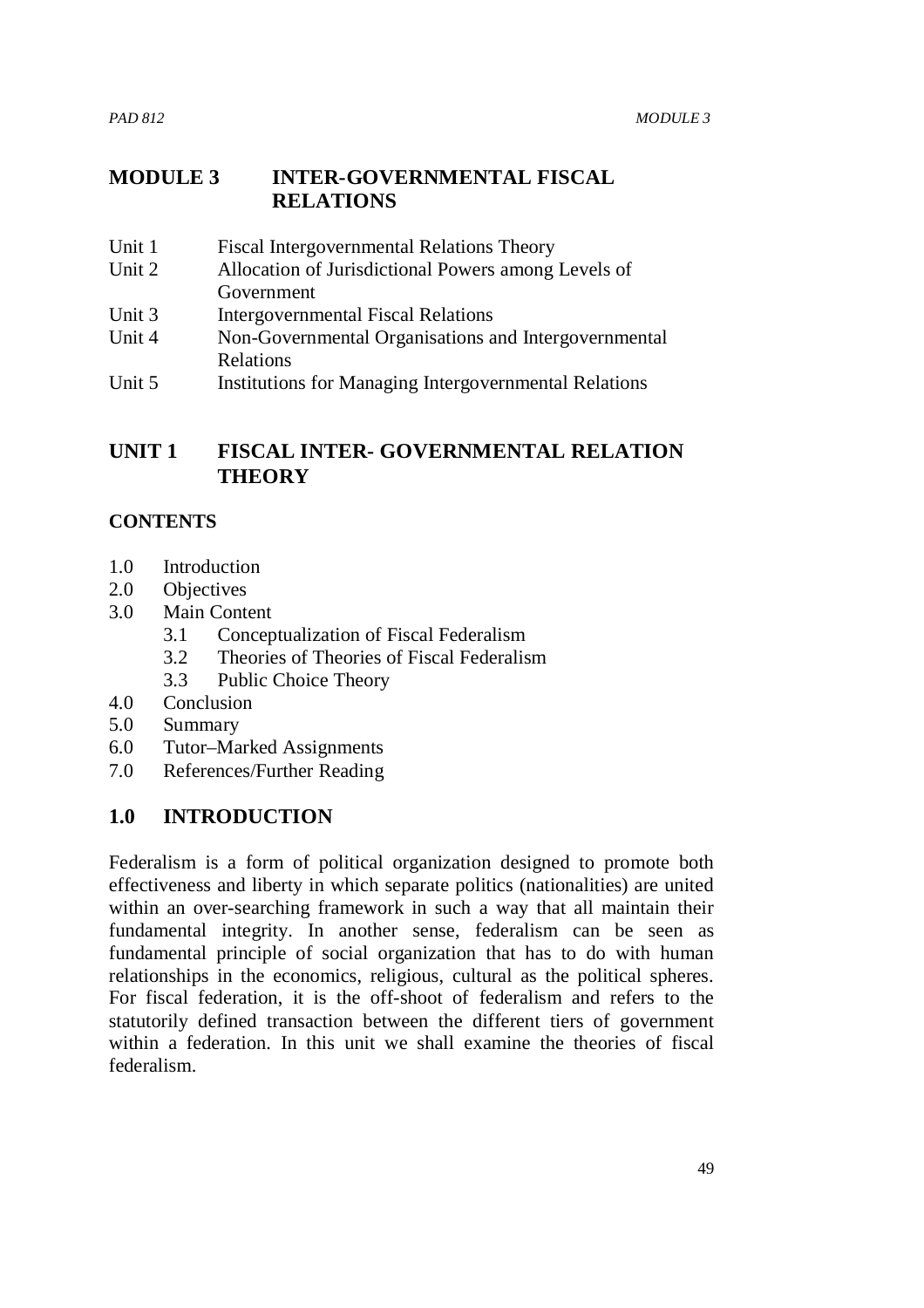# MODULE 3 INTER-GOVERNMENTAL FISCAL RELATIONS

Unit 1 Fiscal Intergovernmental Relations Theory
Unit 2 Allocation of Jurisdictional Powers among Levels of Government
Unit 3 Intergovernmental Fiscal Relations
Unit 4 Non-Governmental Organisations and Intergovernmental Relations
Unit 5 Institutions for Managing Intergovernmental Relations

## UNIT 1 FISCAL INTER- GOVERNMENTAL RELATION THEORY

### CONTENTS

- 1.0 Introduction
- 2.0 Objectives
- 3.0 Main Content
    - 3.1 Conceptualization of Fiscal Federalism
    - 3.2 Theories of Theories of Fiscal Federalism
    - 3.3 Public Choice Theory
- 4.0 Conclusion
- 5.0 Summary
- 6.0 Tutor–Marked Assignments
- 7.0 References/Further Reading

## 1.0 INTRODUCTION

Federalism is a form of political organization designed to promote both effectiveness and liberty in which separate politics (nationalities) are united within an over-searching framework in such a way that all maintain their fundamental integrity. In another sense, federalism can be seen as fundamental principle of social organization that has to do with human relationships in the economics, religious, cultural as the political spheres. For fiscal federation, it is the off-shoot of federalism and refers to the statutorily defined transaction between the different tiers of government within a federation. In this unit we shall examine the theories of fiscal federalism.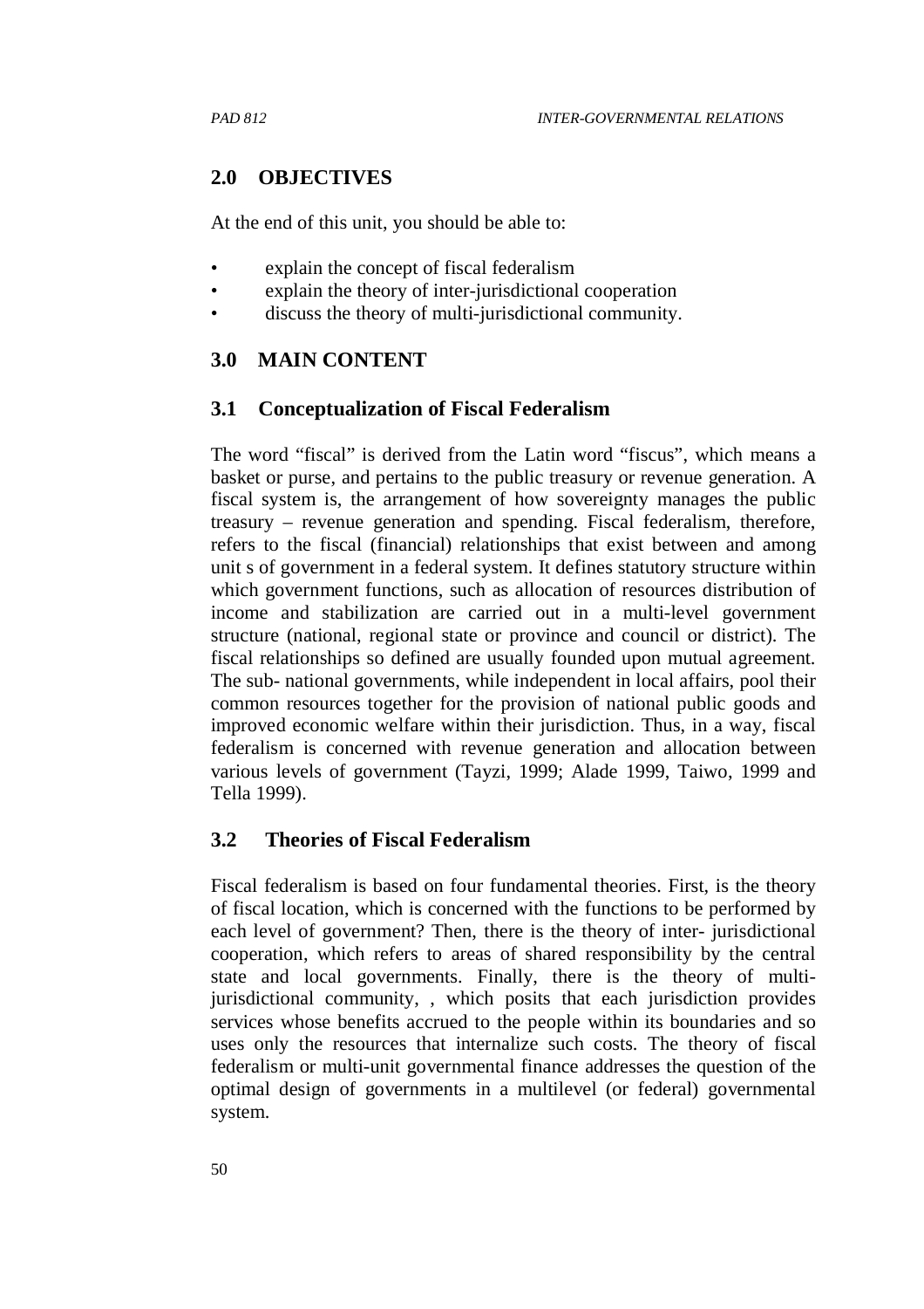## 2.0 OBJECTIVES

At the end of this unit, you should be able to:

- explain the concept of fiscal federalism
- explain the theory of inter-jurisdictional cooperation
- discuss the theory of multi-jurisdictional community.

## 3.0 MAIN CONTENT

### 3.1 Conceptualization of Fiscal Federalism

The word "fiscal" is derived from the Latin word "fiscus", which means a basket or purse, and pertains to the public treasury or revenue generation. A fiscal system is, the arrangement of how sovereignty manages the public treasury – revenue generation and spending. Fiscal federalism, therefore, refers to the fiscal (financial) relationships that exist between and among unit s of government in a federal system. It defines statutory structure within which government functions, such as allocation of resources distribution of income and stabilization are carried out in a multi-level government structure (national, regional state or province and council or district). The fiscal relationships so defined are usually founded upon mutual agreement. The sub- national governments, while independent in local affairs, pool their common resources together for the provision of national public goods and improved economic welfare within their jurisdiction. Thus, in a way, fiscal federalism is concerned with revenue generation and allocation between various levels of government (Tayzi, 1999; Alade 1999, Taiwo, 1999 and Tella 1999).

### 3.2 Theories of Fiscal Federalism

Fiscal federalism is based on four fundamental theories. First, is the theory of fiscal location, which is concerned with the functions to be performed by each level of government? Then, there is the theory of inter- jurisdictional cooperation, which refers to areas of shared responsibility by the central state and local governments. Finally, there is the theory of multi-jurisdictional community, , which posits that each jurisdiction provides services whose benefits accrued to the people within its boundaries and so uses only the resources that internalize such costs. The theory of fiscal federalism or multi-unit governmental finance addresses the question of the optimal design of governments in a multilevel (or federal) governmental system.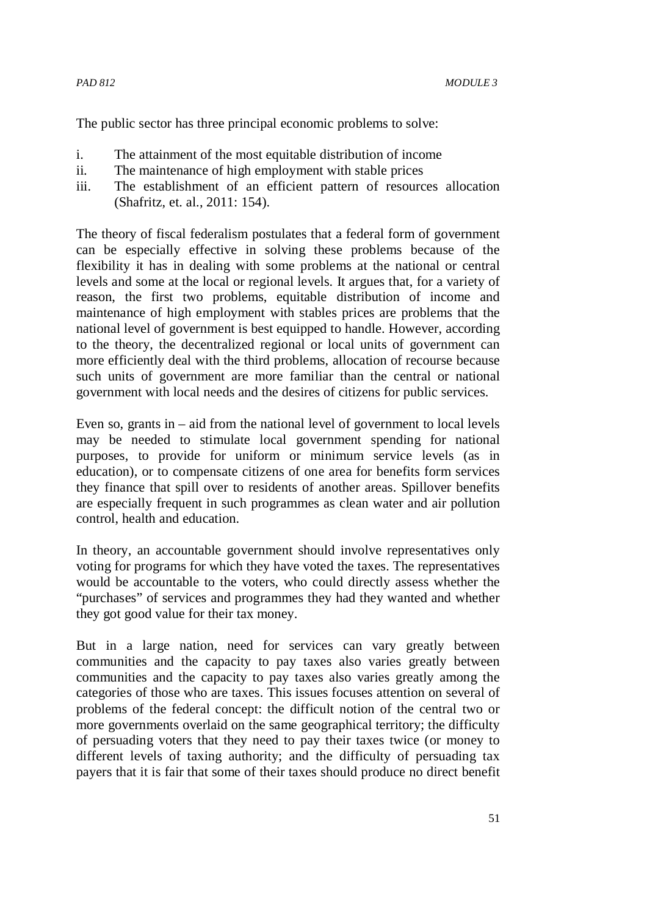The public sector has three principal economic problems to solve:

i. The attainment of the most equitable distribution of income
ii. The maintenance of high employment with stable prices
iii. The establishment of an efficient pattern of resources allocation (Shafritz, et. al., 2011: 154).

The theory of fiscal federalism postulates that a federal form of government can be especially effective in solving these problems because of the flexibility it has in dealing with some problems at the national or central levels and some at the local or regional levels. It argues that, for a variety of reason, the first two problems, equitable distribution of income and maintenance of high employment with stables prices are problems that the national level of government is best equipped to handle. However, according to the theory, the decentralized regional or local units of government can more efficiently deal with the third problems, allocation of recourse because such units of government are more familiar than the central or national government with local needs and the desires of citizens for public services.

Even so, grants in – aid from the national level of government to local levels may be needed to stimulate local government spending for national purposes, to provide for uniform or minimum service levels (as in education), or to compensate citizens of one area for benefits form services they finance that spill over to residents of another areas. Spillover benefits are especially frequent in such programmes as clean water and air pollution control, health and education.

In theory, an accountable government should involve representatives only voting for programs for which they have voted the taxes. The representatives would be accountable to the voters, who could directly assess whether the "purchases" of services and programmes they had they wanted and whether they got good value for their tax money.

But in a large nation, need for services can vary greatly between communities and the capacity to pay taxes also varies greatly between communities and the capacity to pay taxes also varies greatly among the categories of those who are taxes. This issues focuses attention on several of problems of the federal concept: the difficult notion of the central two or more governments overlaid on the same geographical territory; the difficulty of persuading voters that they need to pay their taxes twice (or money to different levels of taxing authority; and the difficulty of persuading tax payers that it is fair that some of their taxes should produce no direct benefit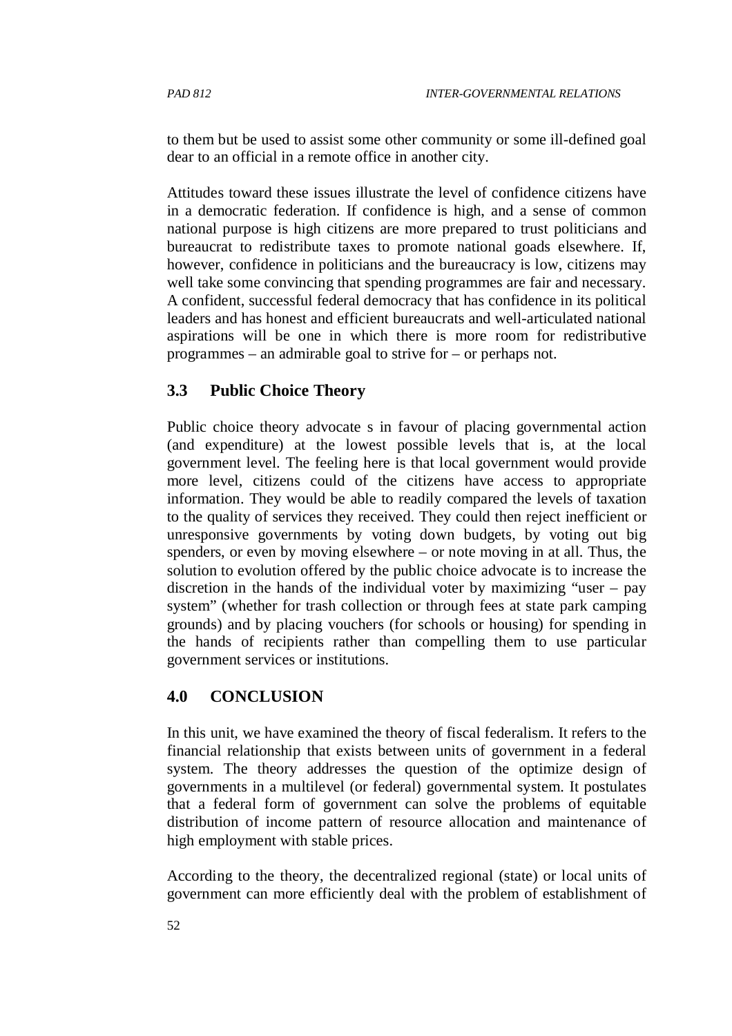to them but be used to assist some other community or some ill-defined goal dear to an official in a remote office in another city.

Attitudes toward these issues illustrate the level of confidence citizens have in a democratic federation. If confidence is high, and a sense of common national purpose is high citizens are more prepared to trust politicians and bureaucrat to redistribute taxes to promote national goads elsewhere. If, however, confidence in politicians and the bureaucracy is low, citizens may well take some convincing that spending programmes are fair and necessary. A confident, successful federal democracy that has confidence in its political leaders and has honest and efficient bureaucrats and well-articulated national aspirations will be one in which there is more room for redistributive programmes – an admirable goal to strive for – or perhaps not.

## 3.3 Public Choice Theory

Public choice theory advocate s in favour of placing governmental action (and expenditure) at the lowest possible levels that is, at the local government level. The feeling here is that local government would provide more level, citizens could of the citizens have access to appropriate information. They would be able to readily compared the levels of taxation to the quality of services they received. They could then reject inefficient or unresponsive governments by voting down budgets, by voting out big spenders, or even by moving elsewhere – or note moving in at all. Thus, the solution to evolution offered by the public choice advocate is to increase the discretion in the hands of the individual voter by maximizing "user – pay system" (whether for trash collection or through fees at state park camping grounds) and by placing vouchers (for schools or housing) for spending in the hands of recipients rather than compelling them to use particular government services or institutions.

# 4.0 CONCLUSION

In this unit, we have examined the theory of fiscal federalism. It refers to the financial relationship that exists between units of government in a federal system. The theory addresses the question of the optimize design of governments in a multilevel (or federal) governmental system. It postulates that a federal form of government can solve the problems of equitable distribution of income pattern of resource allocation and maintenance of high employment with stable prices.

According to the theory, the decentralized regional (state) or local units of government can more efficiently deal with the problem of establishment of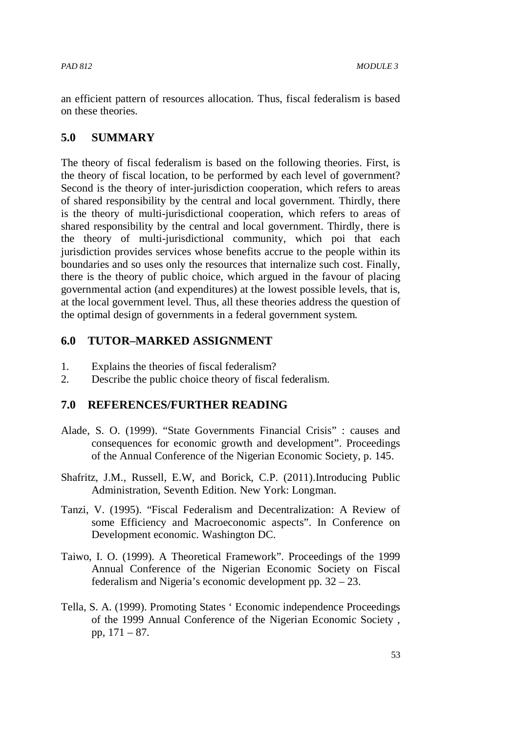an efficient pattern of resources allocation. Thus, fiscal federalism is based on these theories.

## 5.0 SUMMARY

The theory of fiscal federalism is based on the following theories. First, is the theory of fiscal location, to be performed by each level of government? Second is the theory of inter-jurisdiction cooperation, which refers to areas of shared responsibility by the central and local government. Thirdly, there is the theory of multi-jurisdictional cooperation, which refers to areas of shared responsibility by the central and local government. Thirdly, there is the theory of multi-jurisdictional community, which poi that each jurisdiction provides services whose benefits accrue to the people within its boundaries and so uses only the resources that internalize such cost. Finally, there is the theory of public choice, which argued in the favour of placing governmental action (and expenditures) at the lowest possible levels, that is, at the local government level. Thus, all these theories address the question of the optimal design of governments in a federal government system.

## 6.0 TUTOR–MARKED ASSIGNMENT

1. Explains the theories of fiscal federalism?
2. Describe the public choice theory of fiscal federalism.

## 7.0 REFERENCES/FURTHER READING

Alade, S. O. (1999). "State Governments Financial Crisis" : causes and consequences for economic growth and development". Proceedings of the Annual Conference of the Nigerian Economic Society, p. 145.

Shafritz, J.M., Russell, E.W, and Borick, C.P. (2011).Introducing Public Administration, Seventh Edition. New York: Longman.

Tanzi, V. (1995). "Fiscal Federalism and Decentralization: A Review of some Efficiency and Macroeconomic aspects". In Conference on Development economic. Washington DC.

Taiwo, I. O. (1999). A Theoretical Framework". Proceedings of the 1999 Annual Conference of the Nigerian Economic Society on Fiscal federalism and Nigeria's economic development pp. 32 – 23.

Tella, S. A. (1999). Promoting States ' Economic independence Proceedings of the 1999 Annual Conference of the Nigerian Economic Society , pp, 171 – 87.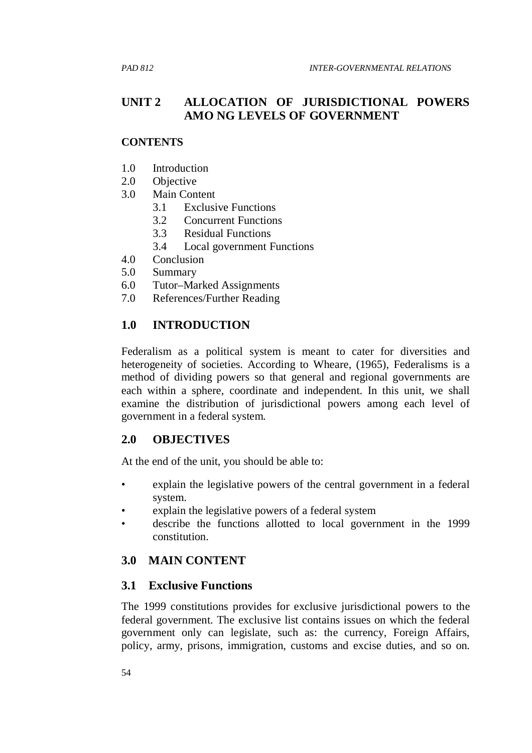## UNIT 2 ALLOCATION OF JURISDICTIONAL POWERS AMO NG LEVELS OF GOVERNMENT

**CONTENTS**

1.0 Introduction
2.0 Objective
3.0 Main Content
 3.1 Exclusive Functions
 3.2 Concurrent Functions
 3.3 Residual Functions
 3.4 Local government Functions
4.0 Conclusion
5.0 Summary
6.0 Tutor–Marked Assignments
7.0 References/Further Reading

## 1.0 INTRODUCTION

Federalism as a political system is meant to cater for diversities and heterogeneity of societies. According to Wheare, (1965), Federalisms is a method of dividing powers so that general and regional governments are each within a sphere, coordinate and independent. In this unit, we shall examine the distribution of jurisdictional powers among each level of government in a federal system.

## 2.0 OBJECTIVES

At the end of the unit, you should be able to:

- explain the legislative powers of the central government in a federal system.
- explain the legislative powers of a federal system
- describe the functions allotted to local government in the 1999 constitution.

## 3.0 MAIN CONTENT

### 3.1 Exclusive Functions

The 1999 constitutions provides for exclusive jurisdictional powers to the federal government. The exclusive list contains issues on which the federal government only can legislate, such as: the currency, Foreign Affairs, policy, army, prisons, immigration, customs and excise duties, and so on.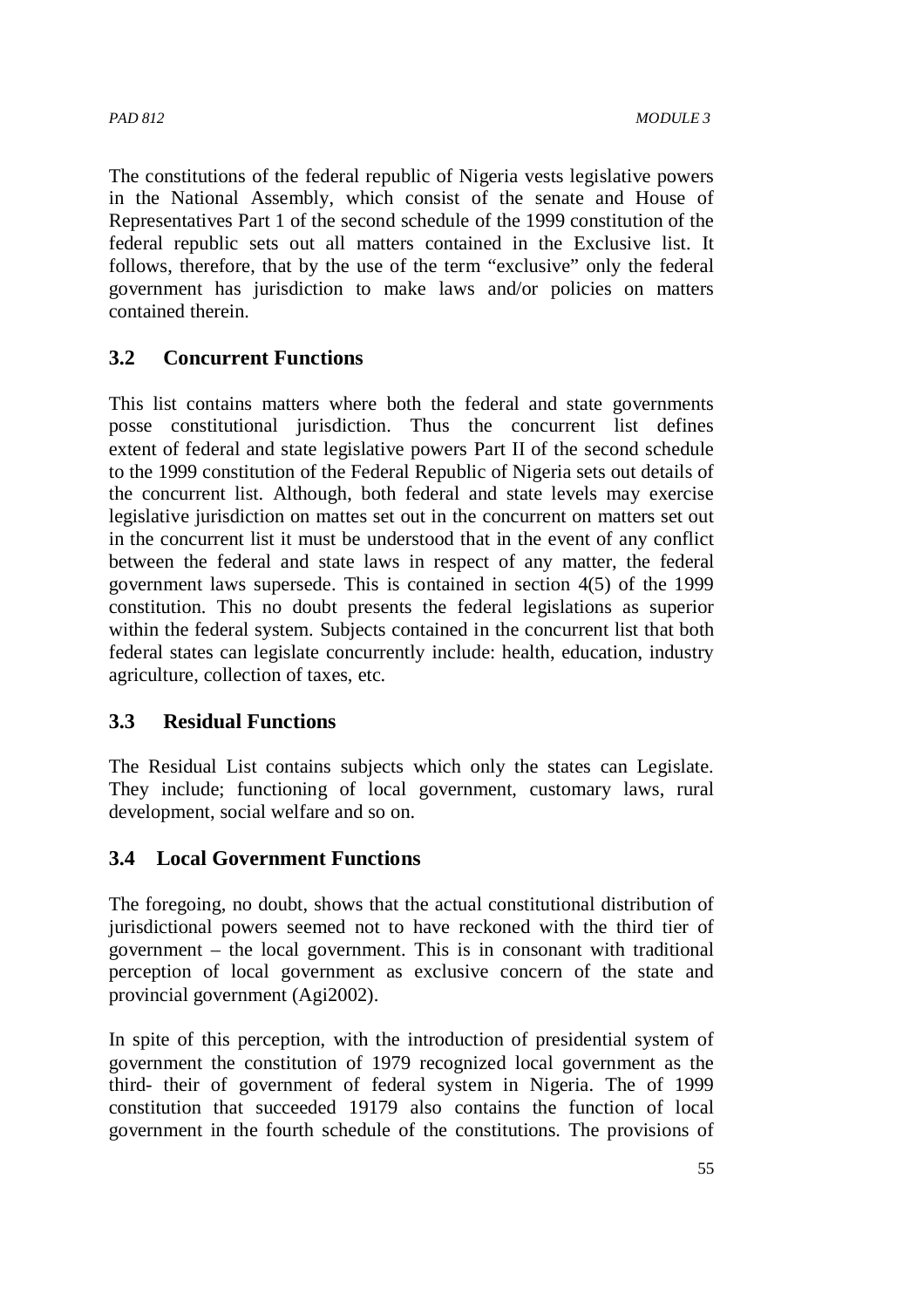The constitutions of the federal republic of Nigeria vests legislative powers in the National Assembly, which consist of the senate and House of Representatives Part 1 of the second schedule of the 1999 constitution of the federal republic sets out all matters contained in the Exclusive list. It follows, therefore, that by the use of the term "exclusive" only the federal government has jurisdiction to make laws and/or policies on matters contained therein.

## 3.2 Concurrent Functions

This list contains matters where both the federal and state governments posse constitutional jurisdiction. Thus the concurrent list defines extent of federal and state legislative powers Part II of the second schedule to the 1999 constitution of the Federal Republic of Nigeria sets out details of the concurrent list. Although, both federal and state levels may exercise legislative jurisdiction on mattes set out in the concurrent on matters set out in the concurrent list it must be understood that in the event of any conflict between the federal and state laws in respect of any matter, the federal government laws supersede. This is contained in section 4(5) of the 1999 constitution. This no doubt presents the federal legislations as superior within the federal system. Subjects contained in the concurrent list that both federal states can legislate concurrently include: health, education, industry agriculture, collection of taxes, etc.

## 3.3 Residual Functions

The Residual List contains subjects which only the states can Legislate. They include; functioning of local government, customary laws, rural development, social welfare and so on.

## 3.4 Local Government Functions

The foregoing, no doubt, shows that the actual constitutional distribution of jurisdictional powers seemed not to have reckoned with the third tier of government – the local government. This is in consonant with traditional perception of local government as exclusive concern of the state and provincial government (Agi2002).

In spite of this perception, with the introduction of presidential system of government the constitution of 1979 recognized local government as the third- their of government of federal system in Nigeria. The of 1999 constitution that succeeded 19179 also contains the function of local government in the fourth schedule of the constitutions. The provisions of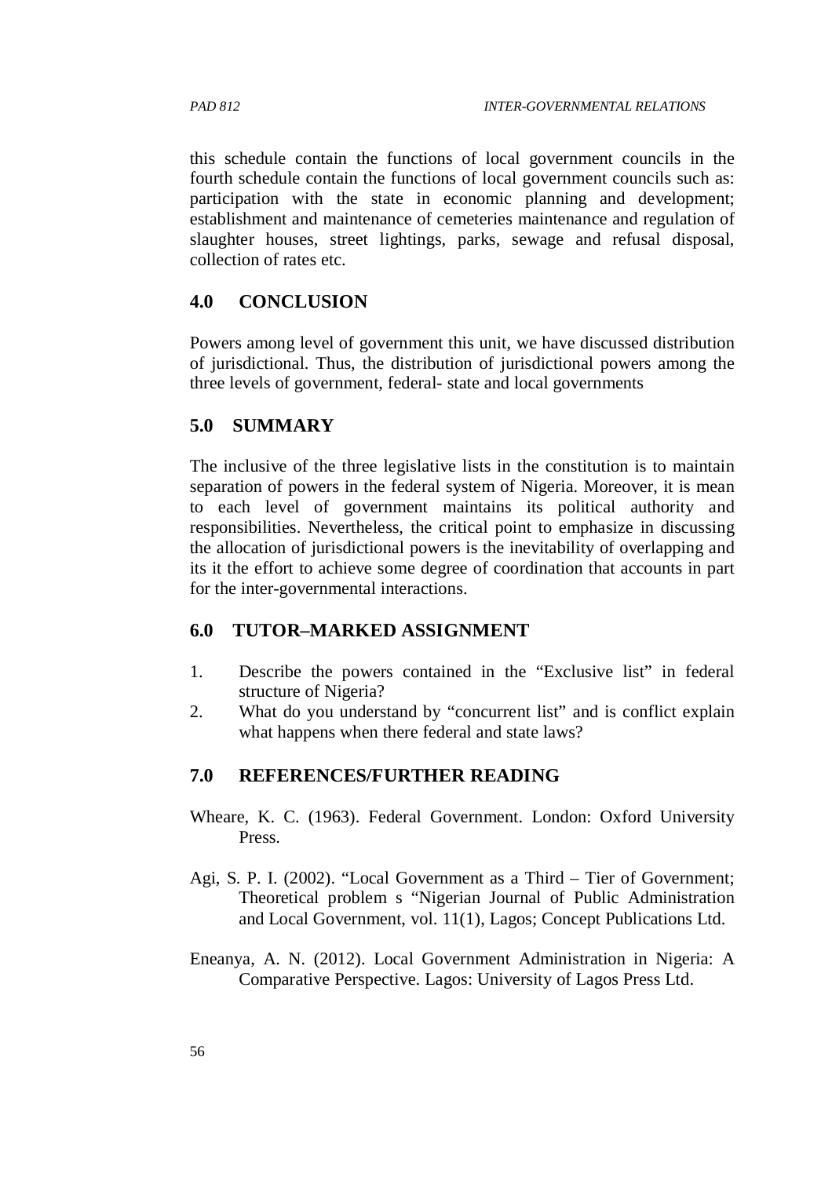this schedule contain the functions of local government councils in the fourth schedule contain the functions of local government councils such as: participation with the state in economic planning and development; establishment and maintenance of cemeteries maintenance and regulation of slaughter houses, street lightings, parks, sewage and refusal disposal, collection of rates etc.

## 4.0 CONCLUSION

Powers among level of government this unit, we have discussed distribution of jurisdictional. Thus, the distribution of jurisdictional powers among the three levels of government, federal- state and local governments

## 5.0 SUMMARY

The inclusive of the three legislative lists in the constitution is to maintain separation of powers in the federal system of Nigeria. Moreover, it is mean to each level of government maintains its political authority and responsibilities. Nevertheless, the critical point to emphasize in discussing the allocation of jurisdictional powers is the inevitability of overlapping and its it the effort to achieve some degree of coordination that accounts in part for the inter-governmental interactions.

## 6.0 TUTOR–MARKED ASSIGNMENT

1. Describe the powers contained in the "Exclusive list" in federal structure of Nigeria?
2. What do you understand by "concurrent list" and is conflict explain what happens when there federal and state laws?

## 7.0 REFERENCES/FURTHER READING

Wheare, K. C. (1963). Federal Government. London: Oxford University Press.

Agi, S. P. I. (2002). "Local Government as a Third – Tier of Government; Theoretical problem s "Nigerian Journal of Public Administration and Local Government, vol. 11(1), Lagos; Concept Publications Ltd.

Eneanya, A. N. (2012). Local Government Administration in Nigeria: A Comparative Perspective. Lagos: University of Lagos Press Ltd.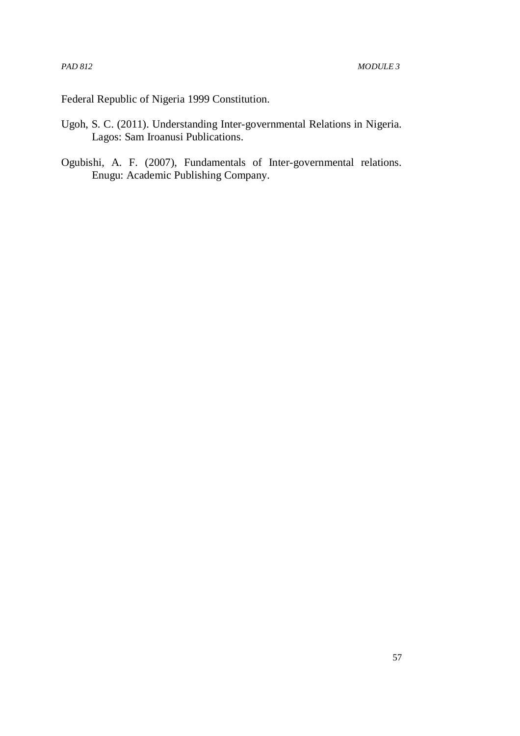Federal Republic of Nigeria 1999 Constitution.

Ugoh, S. C. (2011). Understanding Inter-governmental Relations in Nigeria. Lagos: Sam Iroanusi Publications.

Ogubishi, A. F. (2007), Fundamentals of Inter-governmental relations. Enugu: Academic Publishing Company.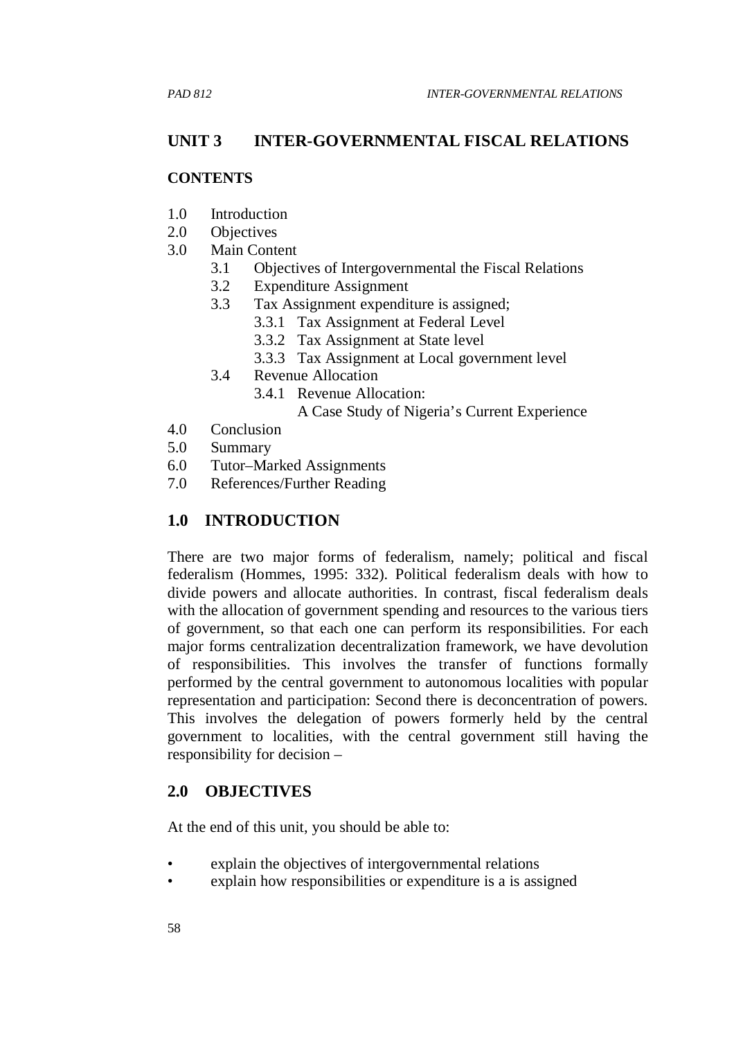## UNIT 3 INTER-GOVERNMENTAL FISCAL RELATIONS

**CONTENTS**

1.0 Introduction
2.0 Objectives
3.0 Main Content
  3.1 Objectives of Intergovernmental the Fiscal Relations
  3.2 Expenditure Assignment
  3.3 Tax Assignment expenditure is assigned;
    3.3.1 Tax Assignment at Federal Level
    3.3.2 Tax Assignment at State level
    3.3.3 Tax Assignment at Local government level
  3.4 Revenue Allocation
    3.4.1 Revenue Allocation:
      A Case Study of Nigeria's Current Experience
4.0 Conclusion
5.0 Summary
6.0 Tutor–Marked Assignments
7.0 References/Further Reading

## 1.0 INTRODUCTION

There are two major forms of federalism, namely; political and fiscal federalism (Hommes, 1995: 332). Political federalism deals with how to divide powers and allocate authorities. In contrast, fiscal federalism deals with the allocation of government spending and resources to the various tiers of government, so that each one can perform its responsibilities. For each major forms centralization decentralization framework, we have devolution of responsibilities. This involves the transfer of functions formally performed by the central government to autonomous localities with popular representation and participation: Second there is deconcentration of powers. This involves the delegation of powers formerly held by the central government to localities, with the central government still having the responsibility for decision –

## 2.0 OBJECTIVES

At the end of this unit, you should be able to:

- explain the objectives of intergovernmental relations
- explain how responsibilities or expenditure is a is assigned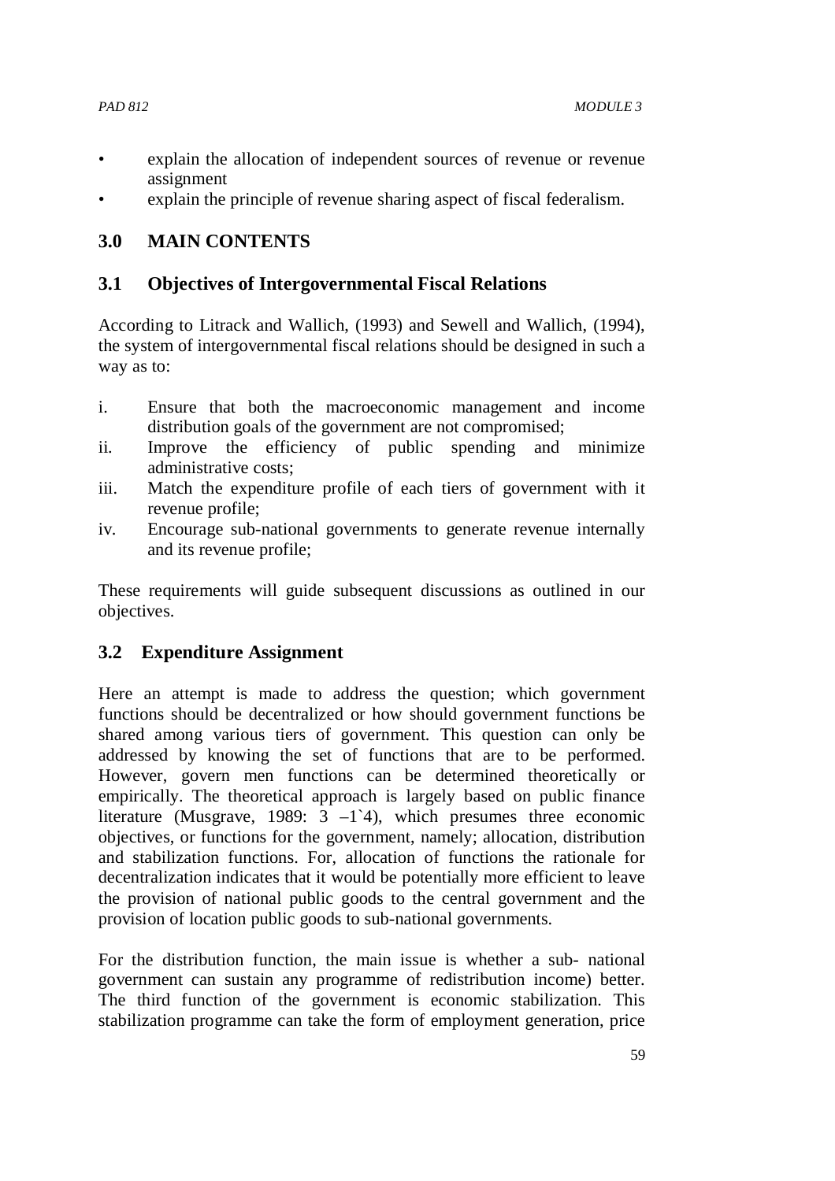- explain the allocation of independent sources of revenue or revenue assignment
- explain the principle of revenue sharing aspect of fiscal federalism.

## 3.0 MAIN CONTENTS

### 3.1 Objectives of Intergovernmental Fiscal Relations

According to Litrack and Wallich, (1993) and Sewell and Wallich, (1994), the system of intergovernmental fiscal relations should be designed in such a way as to:

i. Ensure that both the macroeconomic management and income distribution goals of the government are not compromised;
ii. Improve the efficiency of public spending and minimize administrative costs;
iii. Match the expenditure profile of each tiers of government with it revenue profile;
iv. Encourage sub-national governments to generate revenue internally and its revenue profile;

These requirements will guide subsequent discussions as outlined in our objectives.

### 3.2 Expenditure Assignment

Here an attempt is made to address the question; which government functions should be decentralized or how should government functions be shared among various tiers of government. This question can only be addressed by knowing the set of functions that are to be performed. However, govern men functions can be determined theoretically or empirically. The theoretical approach is largely based on public finance literature (Musgrave, 1989: 3 –1`4), which presumes three economic objectives, or functions for the government, namely; allocation, distribution and stabilization functions. For, allocation of functions the rationale for decentralization indicates that it would be potentially more efficient to leave the provision of national public goods to the central government and the provision of location public goods to sub-national governments.

For the distribution function, the main issue is whether a sub- national government can sustain any programme of redistribution income) better. The third function of the government is economic stabilization. This stabilization programme can take the form of employment generation, price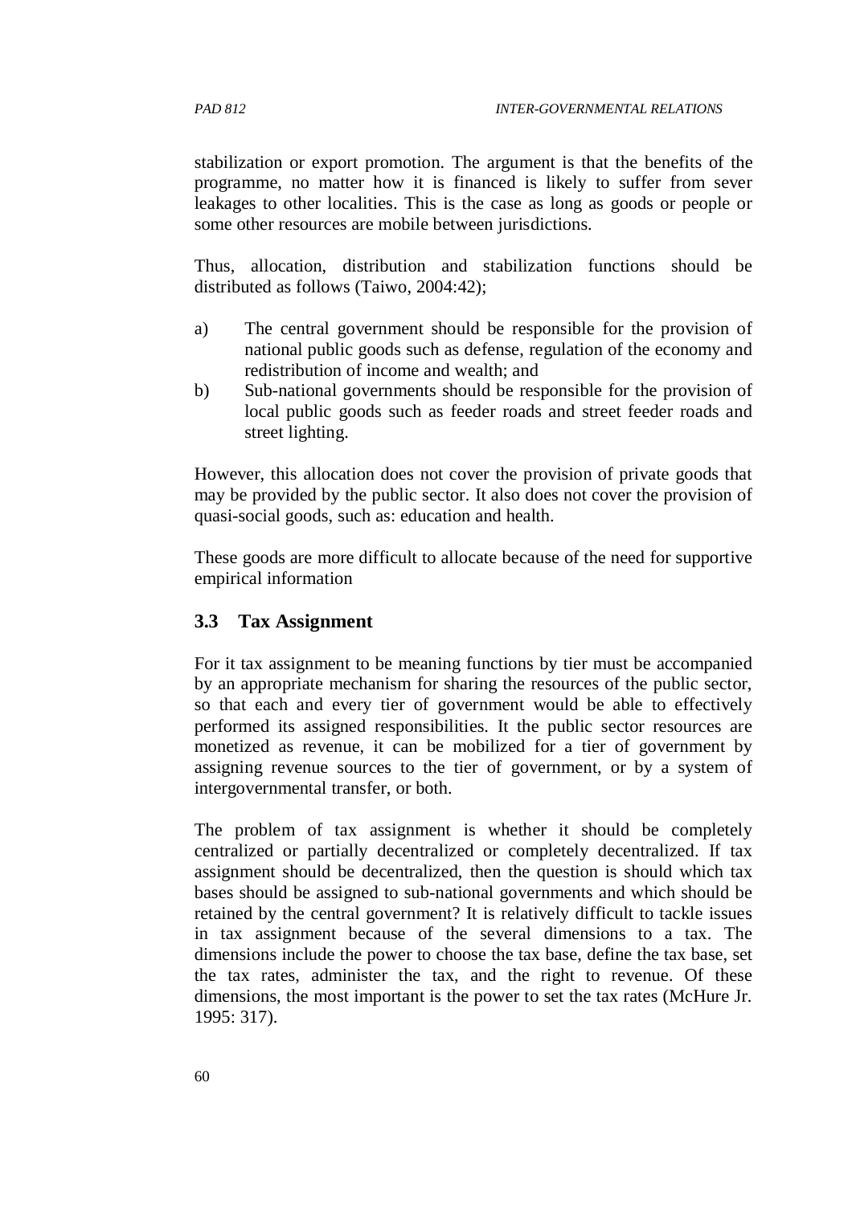stabilization or export promotion. The argument is that the benefits of the programme, no matter how it is financed is likely to suffer from sever leakages to other localities. This is the case as long as goods or people or some other resources are mobile between jurisdictions.

Thus, allocation, distribution and stabilization functions should be distributed as follows (Taiwo, 2004:42);

a) The central government should be responsible for the provision of national public goods such as defense, regulation of the economy and redistribution of income and wealth; and
b) Sub-national governments should be responsible for the provision of local public goods such as feeder roads and street feeder roads and street lighting.

However, this allocation does not cover the provision of private goods that may be provided by the public sector. It also does not cover the provision of quasi-social goods, such as: education and health.

These goods are more difficult to allocate because of the need for supportive empirical information

### 3.3 Tax Assignment

For it tax assignment to be meaning functions by tier must be accompanied by an appropriate mechanism for sharing the resources of the public sector, so that each and every tier of government would be able to effectively performed its assigned responsibilities. It the public sector resources are monetized as revenue, it can be mobilized for a tier of government by assigning revenue sources to the tier of government, or by a system of intergovernmental transfer, or both.

The problem of tax assignment is whether it should be completely centralized or partially decentralized or completely decentralized. If tax assignment should be decentralized, then the question is should which tax bases should be assigned to sub-national governments and which should be retained by the central government? It is relatively difficult to tackle issues in tax assignment because of the several dimensions to a tax. The dimensions include the power to choose the tax base, define the tax base, set the tax rates, administer the tax, and the right to revenue. Of these dimensions, the most important is the power to set the tax rates (McHure Jr. 1995: 317).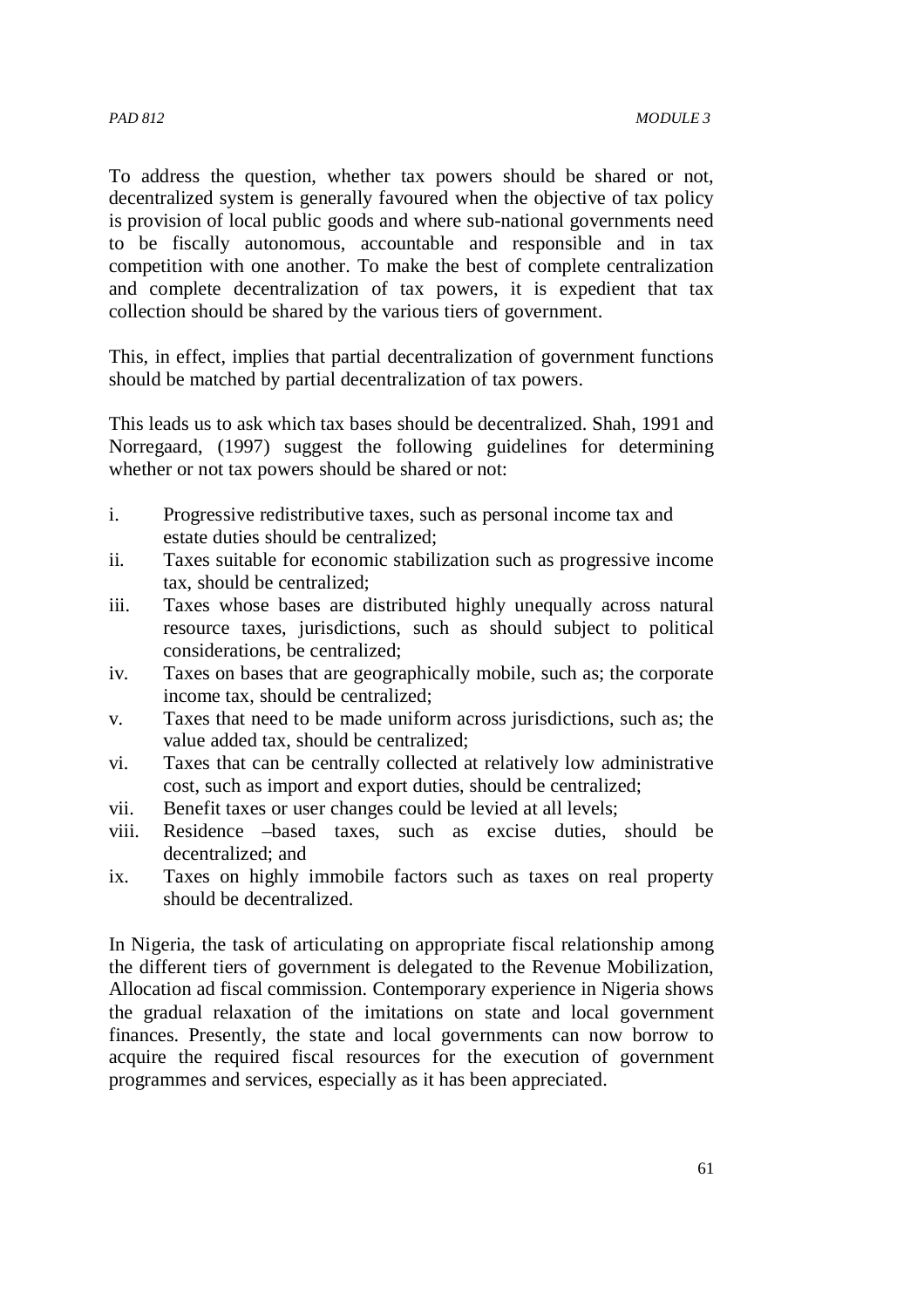To address the question, whether tax powers should be shared or not, decentralized system is generally favoured when the objective of tax policy is provision of local public goods and where sub-national governments need to be fiscally autonomous, accountable and responsible and in tax competition with one another. To make the best of complete centralization and complete decentralization of tax powers, it is expedient that tax collection should be shared by the various tiers of government.

This, in effect, implies that partial decentralization of government functions should be matched by partial decentralization of tax powers.

This leads us to ask which tax bases should be decentralized. Shah, 1991 and Norregaard, (1997) suggest the following guidelines for determining whether or not tax powers should be shared or not:

i. Progressive redistributive taxes, such as personal income tax and estate duties should be centralized;
ii. Taxes suitable for economic stabilization such as progressive income tax, should be centralized;
iii. Taxes whose bases are distributed highly unequally across natural resource taxes, jurisdictions, such as should subject to political considerations, be centralized;
iv. Taxes on bases that are geographically mobile, such as; the corporate income tax, should be centralized;
v. Taxes that need to be made uniform across jurisdictions, such as; the value added tax, should be centralized;
vi. Taxes that can be centrally collected at relatively low administrative cost, such as import and export duties, should be centralized;
vii. Benefit taxes or user changes could be levied at all levels;
viii. Residence –based taxes, such as excise duties, should be decentralized; and
ix. Taxes on highly immobile factors such as taxes on real property should be decentralized.

In Nigeria, the task of articulating on appropriate fiscal relationship among the different tiers of government is delegated to the Revenue Mobilization, Allocation ad fiscal commission. Contemporary experience in Nigeria shows the gradual relaxation of the imitations on state and local government finances. Presently, the state and local governments can now borrow to acquire the required fiscal resources for the execution of government programmes and services, especially as it has been appreciated.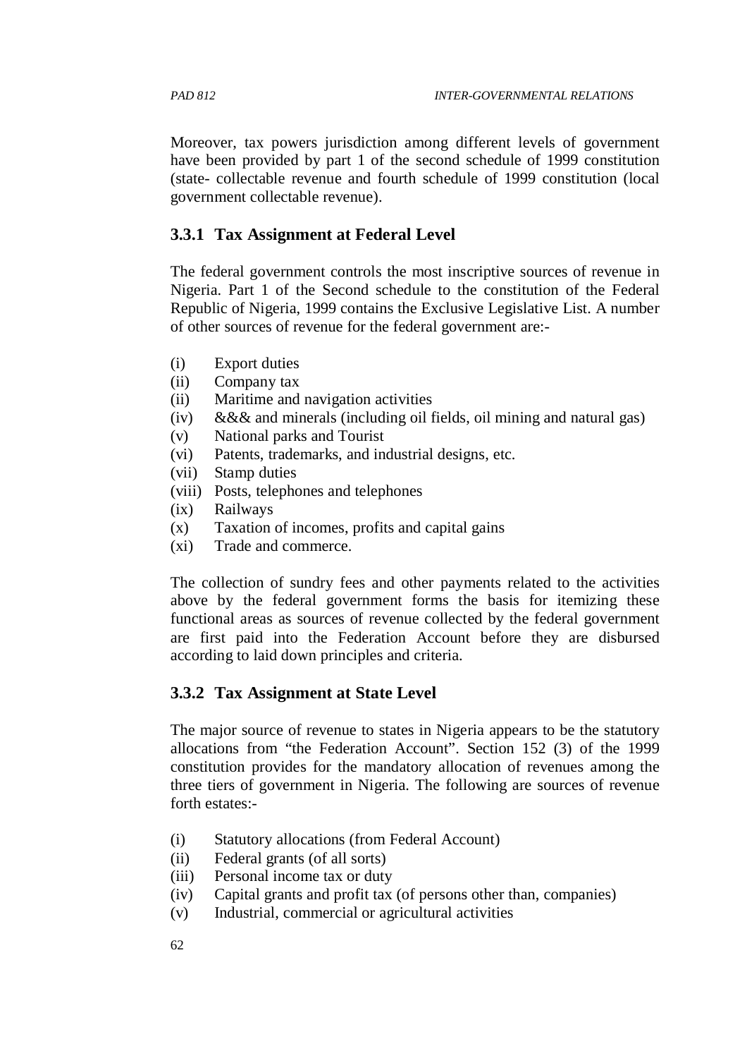Moreover, tax powers jurisdiction among different levels of government have been provided by part 1 of the second schedule of 1999 constitution (state- collectable revenue and fourth schedule of 1999 constitution (local government collectable revenue).

### 3.3.1 Tax Assignment at Federal Level

The federal government controls the most inscriptive sources of revenue in Nigeria. Part 1 of the Second schedule to the constitution of the Federal Republic of Nigeria, 1999 contains the Exclusive Legislative List. A number of other sources of revenue for the federal government are:-

(i) Export duties
(ii) Company tax
(ii) Maritime and navigation activities
(iv) &&& and minerals (including oil fields, oil mining and natural gas)
(v) National parks and Tourist
(vi) Patents, trademarks, and industrial designs, etc.
(vii) Stamp duties
(viii) Posts, telephones and telephones
(ix) Railways
(x) Taxation of incomes, profits and capital gains
(xi) Trade and commerce.

The collection of sundry fees and other payments related to the activities above by the federal government forms the basis for itemizing these functional areas as sources of revenue collected by the federal government are first paid into the Federation Account before they are disbursed according to laid down principles and criteria.

### 3.3.2 Tax Assignment at State Level

The major source of revenue to states in Nigeria appears to be the statutory allocations from "the Federation Account". Section 152 (3) of the 1999 constitution provides for the mandatory allocation of revenues among the three tiers of government in Nigeria. The following are sources of revenue forth estates:-

(i) Statutory allocations (from Federal Account)
(ii) Federal grants (of all sorts)
(iii) Personal income tax or duty
(iv) Capital grants and profit tax (of persons other than, companies)
(v) Industrial, commercial or agricultural activities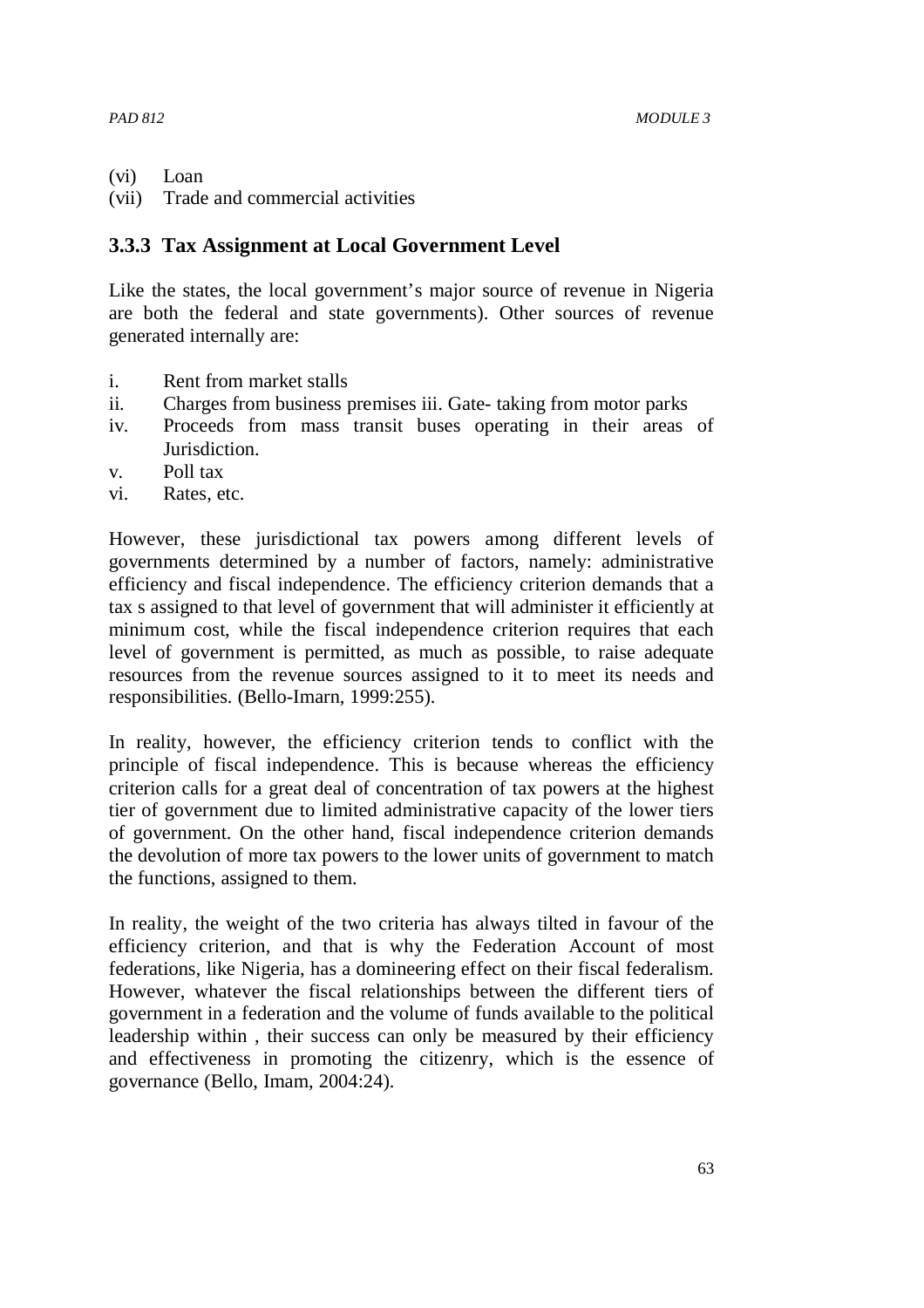(vi) Loan
(vii) Trade and commercial activities

### 3.3.3 Tax Assignment at Local Government Level

Like the states, the local government's major source of revenue in Nigeria are both the federal and state governments). Other sources of revenue generated internally are:

i. Rent from market stalls
ii. Charges from business premises iii. Gate- taking from motor parks
iv. Proceeds from mass transit buses operating in their areas of Jurisdiction.
v. Poll tax
vi. Rates, etc.

However, these jurisdictional tax powers among different levels of governments determined by a number of factors, namely: administrative efficiency and fiscal independence. The efficiency criterion demands that a tax s assigned to that level of government that will administer it efficiently at minimum cost, while the fiscal independence criterion requires that each level of government is permitted, as much as possible, to raise adequate resources from the revenue sources assigned to it to meet its needs and responsibilities. (Bello-Imarn, 1999:255).

In reality, however, the efficiency criterion tends to conflict with the principle of fiscal independence. This is because whereas the efficiency criterion calls for a great deal of concentration of tax powers at the highest tier of government due to limited administrative capacity of the lower tiers of government. On the other hand, fiscal independence criterion demands the devolution of more tax powers to the lower units of government to match the functions, assigned to them.

In reality, the weight of the two criteria has always tilted in favour of the efficiency criterion, and that is why the Federation Account of most federations, like Nigeria, has a domineering effect on their fiscal federalism. However, whatever the fiscal relationships between the different tiers of government in a federation and the volume of funds available to the political leadership within , their success can only be measured by their efficiency and effectiveness in promoting the citizenry, which is the essence of governance (Bello, Imam, 2004:24).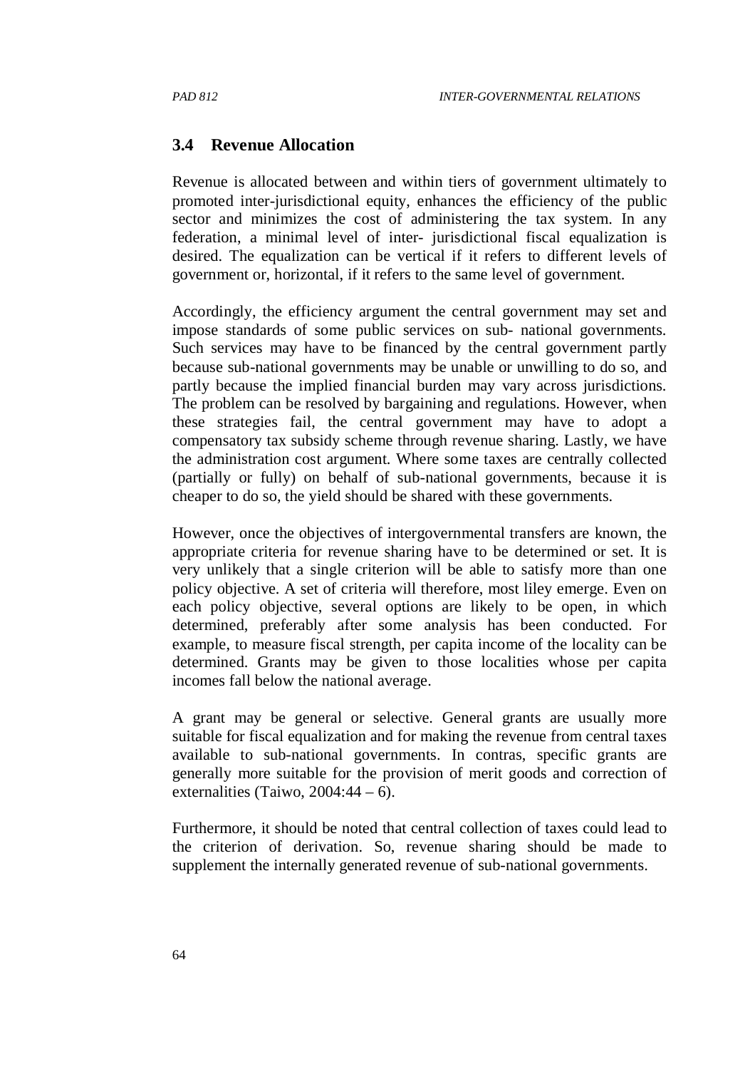### 3.4 Revenue Allocation

Revenue is allocated between and within tiers of government ultimately to promoted inter-jurisdictional equity, enhances the efficiency of the public sector and minimizes the cost of administering the tax system. In any federation, a minimal level of inter- jurisdictional fiscal equalization is desired. The equalization can be vertical if it refers to different levels of government or, horizontal, if it refers to the same level of government.

Accordingly, the efficiency argument the central government may set and impose standards of some public services on sub- national governments. Such services may have to be financed by the central government partly because sub-national governments may be unable or unwilling to do so, and partly because the implied financial burden may vary across jurisdictions. The problem can be resolved by bargaining and regulations. However, when these strategies fail, the central government may have to adopt a compensatory tax subsidy scheme through revenue sharing. Lastly, we have the administration cost argument. Where some taxes are centrally collected (partially or fully) on behalf of sub-national governments, because it is cheaper to do so, the yield should be shared with these governments.

However, once the objectives of intergovernmental transfers are known, the appropriate criteria for revenue sharing have to be determined or set. It is very unlikely that a single criterion will be able to satisfy more than one policy objective. A set of criteria will therefore, most liley emerge. Even on each policy objective, several options are likely to be open, in which determined, preferably after some analysis has been conducted. For example, to measure fiscal strength, per capita income of the locality can be determined. Grants may be given to those localities whose per capita incomes fall below the national average.

A grant may be general or selective. General grants are usually more suitable for fiscal equalization and for making the revenue from central taxes available to sub-national governments. In contras, specific grants are generally more suitable for the provision of merit goods and correction of externalities (Taiwo, 2004:44 – 6).

Furthermore, it should be noted that central collection of taxes could lead to the criterion of derivation. So, revenue sharing should be made to supplement the internally generated revenue of sub-national governments.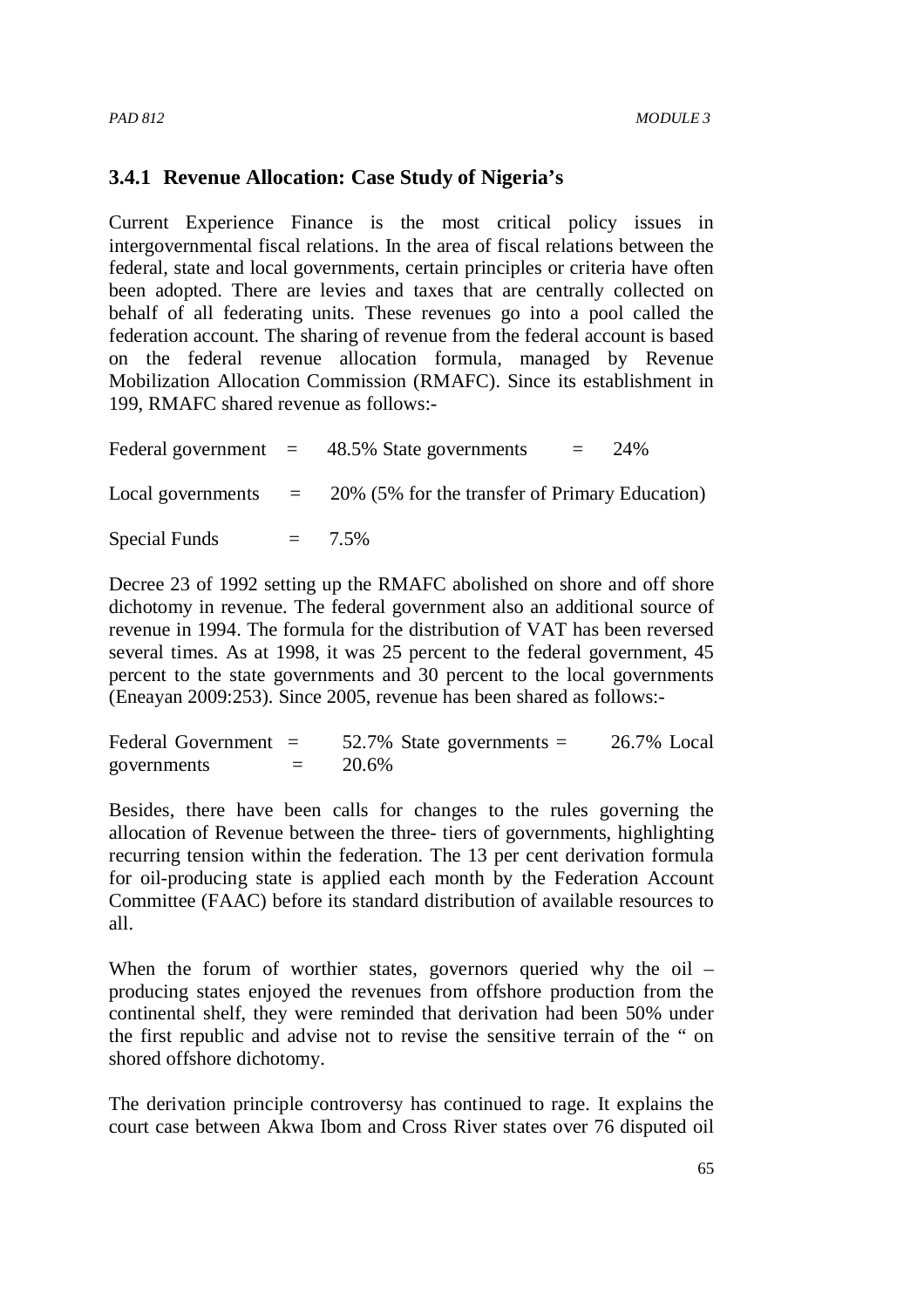### 3.4.1 Revenue Allocation: Case Study of Nigeria's

Current Experience Finance is the most critical policy issues in intergovernmental fiscal relations. In the area of fiscal relations between the federal, state and local governments, certain principles or criteria have often been adopted. There are levies and taxes that are centrally collected on behalf of all federating units. These revenues go into a pool called the federation account. The sharing of revenue from the federal account is based on the federal revenue allocation formula, managed by Revenue Mobilization Allocation Commission (RMAFC). Since its establishment in 199, RMAFC shared revenue as follows:-

Federal government = 48.5% State governments = 24%

Local governments = 20% (5% for the transfer of Primary Education)

Special Funds = 7.5%

Decree 23 of 1992 setting up the RMAFC abolished on shore and off shore dichotomy in revenue. The federal government also an additional source of revenue in 1994. The formula for the distribution of VAT has been reversed several times. As at 1998, it was 25 percent to the federal government, 45 percent to the state governments and 30 percent to the local governments (Eneayan 2009:253). Since 2005, revenue has been shared as follows:-

Federal Government = 52.7% State governments = 26.7% Local governments = 20.6%

Besides, there have been calls for changes to the rules governing the allocation of Revenue between the three- tiers of governments, highlighting recurring tension within the federation. The 13 per cent derivation formula for oil-producing state is applied each month by the Federation Account Committee (FAAC) before its standard distribution of available resources to all.

When the forum of worthier states, governors queried why the oil – producing states enjoyed the revenues from offshore production from the continental shelf, they were reminded that derivation had been 50% under the first republic and advise not to revise the sensitive terrain of the " on shored offshore dichotomy.

The derivation principle controversy has continued to rage. It explains the court case between Akwa Ibom and Cross River states over 76 disputed oil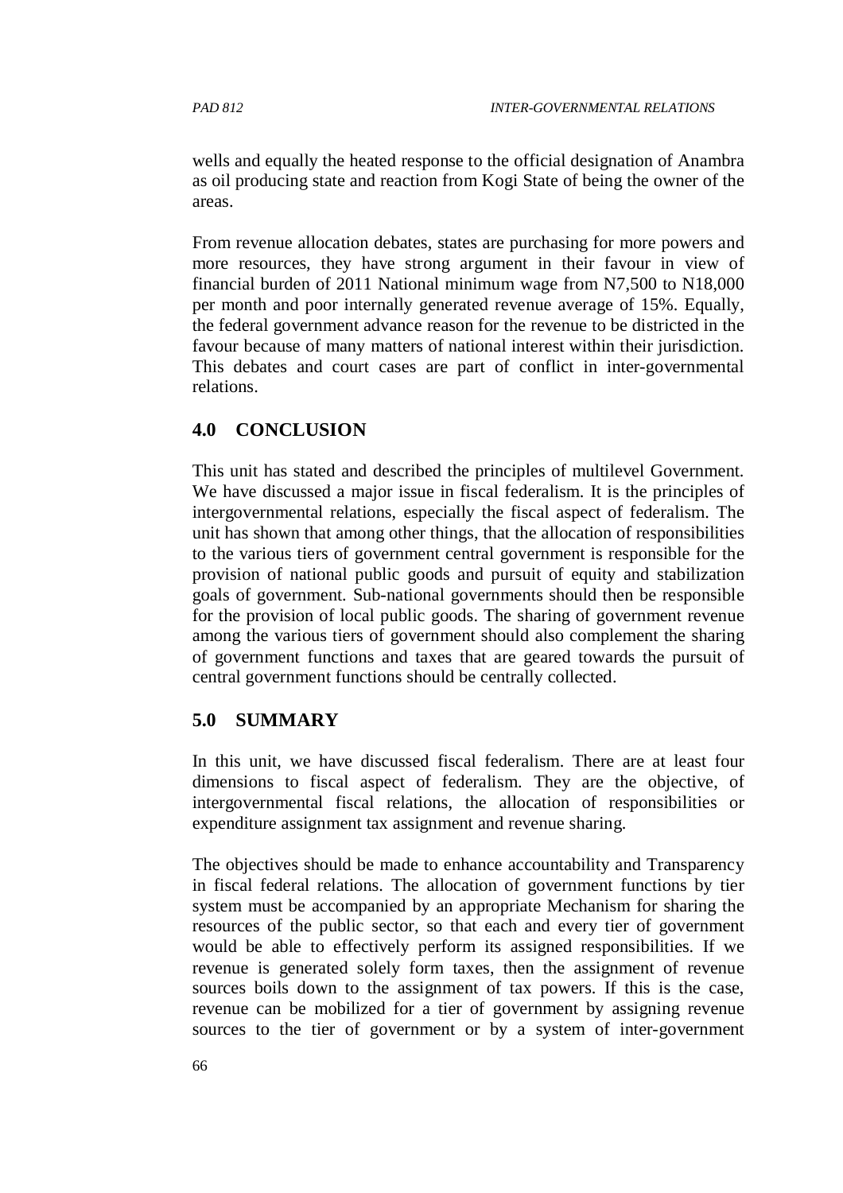wells and equally the heated response to the official designation of Anambra as oil producing state and reaction from Kogi State of being the owner of the areas.

From revenue allocation debates, states are purchasing for more powers and more resources, they have strong argument in their favour in view of financial burden of 2011 National minimum wage from N7,500 to N18,000 per month and poor internally generated revenue average of 15%. Equally, the federal government advance reason for the revenue to be districted in the favour because of many matters of national interest within their jurisdiction. This debates and court cases are part of conflict in inter-governmental relations.

## 4.0 CONCLUSION

This unit has stated and described the principles of multilevel Government. We have discussed a major issue in fiscal federalism. It is the principles of intergovernmental relations, especially the fiscal aspect of federalism. The unit has shown that among other things, that the allocation of responsibilities to the various tiers of government central government is responsible for the provision of national public goods and pursuit of equity and stabilization goals of government. Sub-national governments should then be responsible for the provision of local public goods. The sharing of government revenue among the various tiers of government should also complement the sharing of government functions and taxes that are geared towards the pursuit of central government functions should be centrally collected.

## 5.0 SUMMARY

In this unit, we have discussed fiscal federalism. There are at least four dimensions to fiscal aspect of federalism. They are the objective, of intergovernmental fiscal relations, the allocation of responsibilities or expenditure assignment tax assignment and revenue sharing.

The objectives should be made to enhance accountability and Transparency in fiscal federal relations. The allocation of government functions by tier system must be accompanied by an appropriate Mechanism for sharing the resources of the public sector, so that each and every tier of government would be able to effectively perform its assigned responsibilities. If we revenue is generated solely form taxes, then the assignment of revenue sources boils down to the assignment of tax powers. If this is the case, revenue can be mobilized for a tier of government by assigning revenue sources to the tier of government or by a system of inter-government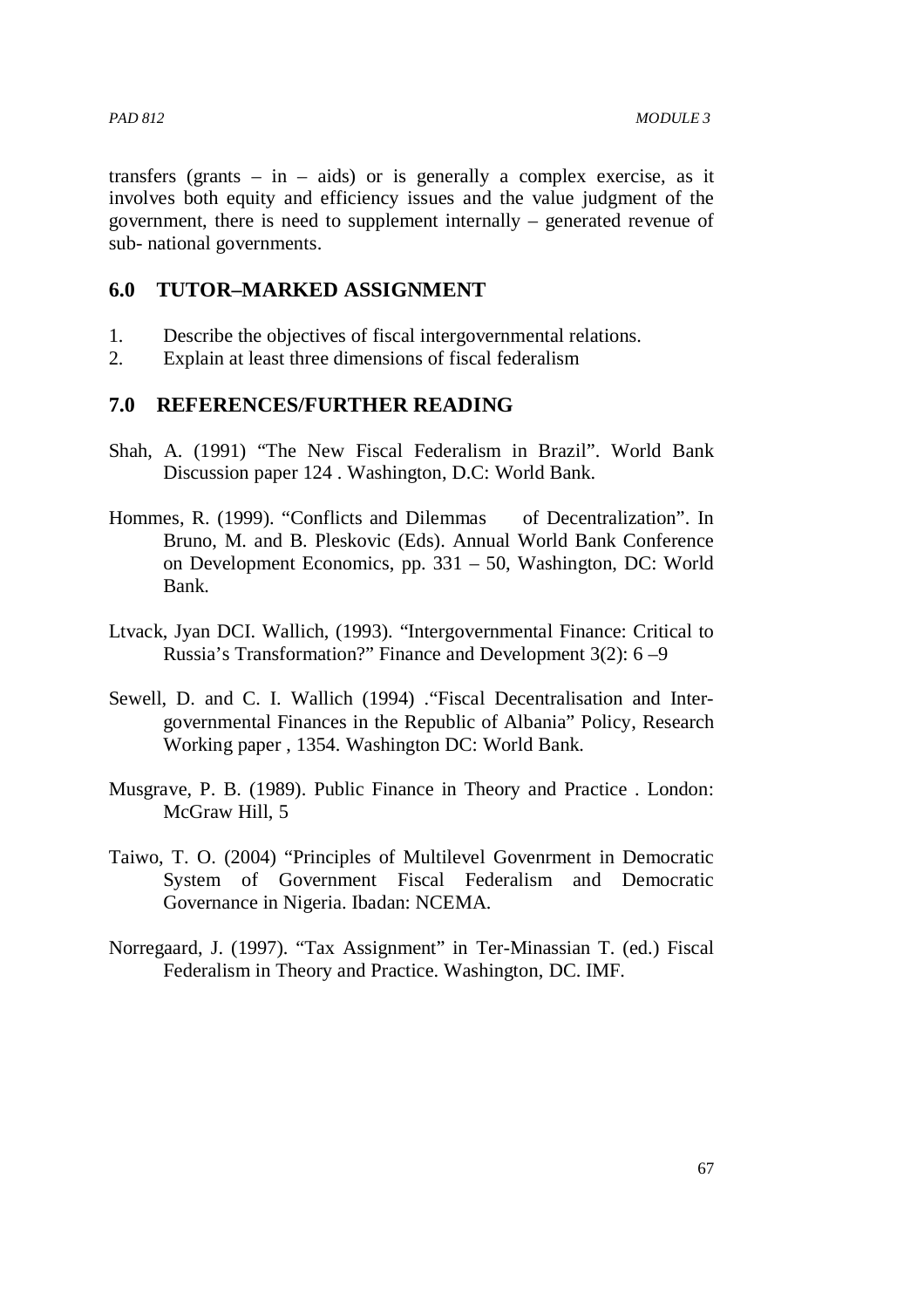transfers (grants – in – aids) or is generally a complex exercise, as it involves both equity and efficiency issues and the value judgment of the government, there is need to supplement internally – generated revenue of sub- national governments.

## 6.0 TUTOR–MARKED ASSIGNMENT

1. Describe the objectives of fiscal intergovernmental relations.
2. Explain at least three dimensions of fiscal federalism

## 7.0 REFERENCES/FURTHER READING

Shah, A. (1991) "The New Fiscal Federalism in Brazil". World Bank Discussion paper 124 . Washington, D.C: World Bank.

Hommes, R. (1999). "Conflicts and Dilemmas of Decentralization". In Bruno, M. and B. Pleskovic (Eds). Annual World Bank Conference on Development Economics, pp. 331 – 50, Washington, DC: World Bank.

Ltvack, Jyan DCI. Wallich, (1993). "Intergovernmental Finance: Critical to Russia's Transformation?" Finance and Development 3(2): 6 –9

Sewell, D. and C. I. Wallich (1994) ."Fiscal Decentralisation and Inter-governmental Finances in the Republic of Albania" Policy, Research Working paper , 1354. Washington DC: World Bank.

Musgrave, P. B. (1989). Public Finance in Theory and Practice . London: McGraw Hill, 5

Taiwo, T. O. (2004) "Principles of Multilevel Govenrment in Democratic System of Government Fiscal Federalism and Democratic Governance in Nigeria. Ibadan: NCEMA.

Norregaard, J. (1997). "Tax Assignment" in Ter-Minassian T. (ed.) Fiscal Federalism in Theory and Practice. Washington, DC. IMF.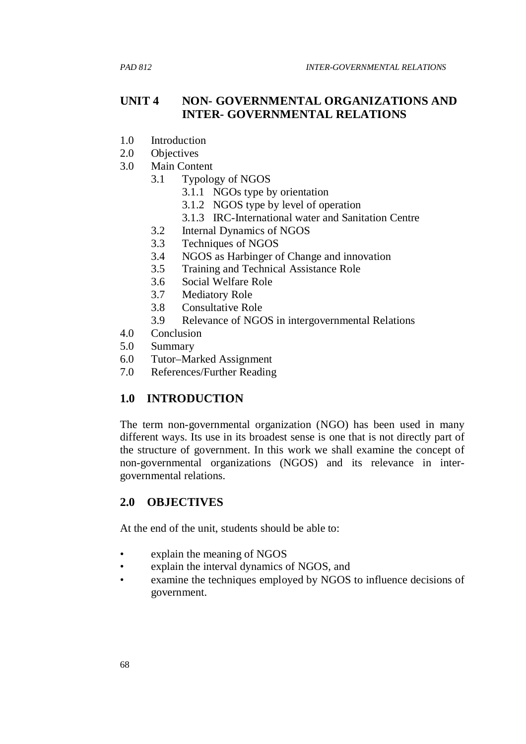## UNIT 4 NON- GOVERNMENTAL ORGANIZATIONS AND INTER- GOVERNMENTAL RELATIONS

1.0 Introduction
2.0 Objectives
3.0 Main Content
   - 3.1 Typology of NGOS
      - 3.1.1 NGOs type by orientation
      - 3.1.2 NGOS type by level of operation
      - 3.1.3 IRC-International water and Sanitation Centre
   - 3.2 Internal Dynamics of NGOS
   - 3.3 Techniques of NGOS
   - 3.4 NGOS as Harbinger of Change and innovation
   - 3.5 Training and Technical Assistance Role
   - 3.6 Social Welfare Role
   - 3.7 Mediatory Role
   - 3.8 Consultative Role
   - 3.9 Relevance of NGOS in intergovernmental Relations

4.0 Conclusion
5.0 Summary
6.0 Tutor–Marked Assignment
7.0 References/Further Reading

## 1.0 INTRODUCTION

The term non-governmental organization (NGO) has been used in many different ways. Its use in its broadest sense is one that is not directly part of the structure of government. In this work we shall examine the concept of non-governmental organizations (NGOS) and its relevance in inter-governmental relations.

## 2.0 OBJECTIVES

At the end of the unit, students should be able to:

- explain the meaning of NGOS
- explain the interval dynamics of NGOS, and
- examine the techniques employed by NGOS to influence decisions of government.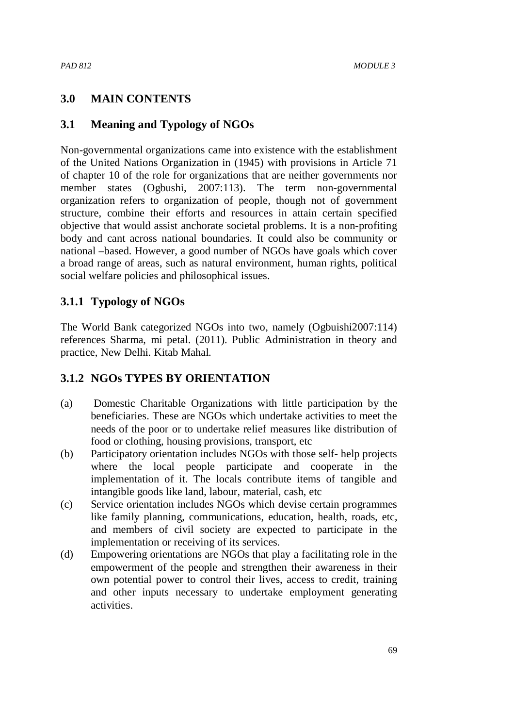## 3.0 MAIN CONTENTS

### 3.1 Meaning and Typology of NGOs

Non-governmental organizations came into existence with the establishment of the United Nations Organization in (1945) with provisions in Article 71 of chapter 10 of the role for organizations that are neither governments nor member states (Ogbushi, 2007:113). The term non-governmental organization refers to organization of people, though not of government structure, combine their efforts and resources in attain certain specified objective that would assist anchorate societal problems. It is a non-profiting body and cant across national boundaries. It could also be community or national –based. However, a good number of NGOs have goals which cover a broad range of areas, such as natural environment, human rights, political social welfare policies and philosophical issues.

### 3.1.1 Typology of NGOs

The World Bank categorized NGOs into two, namely (Ogbuishi2007:114) references Sharma, mi petal. (2011). Public Administration in theory and practice, New Delhi. Kitab Mahal.

### 3.1.2 NGOs TYPES BY ORIENTATION

(a) Domestic Charitable Organizations with little participation by the beneficiaries. These are NGOs which undertake activities to meet the needs of the poor or to undertake relief measures like distribution of food or clothing, housing provisions, transport, etc

(b) Participatory orientation includes NGOs with those self- help projects where the local people participate and cooperate in the implementation of it. The locals contribute items of tangible and intangible goods like land, labour, material, cash, etc

(c) Service orientation includes NGOs which devise certain programmes like family planning, communications, education, health, roads, etc, and members of civil society are expected to participate in the implementation or receiving of its services.

(d) Empowering orientations are NGOs that play a facilitating role in the empowerment of the people and strengthen their awareness in their own potential power to control their lives, access to credit, training and other inputs necessary to undertake employment generating activities.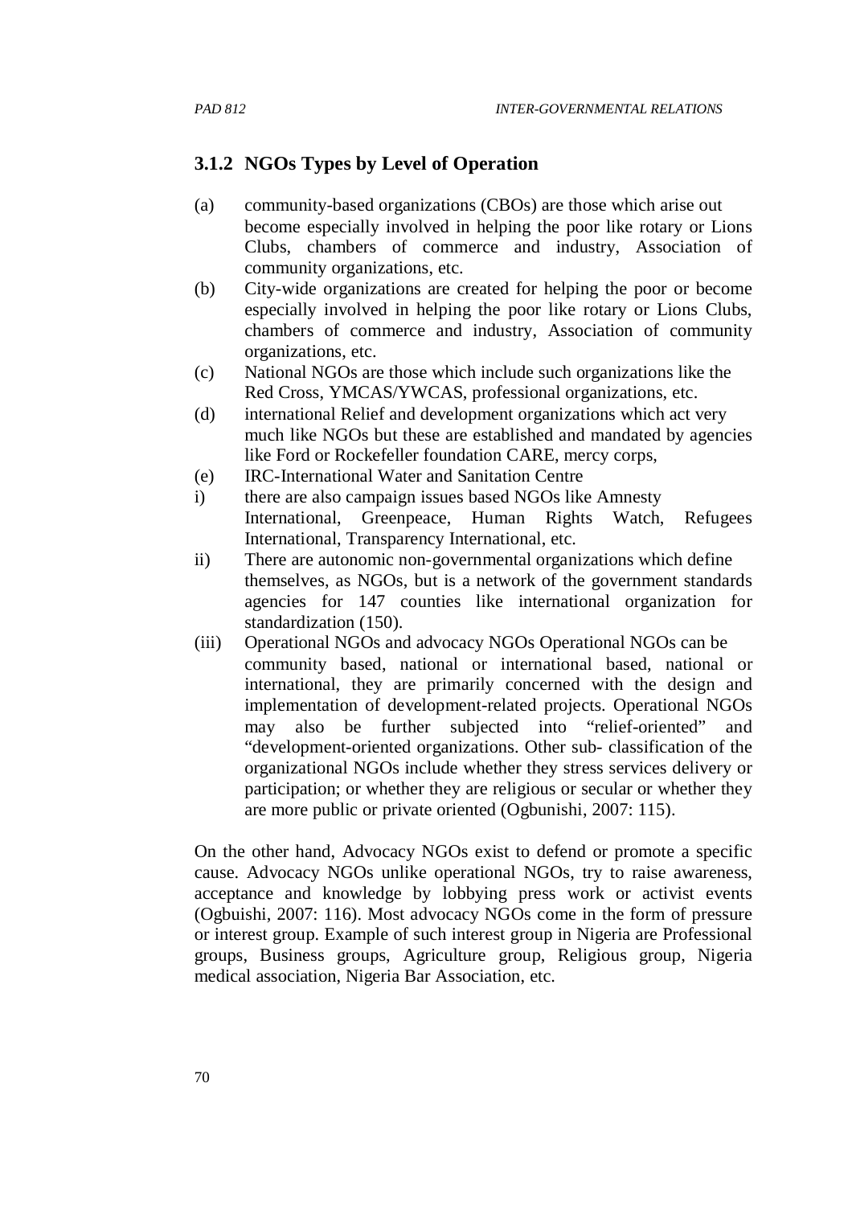### 3.1.2 NGOs Types by Level of Operation

(a) community-based organizations (CBOs) are those which arise out become especially involved in helping the poor like rotary or Lions Clubs, chambers of commerce and industry, Association of community organizations, etc.

(b) City-wide organizations are created for helping the poor or become especially involved in helping the poor like rotary or Lions Clubs, chambers of commerce and industry, Association of community organizations, etc.

(c) National NGOs are those which include such organizations like the Red Cross, YMCAS/YWCAS, professional organizations, etc.

(d) international Relief and development organizations which act very much like NGOs but these are established and mandated by agencies like Ford or Rockefeller foundation CARE, mercy corps,

(e) IRC-International Water and Sanitation Centre

i) there are also campaign issues based NGOs like Amnesty International, Greenpeace, Human Rights Watch, Refugees International, Transparency International, etc.

ii) There are autonomic non-governmental organizations which define themselves, as NGOs, but is a network of the government standards agencies for 147 counties like international organization for standardization (150).

(iii) Operational NGOs and advocacy NGOs Operational NGOs can be community based, national or international based, national or international, they are primarily concerned with the design and implementation of development-related projects. Operational NGOs may also be further subjected into "relief-oriented" and "development-oriented organizations. Other sub- classification of the organizational NGOs include whether they stress services delivery or participation; or whether they are religious or secular or whether they are more public or private oriented (Ogbunishi, 2007: 115).

On the other hand, Advocacy NGOs exist to defend or promote a specific cause. Advocacy NGOs unlike operational NGOs, try to raise awareness, acceptance and knowledge by lobbying press work or activist events (Ogbuishi, 2007: 116). Most advocacy NGOs come in the form of pressure or interest group. Example of such interest group in Nigeria are Professional groups, Business groups, Agriculture group, Religious group, Nigeria medical association, Nigeria Bar Association, etc.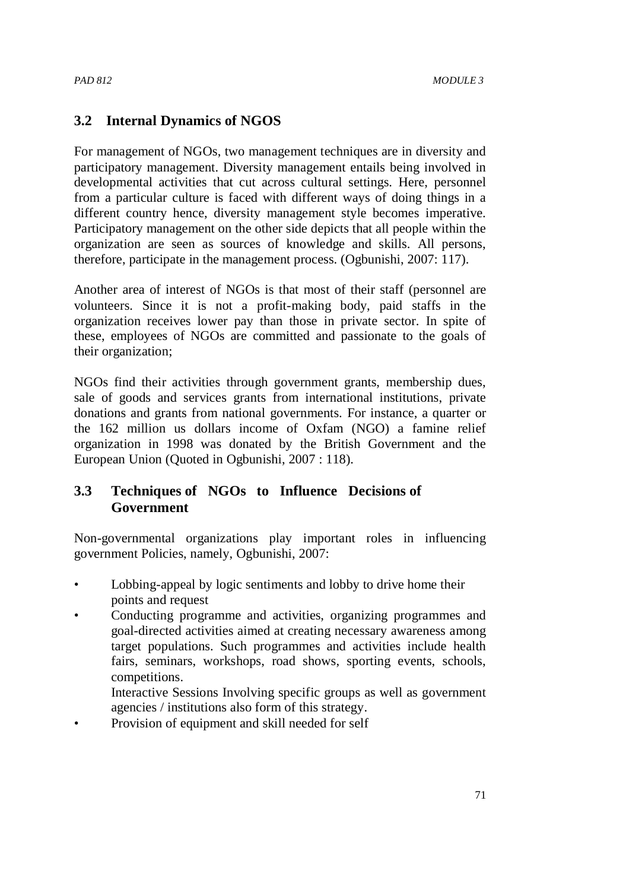## 3.2 Internal Dynamics of NGOS

For management of NGOs, two management techniques are in diversity and participatory management. Diversity management entails being involved in developmental activities that cut across cultural settings. Here, personnel from a particular culture is faced with different ways of doing things in a different country hence, diversity management style becomes imperative. Participatory management on the other side depicts that all people within the organization are seen as sources of knowledge and skills. All persons, therefore, participate in the management process. (Ogbunishi, 2007: 117).

Another area of interest of NGOs is that most of their staff (personnel are volunteers. Since it is not a profit-making body, paid staffs in the organization receives lower pay than those in private sector. In spite of these, employees of NGOs are committed and passionate to the goals of their organization;

NGOs find their activities through government grants, membership dues, sale of goods and services grants from international institutions, private donations and grants from national governments. For instance, a quarter or the 162 million us dollars income of Oxfam (NGO) a famine relief organization in 1998 was donated by the British Government and the European Union (Quoted in Ogbunishi, 2007 : 118).

## 3.3 Techniques of NGOs to Influence Decisions of Government

Non-governmental organizations play important roles in influencing government Policies, namely, Ogbunishi, 2007:

- Lobbing-appeal by logic sentiments and lobby to drive home their points and request
- Conducting programme and activities, organizing programmes and goal-directed activities aimed at creating necessary awareness among target populations. Such programmes and activities include health fairs, seminars, workshops, road shows, sporting events, schools, competitions.

  Interactive Sessions Involving specific groups as well as government agencies / institutions also form of this strategy.
- Provision of equipment and skill needed for self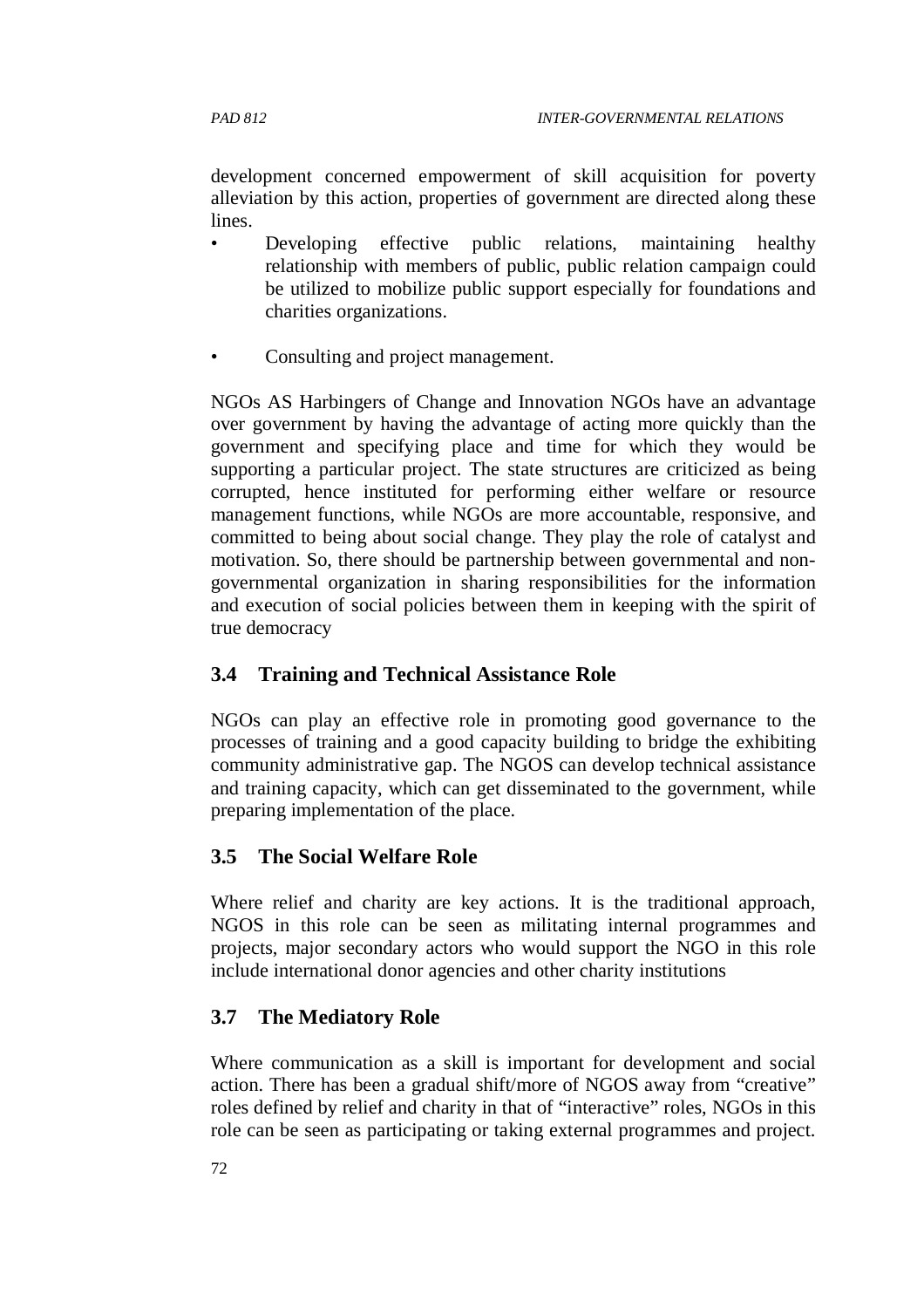development concerned empowerment of skill acquisition for poverty alleviation by this action, properties of government are directed along these lines.

- Developing effective public relations, maintaining healthy relationship with members of public, public relation campaign could be utilized to mobilize public support especially for foundations and charities organizations.

- Consulting and project management.

NGOs AS Harbingers of Change and Innovation NGOs have an advantage over government by having the advantage of acting more quickly than the government and specifying place and time for which they would be supporting a particular project. The state structures are criticized as being corrupted, hence instituted for performing either welfare or resource management functions, while NGOs are more accountable, responsive, and committed to being about social change. They play the role of catalyst and motivation. So, there should be partnership between governmental and non-governmental organization in sharing responsibilities for the information and execution of social policies between them in keeping with the spirit of true democracy

## 3.4 Training and Technical Assistance Role

NGOs can play an effective role in promoting good governance to the processes of training and a good capacity building to bridge the exhibiting community administrative gap. The NGOS can develop technical assistance and training capacity, which can get disseminated to the government, while preparing implementation of the place.

## 3.5 The Social Welfare Role

Where relief and charity are key actions. It is the traditional approach, NGOS in this role can be seen as militating internal programmes and projects, major secondary actors who would support the NGO in this role include international donor agencies and other charity institutions

## 3.7 The Mediatory Role

Where communication as a skill is important for development and social action. There has been a gradual shift/more of NGOS away from "creative" roles defined by relief and charity in that of "interactive" roles, NGOs in this role can be seen as participating or taking external programmes and project.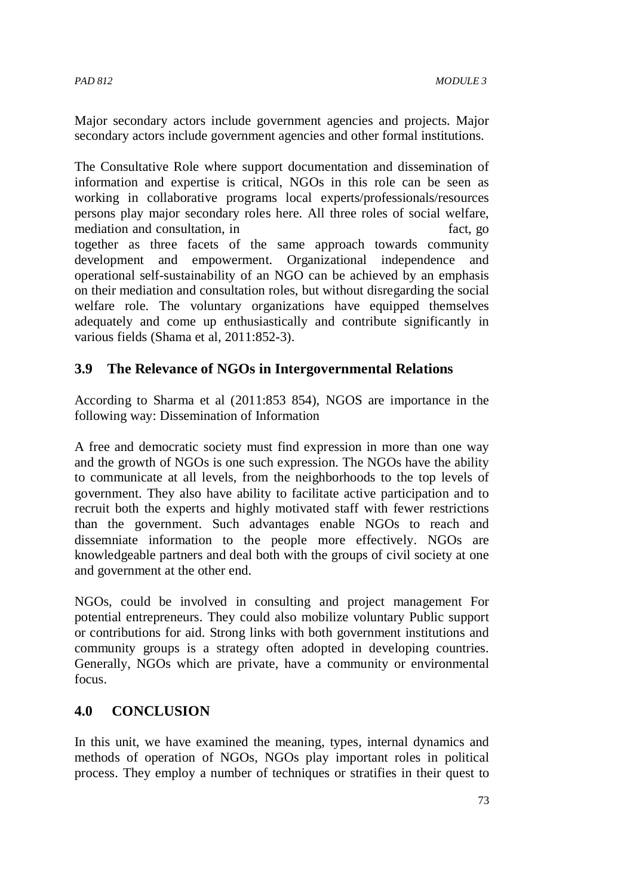Major secondary actors include government agencies and projects. Major secondary actors include government agencies and other formal institutions.

The Consultative Role where support documentation and dissemination of information and expertise is critical, NGOs in this role can be seen as working in collaborative programs local experts/professionals/resources persons play major secondary roles here. All three roles of social welfare, mediation and consultation, in fact, go together as three facets of the same approach towards community development and empowerment. Organizational independence and operational self-sustainability of an NGO can be achieved by an emphasis on their mediation and consultation roles, but without disregarding the social welfare role. The voluntary organizations have equipped themselves adequately and come up enthusiastically and contribute significantly in various fields (Shama et al, 2011:852-3).

## 3.9 The Relevance of NGOs in Intergovernmental Relations

According to Sharma et al (2011:853 854), NGOS are importance in the following way: Dissemination of Information

A free and democratic society must find expression in more than one way and the growth of NGOs is one such expression. The NGOs have the ability to communicate at all levels, from the neighborhoods to the top levels of government. They also have ability to facilitate active participation and to recruit both the experts and highly motivated staff with fewer restrictions than the government. Such advantages enable NGOs to reach and dissemniate information to the people more effectively. NGOs are knowledgeable partners and deal both with the groups of civil society at one and government at the other end.

NGOs, could be involved in consulting and project management For potential entrepreneurs. They could also mobilize voluntary Public support or contributions for aid. Strong links with both government institutions and community groups is a strategy often adopted in developing countries. Generally, NGOs which are private, have a community or environmental focus.

## 4.0 CONCLUSION

In this unit, we have examined the meaning, types, internal dynamics and methods of operation of NGOs, NGOs play important roles in political process. They employ a number of techniques or stratifies in their quest to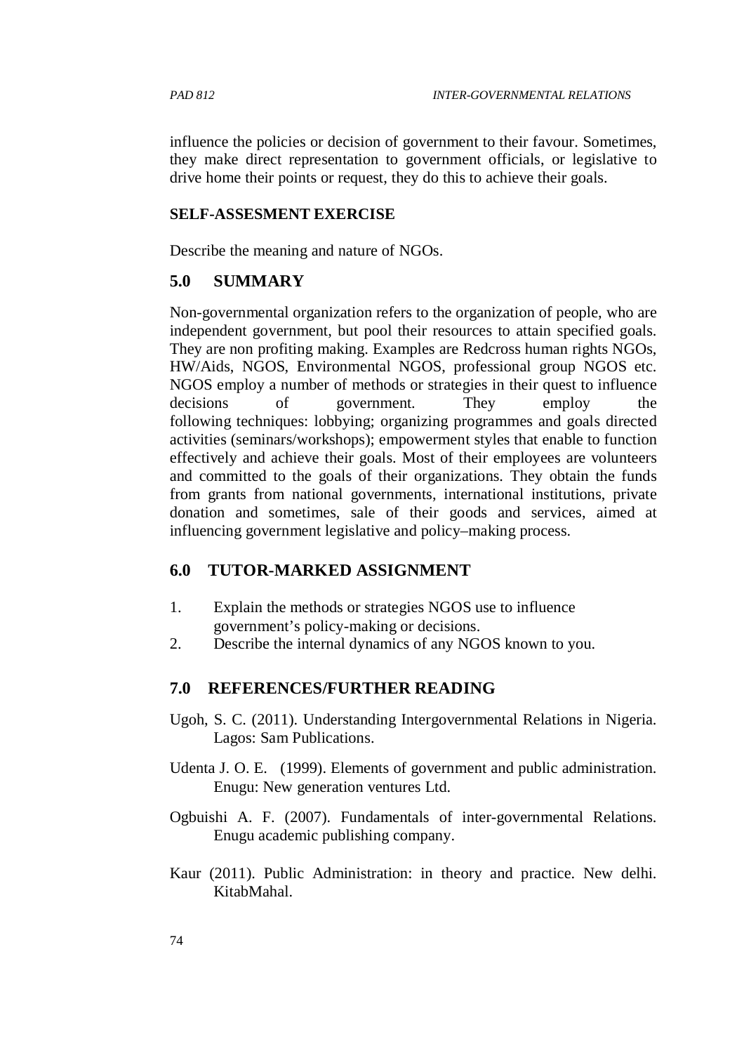influence the policies or decision of government to their favour. Sometimes, they make direct representation to government officials, or legislative to drive home their points or request, they do this to achieve their goals.

**SELF-ASSESMENT EXERCISE**

Describe the meaning and nature of NGOs.

## 5.0 SUMMARY

Non-governmental organization refers to the organization of people, who are independent government, but pool their resources to attain specified goals. They are non profiting making. Examples are Redcross human rights NGOs, HW/Aids, NGOS, Environmental NGOS, professional group NGOS etc. NGOS employ a number of methods or strategies in their quest to influence decisions of government. They employ the following techniques: lobbying; organizing programmes and goals directed activities (seminars/workshops); empowerment styles that enable to function effectively and achieve their goals. Most of their employees are volunteers and committed to the goals of their organizations. They obtain the funds from grants from national governments, international institutions, private donation and sometimes, sale of their goods and services, aimed at influencing government legislative and policy–making process.

## 6.0 TUTOR-MARKED ASSIGNMENT

1. Explain the methods or strategies NGOS use to influence government's policy-making or decisions.
2. Describe the internal dynamics of any NGOS known to you.

## 7.0 REFERENCES/FURTHER READING

Ugoh, S. C. (2011). Understanding Intergovernmental Relations in Nigeria. Lagos: Sam Publications.

Udenta J. O. E. (1999). Elements of government and public administration. Enugu: New generation ventures Ltd.

Ogbuishi A. F. (2007). Fundamentals of inter-governmental Relations. Enugu academic publishing company.

Kaur (2011). Public Administration: in theory and practice. New delhi. KitabMahal.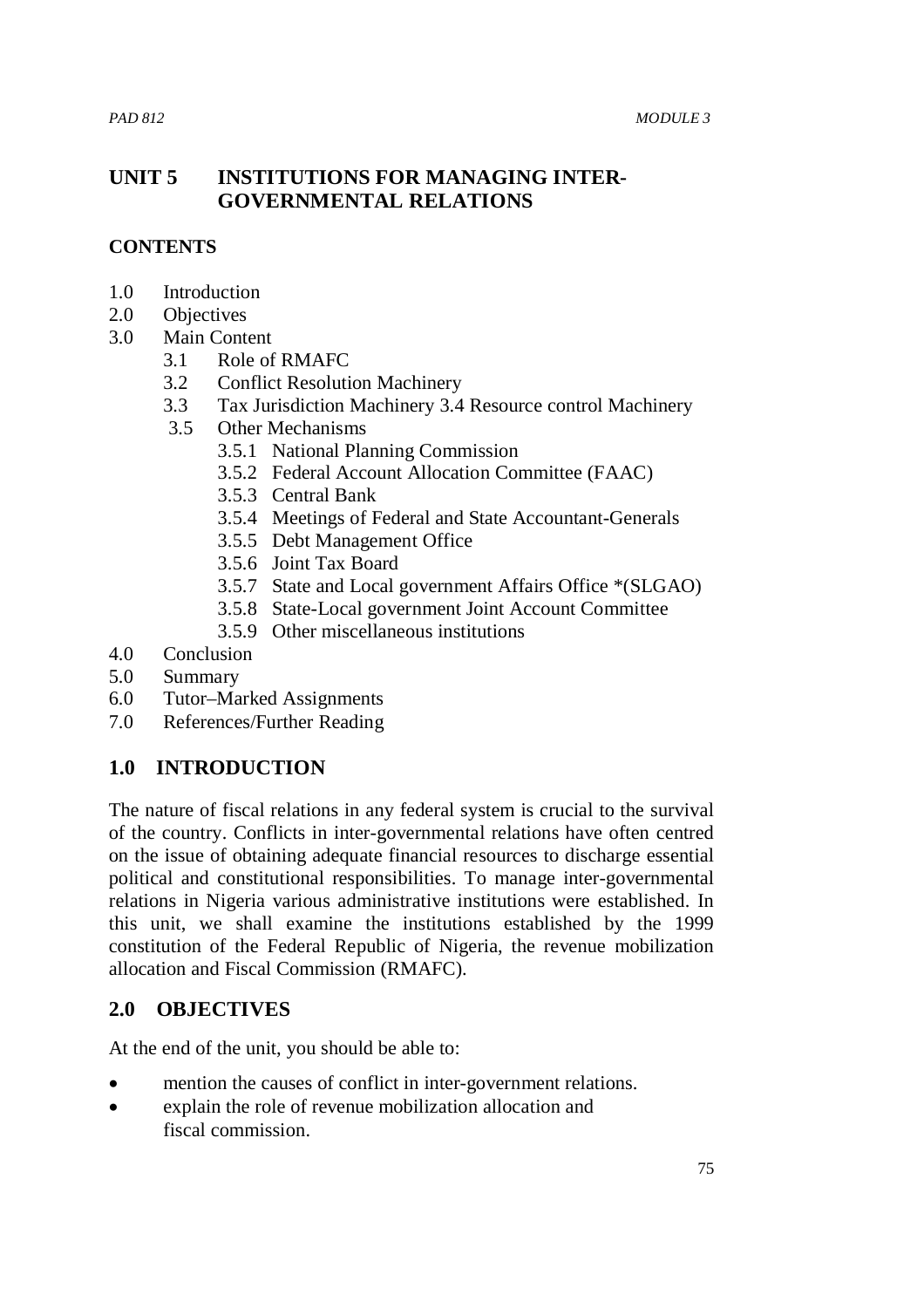# UNIT 5 INSTITUTIONS FOR MANAGING INTER-GOVERNMENTAL RELATIONS

**CONTENTS**

- 1.0 Introduction
- 2.0 Objectives
- 3.0 Main Content
  - 3.1 Role of RMAFC
  - 3.2 Conflict Resolution Machinery
  - 3.3 Tax Jurisdiction Machinery 3.4 Resource control Machinery
  - 3.5 Other Mechanisms
    - 3.5.1 National Planning Commission
    - 3.5.2 Federal Account Allocation Committee (FAAC)
    - 3.5.3 Central Bank
    - 3.5.4 Meetings of Federal and State Accountant-Generals
    - 3.5.5 Debt Management Office
    - 3.5.6 Joint Tax Board
    - 3.5.7 State and Local government Affairs Office *(SLGAO)
    - 3.5.8 State-Local government Joint Account Committee
    - 3.5.9 Other miscellaneous institutions
- 4.0 Conclusion
- 5.0 Summary
- 6.0 Tutor–Marked Assignments
- 7.0 References/Further Reading

## 1.0 INTRODUCTION

The nature of fiscal relations in any federal system is crucial to the survival of the country. Conflicts in inter-governmental relations have often centred on the issue of obtaining adequate financial resources to discharge essential political and constitutional responsibilities. To manage inter-governmental relations in Nigeria various administrative institutions were established. In this unit, we shall examine the institutions established by the 1999 constitution of the Federal Republic of Nigeria, the revenue mobilization allocation and Fiscal Commission (RMAFC).

## 2.0 OBJECTIVES

At the end of the unit, you should be able to:

- mention the causes of conflict in inter-government relations.
- explain the role of revenue mobilization allocation and fiscal commission.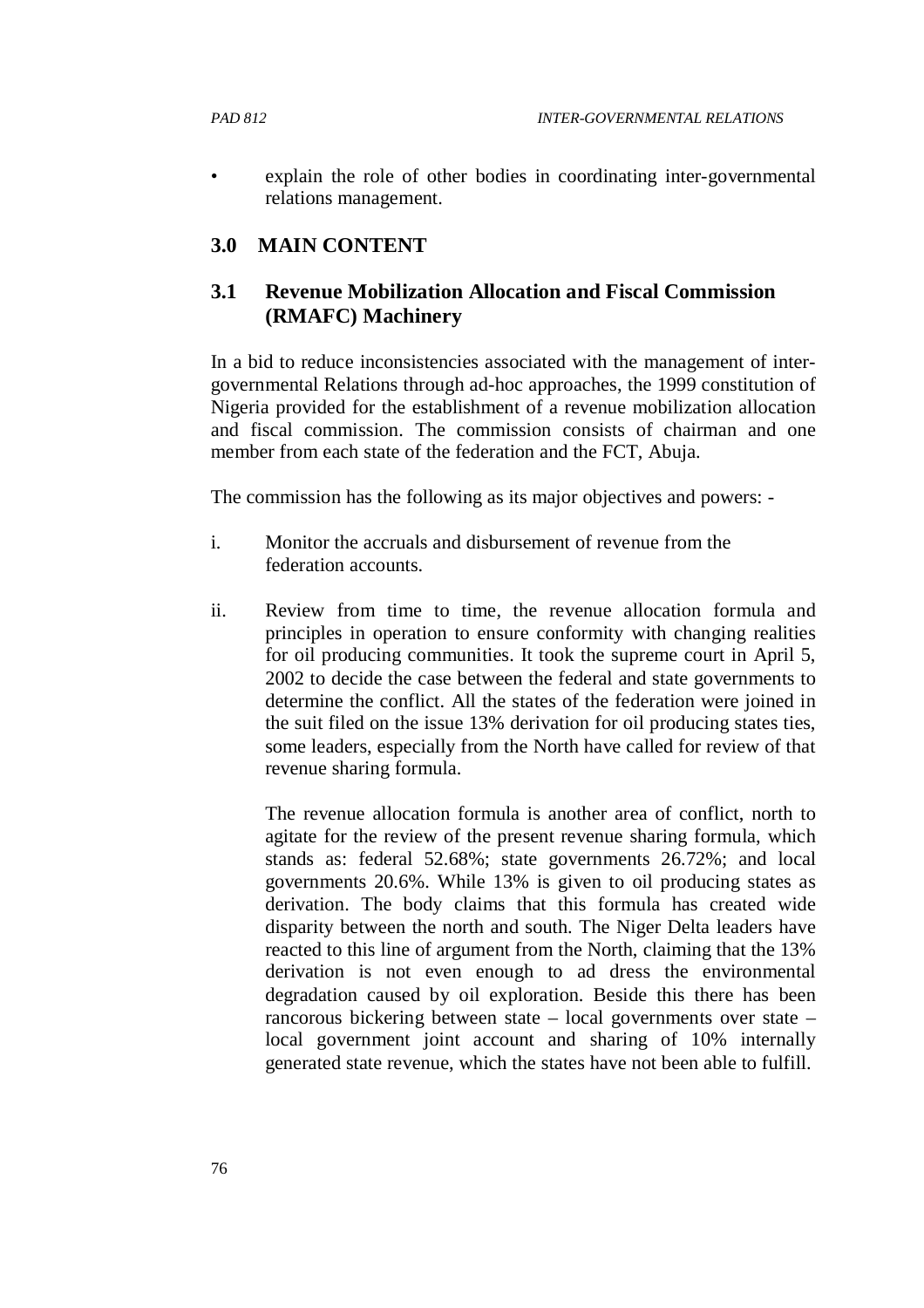- explain the role of other bodies in coordinating inter-governmental relations management.

## 3.0 MAIN CONTENT

### 3.1 Revenue Mobilization Allocation and Fiscal Commission (RMAFC) Machinery

In a bid to reduce inconsistencies associated with the management of inter-governmental Relations through ad-hoc approaches, the 1999 constitution of Nigeria provided for the establishment of a revenue mobilization allocation and fiscal commission. The commission consists of chairman and one member from each state of the federation and the FCT, Abuja.

The commission has the following as its major objectives and powers: -

i. Monitor the accruals and disbursement of revenue from the federation accounts.

ii. Review from time to time, the revenue allocation formula and principles in operation to ensure conformity with changing realities for oil producing communities. It took the supreme court in April 5, 2002 to decide the case between the federal and state governments to determine the conflict. All the states of the federation were joined in the suit filed on the issue 13% derivation for oil producing states ties, some leaders, especially from the North have called for review of that revenue sharing formula.

   The revenue allocation formula is another area of conflict, north to agitate for the review of the present revenue sharing formula, which stands as: federal 52.68%; state governments 26.72%; and local governments 20.6%. While 13% is given to oil producing states as derivation. The body claims that this formula has created wide disparity between the north and south. The Niger Delta leaders have reacted to this line of argument from the North, claiming that the 13% derivation is not even enough to ad dress the environmental degradation caused by oil exploration. Beside this there has been rancorous bickering between state – local governments over state – local government joint account and sharing of 10% internally generated state revenue, which the states have not been able to fulfill.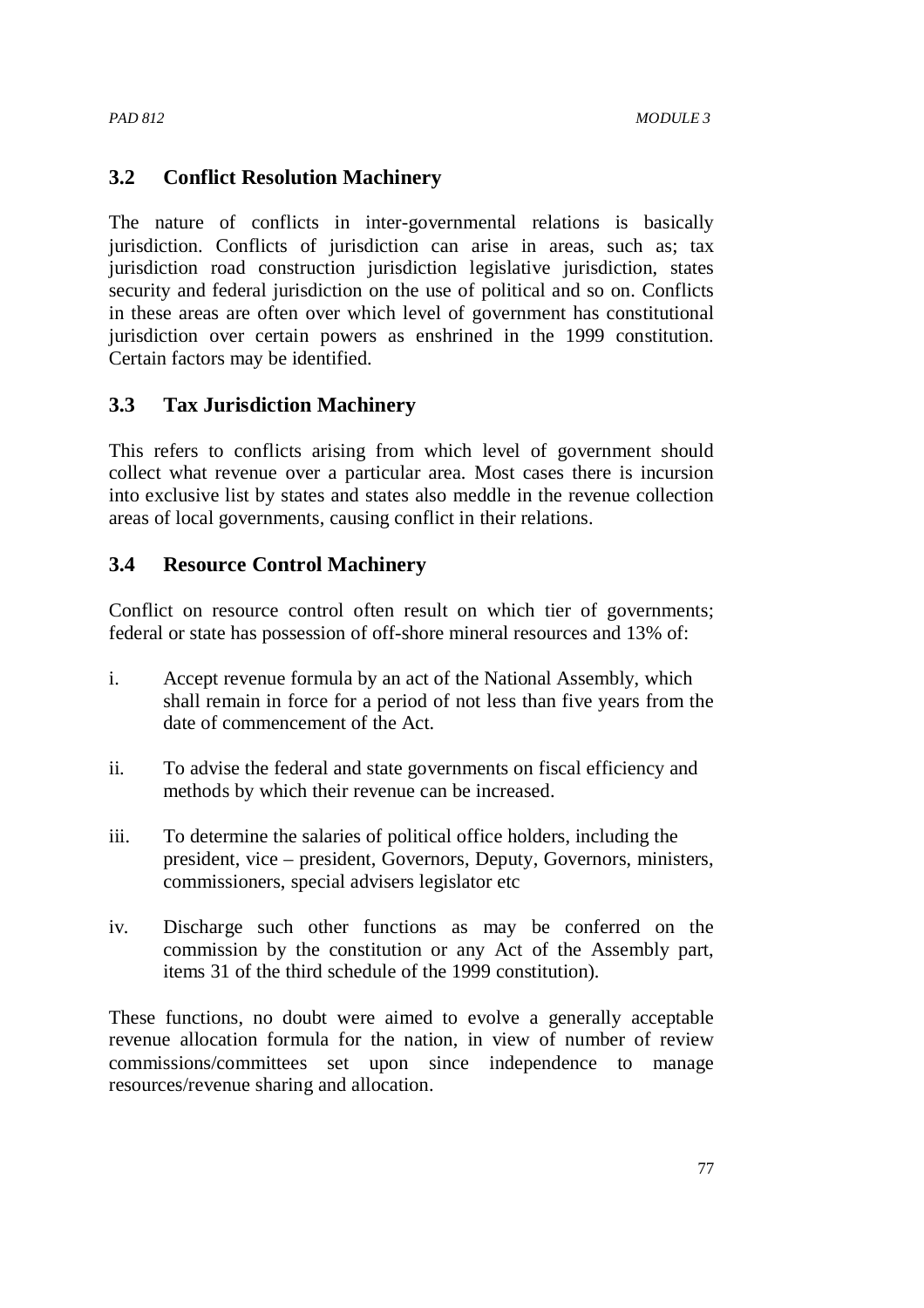## 3.2 Conflict Resolution Machinery

The nature of conflicts in inter-governmental relations is basically jurisdiction. Conflicts of jurisdiction can arise in areas, such as; tax jurisdiction road construction jurisdiction legislative jurisdiction, states security and federal jurisdiction on the use of political and so on. Conflicts in these areas are often over which level of government has constitutional jurisdiction over certain powers as enshrined in the 1999 constitution. Certain factors may be identified.

## 3.3 Tax Jurisdiction Machinery

This refers to conflicts arising from which level of government should collect what revenue over a particular area. Most cases there is incursion into exclusive list by states and states also meddle in the revenue collection areas of local governments, causing conflict in their relations.

## 3.4 Resource Control Machinery

Conflict on resource control often result on which tier of governments; federal or state has possession of off-shore mineral resources and 13% of:

i. Accept revenue formula by an act of the National Assembly, which shall remain in force for a period of not less than five years from the date of commencement of the Act.

ii. To advise the federal and state governments on fiscal efficiency and methods by which their revenue can be increased.

iii. To determine the salaries of political office holders, including the president, vice – president, Governors, Deputy, Governors, ministers, commissioners, special advisers legislator etc

iv. Discharge such other functions as may be conferred on the commission by the constitution or any Act of the Assembly part, items 31 of the third schedule of the 1999 constitution).

These functions, no doubt were aimed to evolve a generally acceptable revenue allocation formula for the nation, in view of number of review commissions/committees set upon since independence to manage resources/revenue sharing and allocation.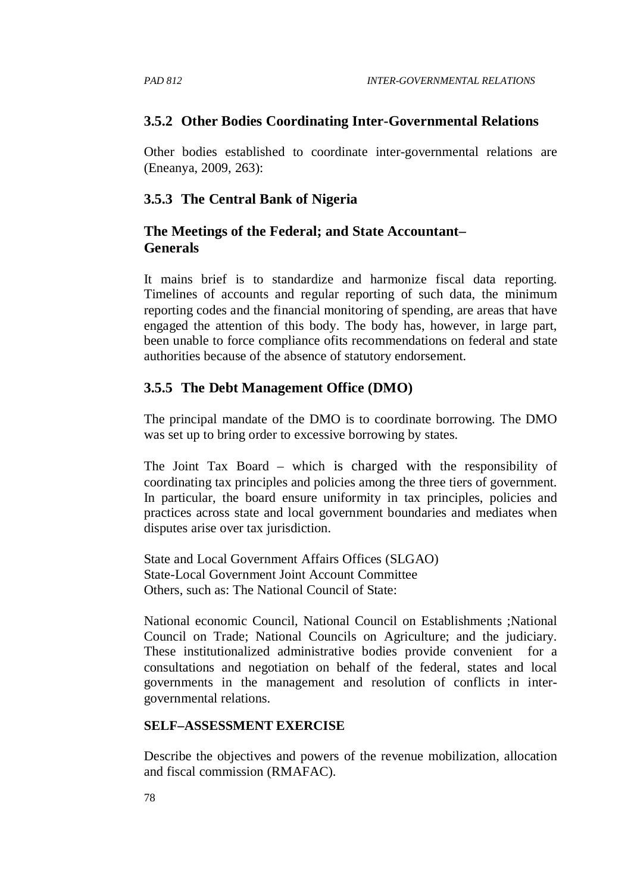### 3.5.2 Other Bodies Coordinating Inter-Governmental Relations

Other bodies established to coordinate inter-governmental relations are (Eneanya, 2009, 263):

### 3.5.3 The Central Bank of Nigeria

### The Meetings of the Federal; and State Accountant–Generals

It mains brief is to standardize and harmonize fiscal data reporting. Timelines of accounts and regular reporting of such data, the minimum reporting codes and the financial monitoring of spending, are areas that have engaged the attention of this body. The body has, however, in large part, been unable to force compliance ofits recommendations on federal and state authorities because of the absence of statutory endorsement.

### 3.5.5 The Debt Management Office (DMO)

The principal mandate of the DMO is to coordinate borrowing. The DMO was set up to bring order to excessive borrowing by states.

The Joint Tax Board – which is charged with the responsibility of coordinating tax principles and policies among the three tiers of government. In particular, the board ensure uniformity in tax principles, policies and practices across state and local government boundaries and mediates when disputes arise over tax jurisdiction.

State and Local Government Affairs Offices (SLGAO)
State-Local Government Joint Account Committee
Others, such as: The National Council of State:

National economic Council, National Council on Establishments ;National Council on Trade; National Councils on Agriculture; and the judiciary. These institutionalized administrative bodies provide convenient for a consultations and negotiation on behalf of the federal, states and local governments in the management and resolution of conflicts in inter-governmental relations.

**SELF–ASSESSMENT EXERCISE**

Describe the objectives and powers of the revenue mobilization, allocation and fiscal commission (RMAFAC).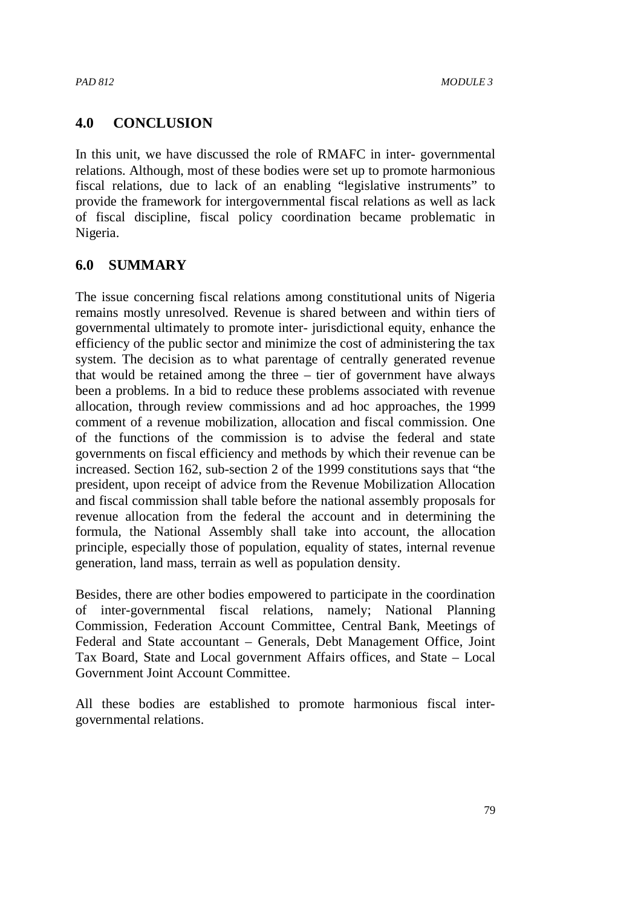## 4.0 CONCLUSION

In this unit, we have discussed the role of RMAFC in inter- governmental relations. Although, most of these bodies were set up to promote harmonious fiscal relations, due to lack of an enabling "legislative instruments" to provide the framework for intergovernmental fiscal relations as well as lack of fiscal discipline, fiscal policy coordination became problematic in Nigeria.

## 6.0 SUMMARY

The issue concerning fiscal relations among constitutional units of Nigeria remains mostly unresolved. Revenue is shared between and within tiers of governmental ultimately to promote inter- jurisdictional equity, enhance the efficiency of the public sector and minimize the cost of administering the tax system. The decision as to what parentage of centrally generated revenue that would be retained among the three – tier of government have always been a problems. In a bid to reduce these problems associated with revenue allocation, through review commissions and ad hoc approaches, the 1999 comment of a revenue mobilization, allocation and fiscal commission. One of the functions of the commission is to advise the federal and state governments on fiscal efficiency and methods by which their revenue can be increased. Section 162, sub-section 2 of the 1999 constitutions says that "the president, upon receipt of advice from the Revenue Mobilization Allocation and fiscal commission shall table before the national assembly proposals for revenue allocation from the federal the account and in determining the formula, the National Assembly shall take into account, the allocation principle, especially those of population, equality of states, internal revenue generation, land mass, terrain as well as population density.

Besides, there are other bodies empowered to participate in the coordination of inter-governmental fiscal relations, namely; National Planning Commission, Federation Account Committee, Central Bank, Meetings of Federal and State accountant – Generals, Debt Management Office, Joint Tax Board, State and Local government Affairs offices, and State – Local Government Joint Account Committee.

All these bodies are established to promote harmonious fiscal inter-governmental relations.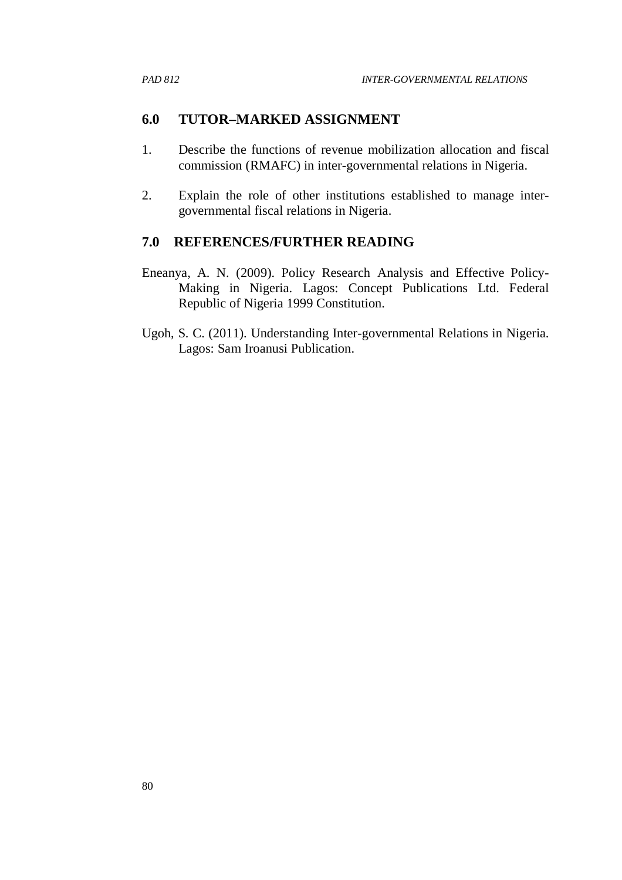## 6.0 TUTOR–MARKED ASSIGNMENT

1. Describe the functions of revenue mobilization allocation and fiscal commission (RMAFC) in inter-governmental relations in Nigeria.

2. Explain the role of other institutions established to manage inter-governmental fiscal relations in Nigeria.

## 7.0 REFERENCES/FURTHER READING

Eneanya, A. N. (2009). Policy Research Analysis and Effective Policy-Making in Nigeria. Lagos: Concept Publications Ltd. Federal Republic of Nigeria 1999 Constitution.

Ugoh, S. C. (2011). Understanding Inter-governmental Relations in Nigeria. Lagos: Sam Iroanusi Publication.